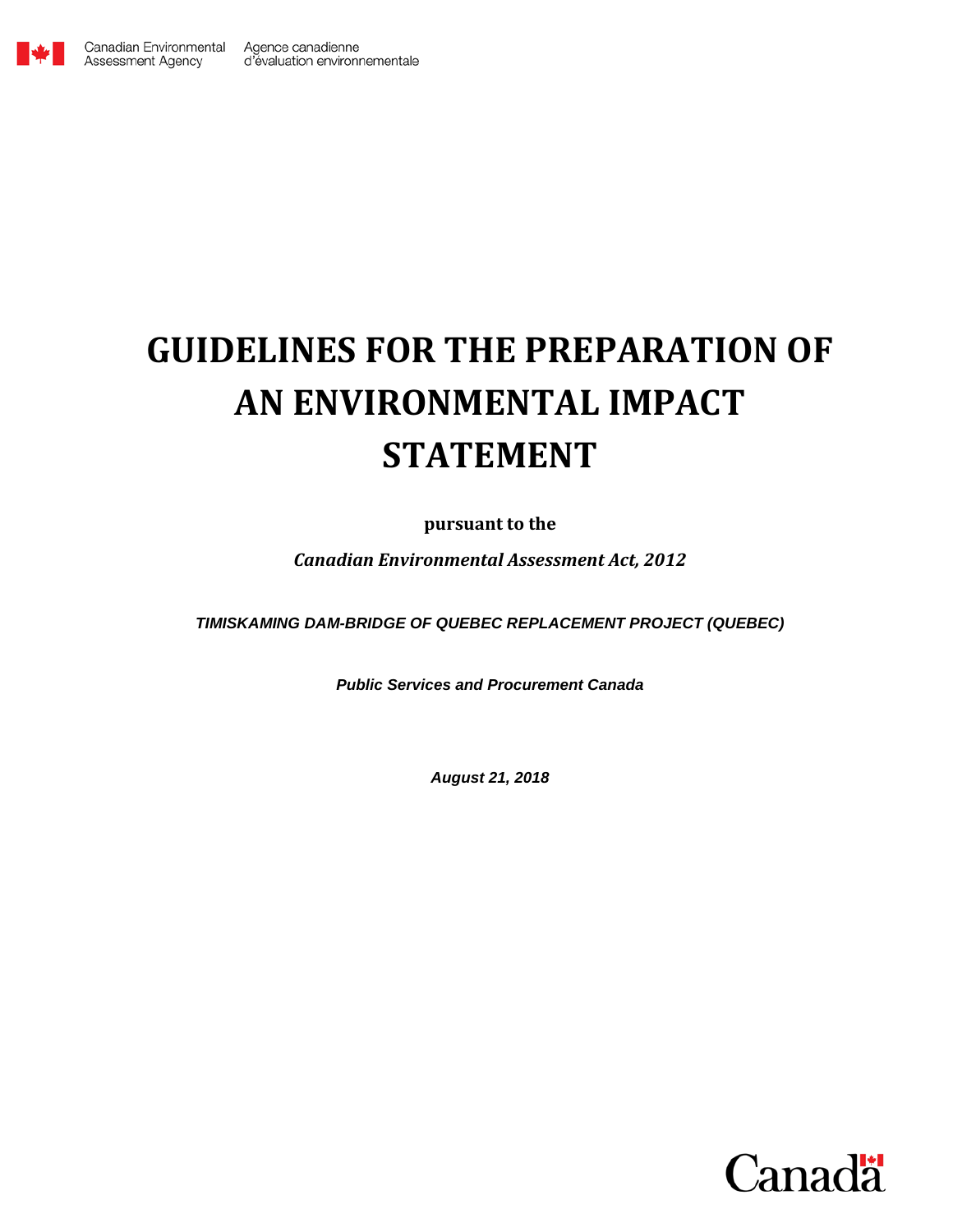Canadian Environmental Assessment Agency | Agence canadienne d'évaluation environnementale

# GUIDELINES FOR THE PREPARATION OF AN ENVIRONMENTAL IMPACT STATEMENT

**pursuant to the**

***Canadian Environmental Assessment Act, 2012***

***TIMISKAMING DAM-BRIDGE OF QUEBEC REPLACEMENT PROJECT (QUEBEC)***

***Public Services and Procurement Canada***

***August 21, 2018***

Canada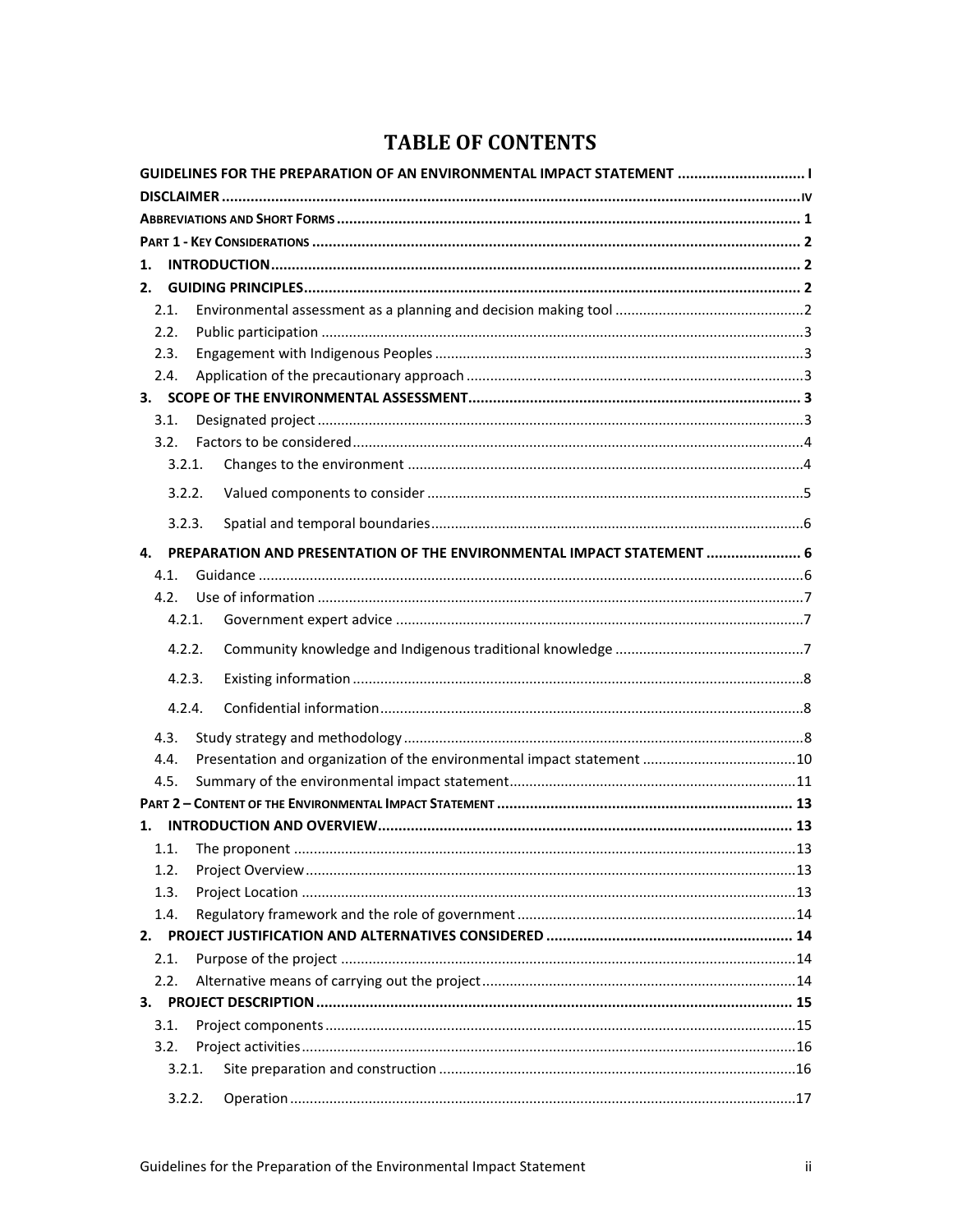# TABLE OF CONTENTS

**GUIDELINES FOR THE PREPARATION OF AN ENVIRONMENTAL IMPACT STATEMENT** .............................. I

**DISCLAIMER** .......................................................................................................................... IV

**ABBREVIATIONS AND SHORT FORMS** .................................................................................... 1

**PART 1 - KEY CONSIDERATIONS** ............................................................................................ 2

**1. INTRODUCTION** ................................................................................................................ 2

**2. GUIDING PRINCIPLES** ....................................................................................................... 2

- 2.1. Environmental assessment as a planning and decision making tool ............................................... 2
- 2.2. Public participation .......................................................................................................... 3
- 2.3. Engagement with Indigenous Peoples ................................................................................. 3
- 2.4. Application of the precautionary approach ......................................................................... 3

**3. SCOPE OF THE ENVIRONMENTAL ASSESSMENT** ............................................................... 3

- 3.1. Designated project ............................................................................................................ 3
- 3.2. Factors to be considered .................................................................................................. 4
  - 3.2.1. Changes to the environment ..................................................................................... 4
  - 3.2.2. Valued components to consider ................................................................................ 5
  - 3.2.3. Spatial and temporal boundaries ............................................................................... 6

**4. PREPARATION AND PRESENTATION OF THE ENVIRONMENTAL IMPACT STATEMENT** ...................... 6

- 4.1. Guidance .......................................................................................................................... 6
- 4.2. Use of information ............................................................................................................ 7
  - 4.2.1. Government expert advice ........................................................................................ 7
  - 4.2.2. Community knowledge and Indigenous traditional knowledge ...................................... 7
  - 4.2.3. Existing information ................................................................................................. 8
  - 4.2.4. Confidential information ........................................................................................... 8
- 4.3. Study strategy and methodology ........................................................................................ 8
- 4.4. Presentation and organization of the environmental impact statement ................................ 10
- 4.5. Summary of the environmental impact statement ............................................................... 11

**PART 2 – CONTENT OF THE ENVIRONMENTAL IMPACT STATEMENT** ........................................ 13

**1. INTRODUCTION AND OVERVIEW** ....................................................................................... 13

- 1.1. The proponent ................................................................................................................ 13
- 1.2. Project Overview ............................................................................................................. 13
- 1.3. Project Location .............................................................................................................. 13
- 1.4. Regulatory framework and the role of government ............................................................ 14

**2. PROJECT JUSTIFICATION AND ALTERNATIVES CONSIDERED** .............................................. 14

- 2.1. Purpose of the project ...................................................................................................... 14
- 2.2. Alternative means of carrying out the project ..................................................................... 14

**3. PROJECT DESCRIPTION** ..................................................................................................... 15

- 3.1. Project components ......................................................................................................... 15
- 3.2. Project activities .............................................................................................................. 16
  - 3.2.1. Site preparation and construction ............................................................................. 16
  - 3.2.2. Operation ................................................................................................................ 17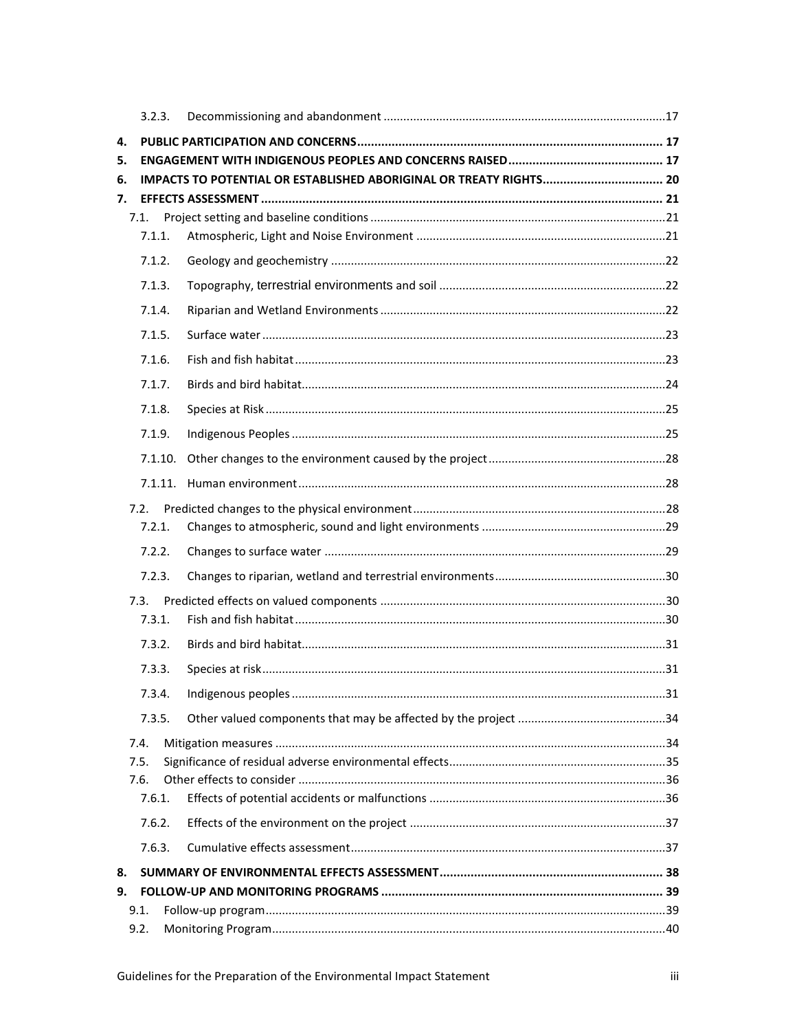3.2.3. Decommissioning and abandonment ....................................................................................17

**4. PUBLIC PARTICIPATION AND CONCERNS........................................................................................ 17**

**5. ENGAGEMENT WITH INDIGENOUS PEOPLES AND CONCERNS RAISED............................................ 17**

**6. IMPACTS TO POTENTIAL OR ESTABLISHED ABORIGINAL OR TREATY RIGHTS.................................. 20**

**7. EFFECTS ASSESSMENT .................................................................................................................... 21**

7.1. Project setting and baseline conditions .........................................................................................21

7.1.1. Atmospheric, Light and Noise Environment ...........................................................................21

7.1.2. Geology and geochemistry ....................................................................................................22

7.1.3. Topography, terrestrial environments and soil ....................................................................22

7.1.4. Riparian and Wetland Environments .....................................................................................22

7.1.5. Surface water .........................................................................................................................23

7.1.6. Fish and fish habitat ...............................................................................................................23

7.1.7. Birds and bird habitat.............................................................................................................24

7.1.8. Species at Risk ........................................................................................................................25

7.1.9. Indigenous Peoples ................................................................................................................25

7.1.10. Other changes to the environment caused by the project ......................................................28

7.1.11. Human environment ..............................................................................................................28

7.2. Predicted changes to the physical environment ............................................................................28

7.2.1. Changes to atmospheric, sound and light environments ........................................................29

7.2.2. Changes to surface water .......................................................................................................29

7.2.3. Changes to riparian, wetland and terrestrial environments....................................................30

7.3. Predicted effects on valued components ......................................................................................30

7.3.1. Fish and fish habitat ...............................................................................................................30

7.3.2. Birds and bird habitat.............................................................................................................31

7.3.3. Species at risk .........................................................................................................................31

7.3.4. Indigenous peoples ................................................................................................................31

7.3.5. Other valued components that may be affected by the project .............................................34

7.4. Mitigation measures ......................................................................................................................34

7.5. Significance of residual adverse environmental effects.................................................................35

7.6. Other effects to consider ..............................................................................................................36

7.6.1. Effects of potential accidents or malfunctions .......................................................................36

7.6.2. Effects of the environment on the project .............................................................................37

7.6.3. Cumulative effects assessment..............................................................................................37

**8. SUMMARY OF ENVIRONMENTAL EFFECTS ASSESSMENT................................................................. 38**

**9. FOLLOW-UP AND MONITORING PROGRAMS .................................................................................. 39**

9.1. Follow-up program.........................................................................................................................39

9.2. Monitoring Program.......................................................................................................................40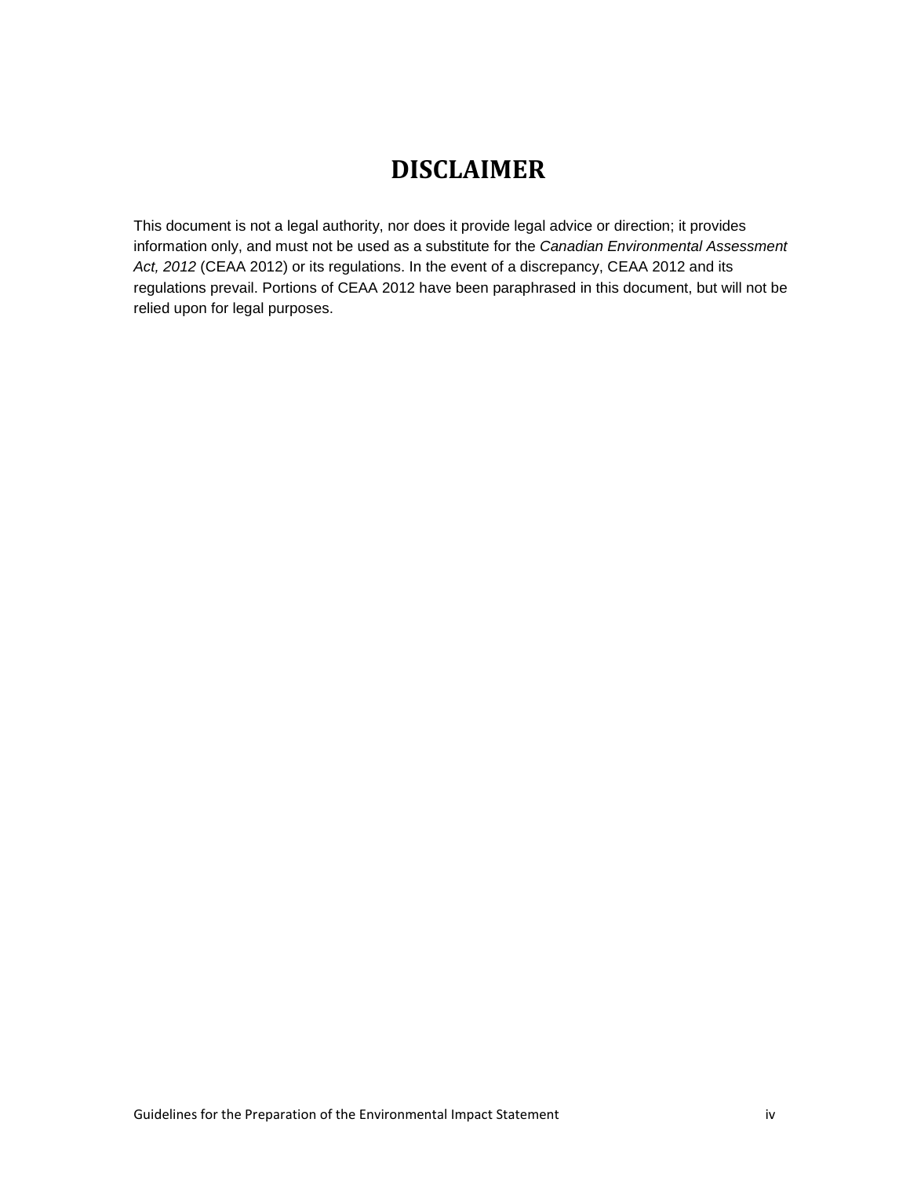# DISCLAIMER

This document is not a legal authority, nor does it provide legal advice or direction; it provides information only, and must not be used as a substitute for the *Canadian Environmental Assessment Act, 2012* (CEAA 2012) or its regulations. In the event of a discrepancy, CEAA 2012 and its regulations prevail. Portions of CEAA 2012 have been paraphrased in this document, but will not be relied upon for legal purposes.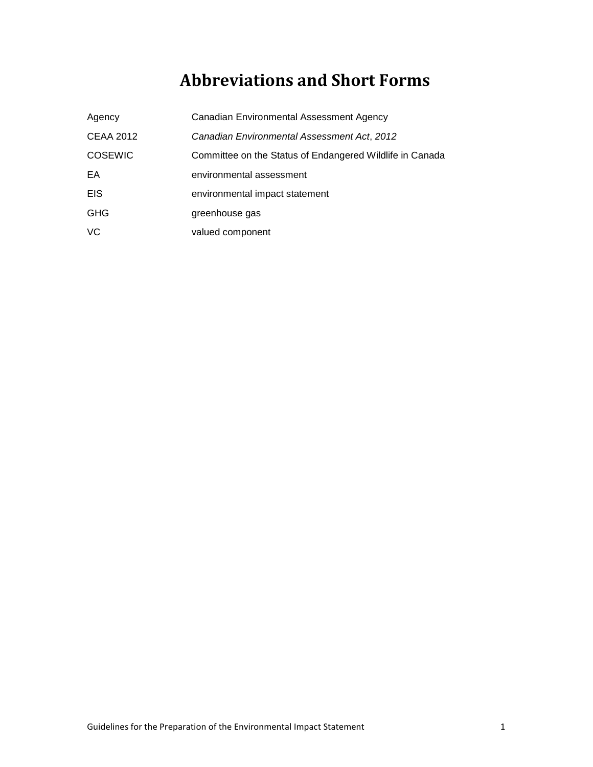# Abbreviations and Short Forms

| | |
|---|---|
| Agency | Canadian Environmental Assessment Agency |
| CEAA 2012 | *Canadian Environmental Assessment Act*, *2012* |
| COSEWIC | Committee on the Status of Endangered Wildlife in Canada |
| EA | environmental assessment |
| EIS | environmental impact statement |
| GHG | greenhouse gas |
| VC | valued component |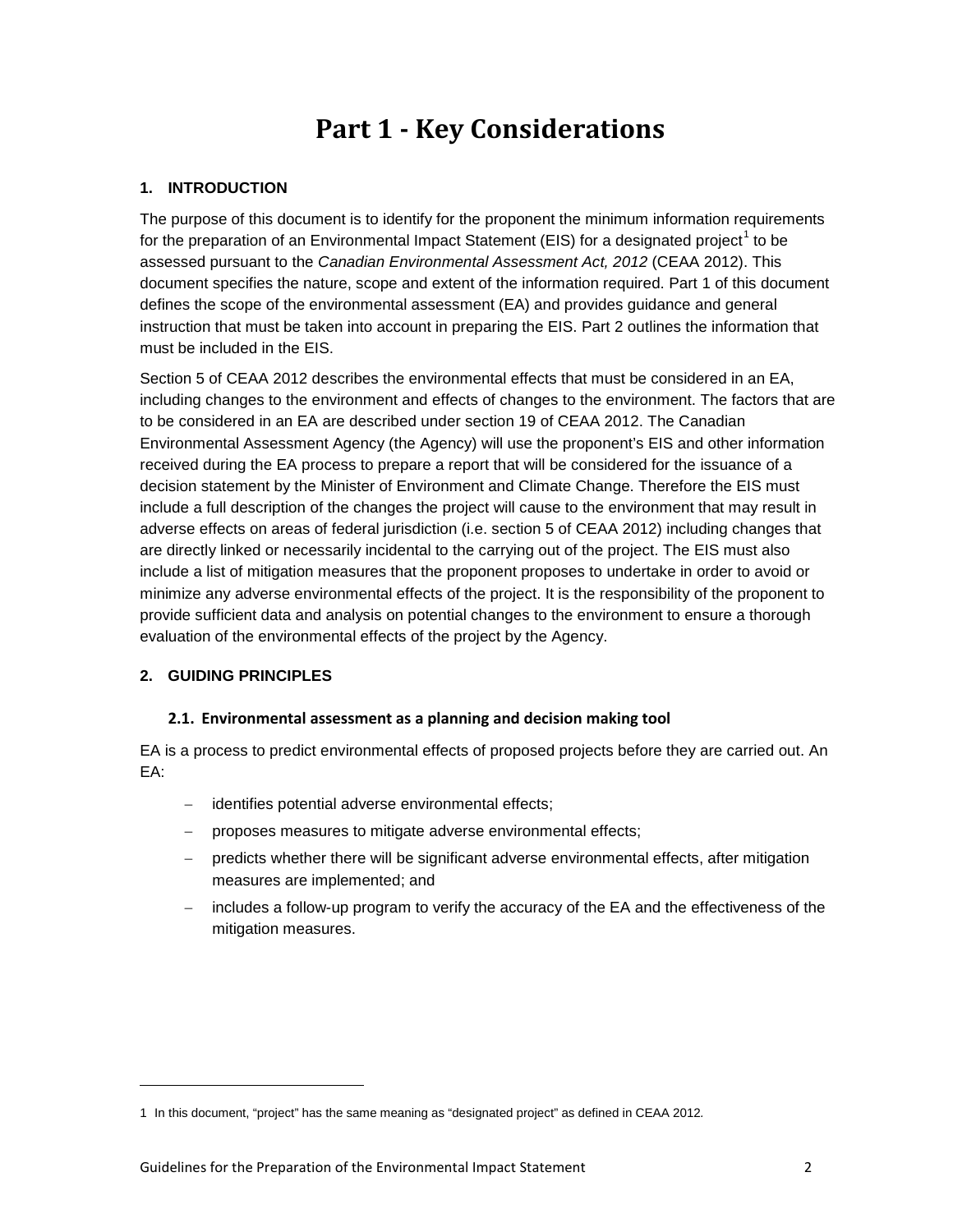# Part 1 - Key Considerations

## 1. INTRODUCTION

The purpose of this document is to identify for the proponent the minimum information requirements for the preparation of an Environmental Impact Statement (EIS) for a designated project[1] to be assessed pursuant to the *Canadian Environmental Assessment Act, 2012* (CEAA 2012). This document specifies the nature, scope and extent of the information required. Part 1 of this document defines the scope of the environmental assessment (EA) and provides guidance and general instruction that must be taken into account in preparing the EIS. Part 2 outlines the information that must be included in the EIS.

Section 5 of CEAA 2012 describes the environmental effects that must be considered in an EA, including changes to the environment and effects of changes to the environment. The factors that are to be considered in an EA are described under section 19 of CEAA 2012. The Canadian Environmental Assessment Agency (the Agency) will use the proponent's EIS and other information received during the EA process to prepare a report that will be considered for the issuance of a decision statement by the Minister of Environment and Climate Change. Therefore the EIS must include a full description of the changes the project will cause to the environment that may result in adverse effects on areas of federal jurisdiction (i.e. section 5 of CEAA 2012) including changes that are directly linked or necessarily incidental to the carrying out of the project. The EIS must also include a list of mitigation measures that the proponent proposes to undertake in order to avoid or minimize any adverse environmental effects of the project. It is the responsibility of the proponent to provide sufficient data and analysis on potential changes to the environment to ensure a thorough evaluation of the environmental effects of the project by the Agency.

## 2. GUIDING PRINCIPLES

### 2.1. Environmental assessment as a planning and decision making tool

EA is a process to predict environmental effects of proposed projects before they are carried out. An EA:

- identifies potential adverse environmental effects;
- proposes measures to mitigate adverse environmental effects;
- predicts whether there will be significant adverse environmental effects, after mitigation measures are implemented; and
- includes a follow-up program to verify the accuracy of the EA and the effectiveness of the mitigation measures.

---

1 In this document, "project" has the same meaning as "designated project" as defined in CEAA 2012.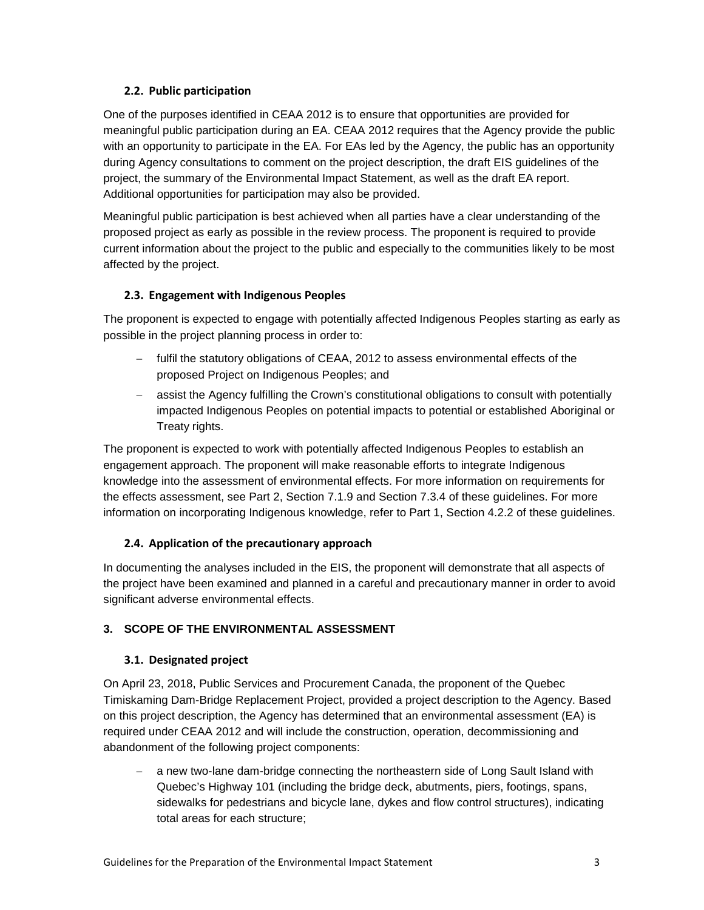### 2.2. Public participation

One of the purposes identified in CEAA 2012 is to ensure that opportunities are provided for meaningful public participation during an EA. CEAA 2012 requires that the Agency provide the public with an opportunity to participate in the EA. For EAs led by the Agency, the public has an opportunity during Agency consultations to comment on the project description, the draft EIS guidelines of the project, the summary of the Environmental Impact Statement, as well as the draft EA report. Additional opportunities for participation may also be provided.

Meaningful public participation is best achieved when all parties have a clear understanding of the proposed project as early as possible in the review process. The proponent is required to provide current information about the project to the public and especially to the communities likely to be most affected by the project.

### 2.3. Engagement with Indigenous Peoples

The proponent is expected to engage with potentially affected Indigenous Peoples starting as early as possible in the project planning process in order to:

- fulfil the statutory obligations of CEAA, 2012 to assess environmental effects of the proposed Project on Indigenous Peoples; and
- assist the Agency fulfilling the Crown's constitutional obligations to consult with potentially impacted Indigenous Peoples on potential impacts to potential or established Aboriginal or Treaty rights.

The proponent is expected to work with potentially affected Indigenous Peoples to establish an engagement approach. The proponent will make reasonable efforts to integrate Indigenous knowledge into the assessment of environmental effects. For more information on requirements for the effects assessment, see Part 2, Section 7.1.9 and Section 7.3.4 of these guidelines. For more information on incorporating Indigenous knowledge, refer to Part 1, Section 4.2.2 of these guidelines.

### 2.4. Application of the precautionary approach

In documenting the analyses included in the EIS, the proponent will demonstrate that all aspects of the project have been examined and planned in a careful and precautionary manner in order to avoid significant adverse environmental effects.

## 3. SCOPE OF THE ENVIRONMENTAL ASSESSMENT

### 3.1. Designated project

On April 23, 2018, Public Services and Procurement Canada, the proponent of the Quebec Timiskaming Dam-Bridge Replacement Project, provided a project description to the Agency. Based on this project description, the Agency has determined that an environmental assessment (EA) is required under CEAA 2012 and will include the construction, operation, decommissioning and abandonment of the following project components:

- a new two-lane dam-bridge connecting the northeastern side of Long Sault Island with Quebec's Highway 101 (including the bridge deck, abutments, piers, footings, spans, sidewalks for pedestrians and bicycle lane, dykes and flow control structures), indicating total areas for each structure;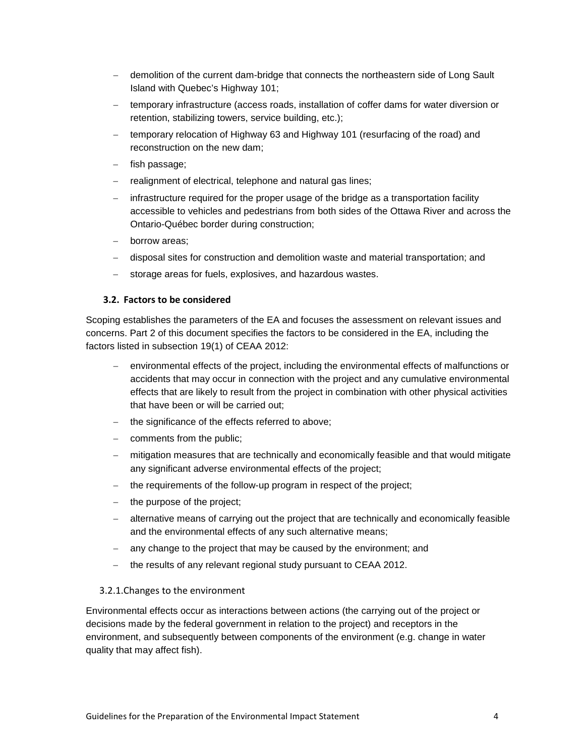- demolition of the current dam-bridge that connects the northeastern side of Long Sault Island with Quebec's Highway 101;
- temporary infrastructure (access roads, installation of coffer dams for water diversion or retention, stabilizing towers, service building, etc.);
- temporary relocation of Highway 63 and Highway 101 (resurfacing of the road) and reconstruction on the new dam;
- fish passage;
- realignment of electrical, telephone and natural gas lines;
- infrastructure required for the proper usage of the bridge as a transportation facility accessible to vehicles and pedestrians from both sides of the Ottawa River and across the Ontario-Québec border during construction;
- borrow areas;
- disposal sites for construction and demolition waste and material transportation; and
- storage areas for fuels, explosives, and hazardous wastes.

### 3.2. Factors to be considered

Scoping establishes the parameters of the EA and focuses the assessment on relevant issues and concerns. Part 2 of this document specifies the factors to be considered in the EA, including the factors listed in subsection 19(1) of CEAA 2012:

- environmental effects of the project, including the environmental effects of malfunctions or accidents that may occur in connection with the project and any cumulative environmental effects that are likely to result from the project in combination with other physical activities that have been or will be carried out;
- the significance of the effects referred to above;
- comments from the public;
- mitigation measures that are technically and economically feasible and that would mitigate any significant adverse environmental effects of the project;
- the requirements of the follow-up program in respect of the project;
- the purpose of the project;
- alternative means of carrying out the project that are technically and economically feasible and the environmental effects of any such alternative means;
- any change to the project that may be caused by the environment; and
- the results of any relevant regional study pursuant to CEAA 2012.

#### 3.2.1. Changes to the environment

Environmental effects occur as interactions between actions (the carrying out of the project or decisions made by the federal government in relation to the project) and receptors in the environment, and subsequently between components of the environment (e.g. change in water quality that may affect fish).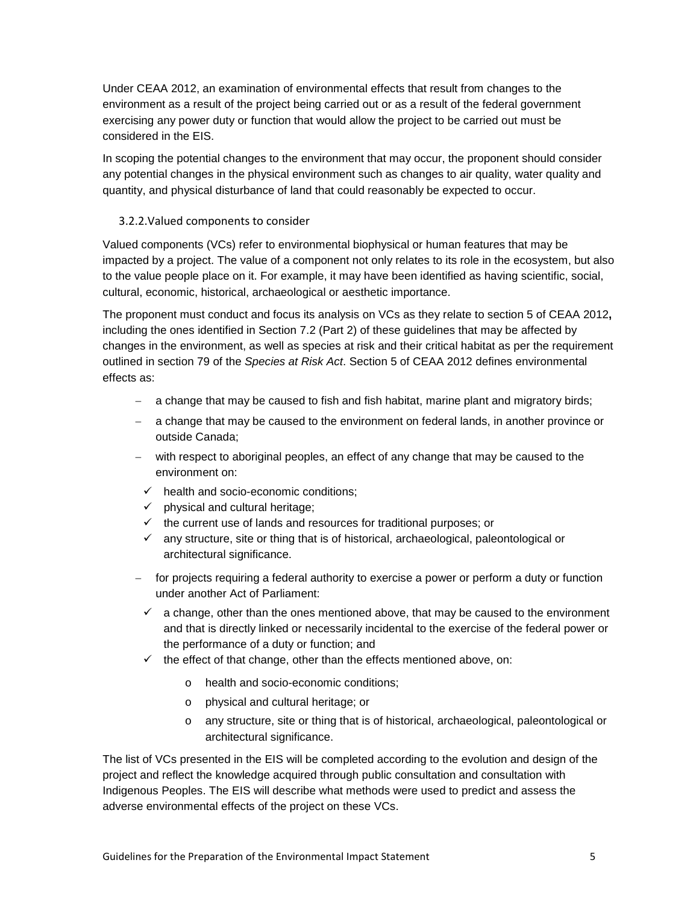Under CEAA 2012, an examination of environmental effects that result from changes to the environment as a result of the project being carried out or as a result of the federal government exercising any power duty or function that would allow the project to be carried out must be considered in the EIS.

In scoping the potential changes to the environment that may occur, the proponent should consider any potential changes in the physical environment such as changes to air quality, water quality and quantity, and physical disturbance of land that could reasonably be expected to occur.

### 3.2.2. Valued components to consider

Valued components (VCs) refer to environmental biophysical or human features that may be impacted by a project. The value of a component not only relates to its role in the ecosystem, but also to the value people place on it. For example, it may have been identified as having scientific, social, cultural, economic, historical, archaeological or aesthetic importance.

The proponent must conduct and focus its analysis on VCs as they relate to section 5 of CEAA 2012**,** including the ones identified in Section 7.2 (Part 2) of these guidelines that may be affected by changes in the environment, as well as species at risk and their critical habitat as per the requirement outlined in section 79 of the *Species at Risk Act*. Section 5 of CEAA 2012 defines environmental effects as:

- a change that may be caused to fish and fish habitat, marine plant and migratory birds;
- a change that may be caused to the environment on federal lands, in another province or outside Canada;
- with respect to aboriginal peoples, an effect of any change that may be caused to the environment on:
  - ✓ health and socio-economic conditions;
  - ✓ physical and cultural heritage;
  - ✓ the current use of lands and resources for traditional purposes; or
  - ✓ any structure, site or thing that is of historical, archaeological, paleontological or architectural significance.
- for projects requiring a federal authority to exercise a power or perform a duty or function under another Act of Parliament:
  - ✓ a change, other than the ones mentioned above, that may be caused to the environment and that is directly linked or necessarily incidental to the exercise of the federal power or the performance of a duty or function; and
  - ✓ the effect of that change, other than the effects mentioned above, on:
    - o health and socio-economic conditions;
    - o physical and cultural heritage; or
    - o any structure, site or thing that is of historical, archaeological, paleontological or architectural significance.

The list of VCs presented in the EIS will be completed according to the evolution and design of the project and reflect the knowledge acquired through public consultation and consultation with Indigenous Peoples. The EIS will describe what methods were used to predict and assess the adverse environmental effects of the project on these VCs.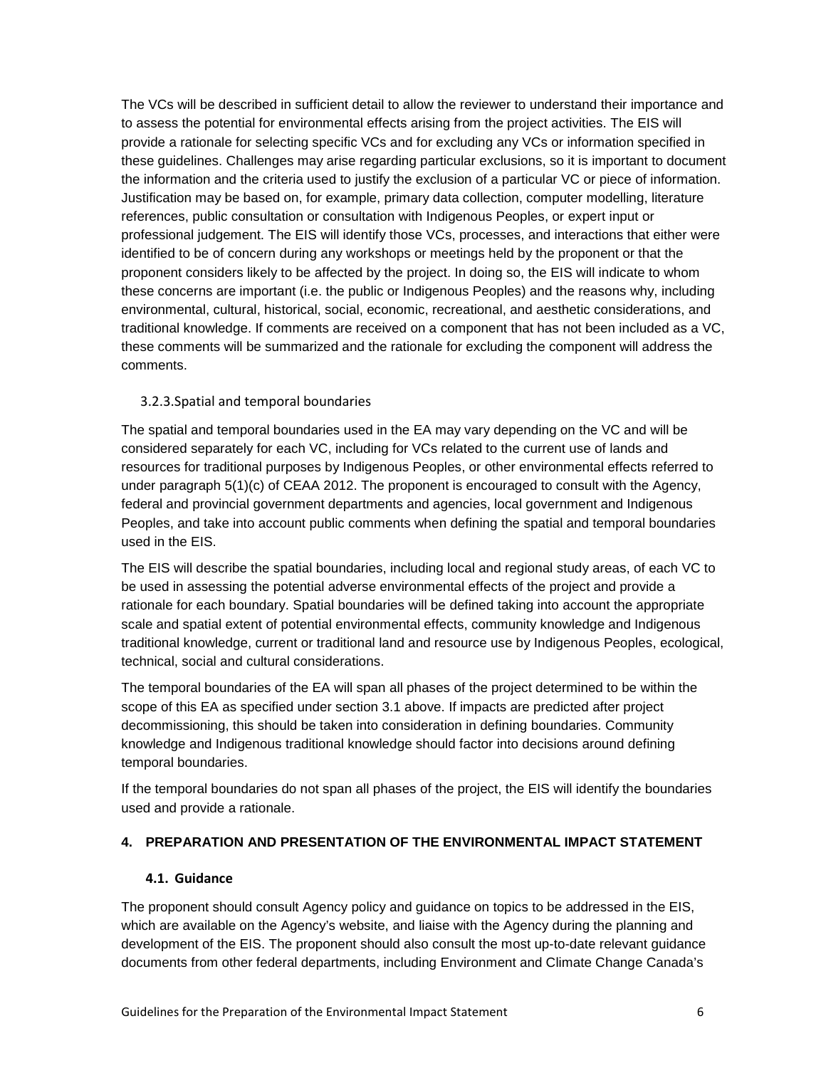The VCs will be described in sufficient detail to allow the reviewer to understand their importance and to assess the potential for environmental effects arising from the project activities. The EIS will provide a rationale for selecting specific VCs and for excluding any VCs or information specified in these guidelines. Challenges may arise regarding particular exclusions, so it is important to document the information and the criteria used to justify the exclusion of a particular VC or piece of information. Justification may be based on, for example, primary data collection, computer modelling, literature references, public consultation or consultation with Indigenous Peoples, or expert input or professional judgement. The EIS will identify those VCs, processes, and interactions that either were identified to be of concern during any workshops or meetings held by the proponent or that the proponent considers likely to be affected by the project. In doing so, the EIS will indicate to whom these concerns are important (i.e. the public or Indigenous Peoples) and the reasons why, including environmental, cultural, historical, social, economic, recreational, and aesthetic considerations, and traditional knowledge. If comments are received on a component that has not been included as a VC, these comments will be summarized and the rationale for excluding the component will address the comments.

### 3.2.3. Spatial and temporal boundaries

The spatial and temporal boundaries used in the EA may vary depending on the VC and will be considered separately for each VC, including for VCs related to the current use of lands and resources for traditional purposes by Indigenous Peoples, or other environmental effects referred to under paragraph 5(1)(c) of CEAA 2012. The proponent is encouraged to consult with the Agency, federal and provincial government departments and agencies, local government and Indigenous Peoples, and take into account public comments when defining the spatial and temporal boundaries used in the EIS.

The EIS will describe the spatial boundaries, including local and regional study areas, of each VC to be used in assessing the potential adverse environmental effects of the project and provide a rationale for each boundary. Spatial boundaries will be defined taking into account the appropriate scale and spatial extent of potential environmental effects, community knowledge and Indigenous traditional knowledge, current or traditional land and resource use by Indigenous Peoples, ecological, technical, social and cultural considerations.

The temporal boundaries of the EA will span all phases of the project determined to be within the scope of this EA as specified under section 3.1 above. If impacts are predicted after project decommissioning, this should be taken into consideration in defining boundaries. Community knowledge and Indigenous traditional knowledge should factor into decisions around defining temporal boundaries.

If the temporal boundaries do not span all phases of the project, the EIS will identify the boundaries used and provide a rationale.

## 4. PREPARATION AND PRESENTATION OF THE ENVIRONMENTAL IMPACT STATEMENT

### 4.1. Guidance

The proponent should consult Agency policy and guidance on topics to be addressed in the EIS, which are available on the Agency's website, and liaise with the Agency during the planning and development of the EIS. The proponent should also consult the most up-to-date relevant guidance documents from other federal departments, including Environment and Climate Change Canada's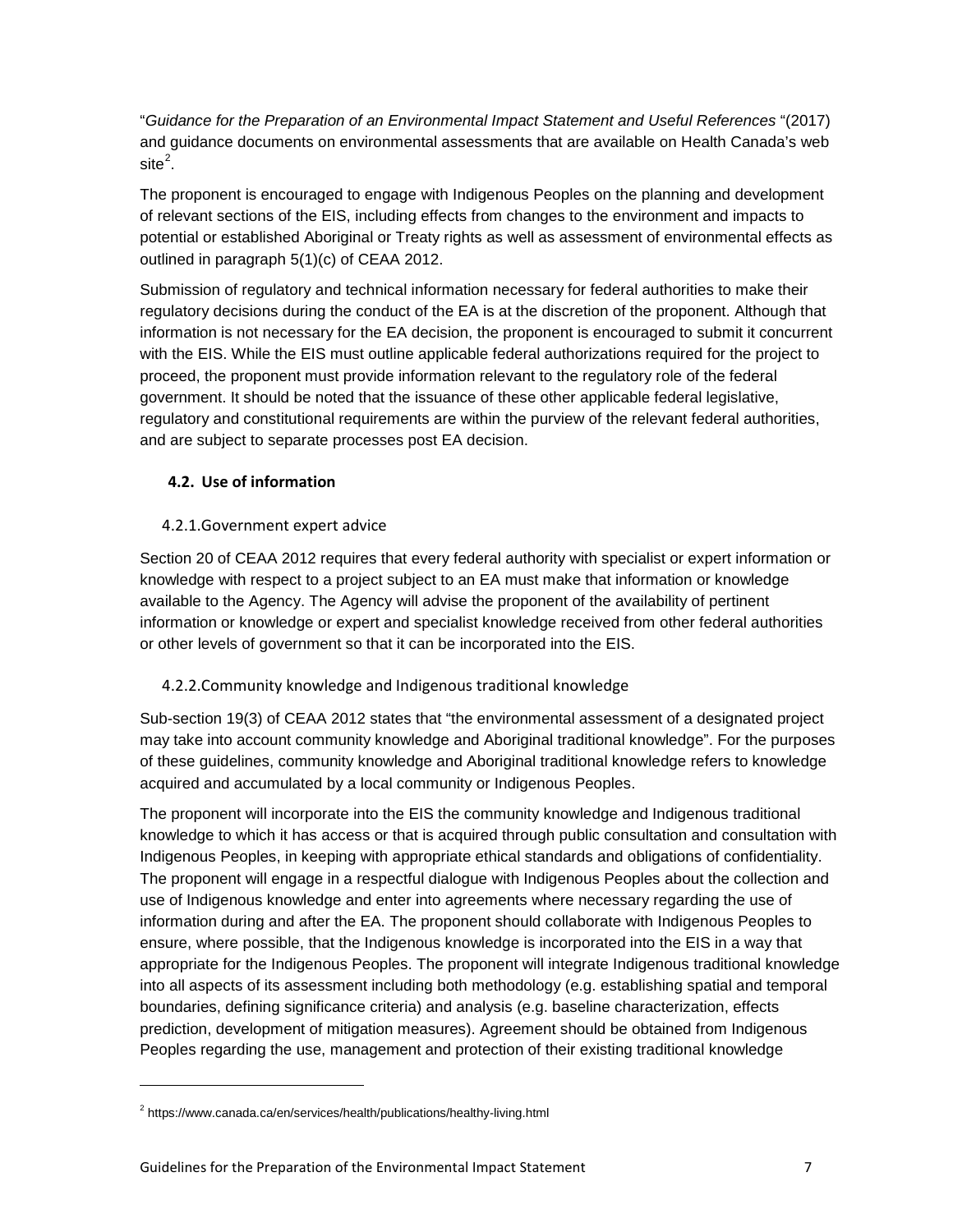"*Guidance for the Preparation of an Environmental Impact Statement and Useful References* "(2017) and guidance documents on environmental assessments that are available on Health Canada's web site[2].

The proponent is encouraged to engage with Indigenous Peoples on the planning and development of relevant sections of the EIS, including effects from changes to the environment and impacts to potential or established Aboriginal or Treaty rights as well as assessment of environmental effects as outlined in paragraph 5(1)(c) of CEAA 2012.

Submission of regulatory and technical information necessary for federal authorities to make their regulatory decisions during the conduct of the EA is at the discretion of the proponent. Although that information is not necessary for the EA decision, the proponent is encouraged to submit it concurrent with the EIS. While the EIS must outline applicable federal authorizations required for the project to proceed, the proponent must provide information relevant to the regulatory role of the federal government. It should be noted that the issuance of these other applicable federal legislative, regulatory and constitutional requirements are within the purview of the relevant federal authorities, and are subject to separate processes post EA decision.

## 4.2. Use of information

### 4.2.1. Government expert advice

Section 20 of CEAA 2012 requires that every federal authority with specialist or expert information or knowledge with respect to a project subject to an EA must make that information or knowledge available to the Agency. The Agency will advise the proponent of the availability of pertinent information or knowledge or expert and specialist knowledge received from other federal authorities or other levels of government so that it can be incorporated into the EIS.

### 4.2.2. Community knowledge and Indigenous traditional knowledge

Sub-section 19(3) of CEAA 2012 states that "the environmental assessment of a designated project may take into account community knowledge and Aboriginal traditional knowledge". For the purposes of these guidelines, community knowledge and Aboriginal traditional knowledge refers to knowledge acquired and accumulated by a local community or Indigenous Peoples.

The proponent will incorporate into the EIS the community knowledge and Indigenous traditional knowledge to which it has access or that is acquired through public consultation and consultation with Indigenous Peoples, in keeping with appropriate ethical standards and obligations of confidentiality. The proponent will engage in a respectful dialogue with Indigenous Peoples about the collection and use of Indigenous knowledge and enter into agreements where necessary regarding the use of information during and after the EA. The proponent should collaborate with Indigenous Peoples to ensure, where possible, that the Indigenous knowledge is incorporated into the EIS in a way that appropriate for the Indigenous Peoples. The proponent will integrate Indigenous traditional knowledge into all aspects of its assessment including both methodology (e.g. establishing spatial and temporal boundaries, defining significance criteria) and analysis (e.g. baseline characterization, effects prediction, development of mitigation measures). Agreement should be obtained from Indigenous Peoples regarding the use, management and protection of their existing traditional knowledge

---

[2] https://www.canada.ca/en/services/health/publications/healthy-living.html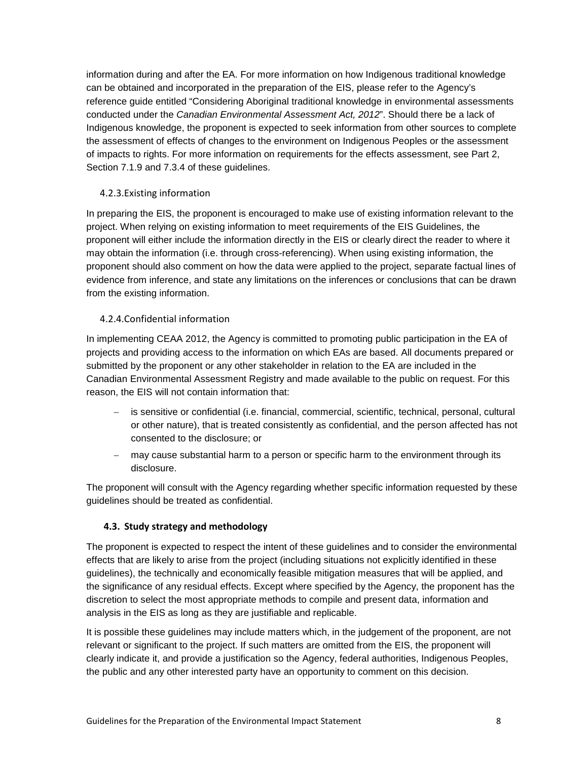information during and after the EA. For more information on how Indigenous traditional knowledge can be obtained and incorporated in the preparation of the EIS, please refer to the Agency's reference guide entitled "Considering Aboriginal traditional knowledge in environmental assessments conducted under the *Canadian Environmental Assessment Act, 2012*". Should there be a lack of Indigenous knowledge, the proponent is expected to seek information from other sources to complete the assessment of effects of changes to the environment on Indigenous Peoples or the assessment of impacts to rights. For more information on requirements for the effects assessment, see Part 2, Section 7.1.9 and 7.3.4 of these guidelines.

#### 4.2.3. Existing information

In preparing the EIS, the proponent is encouraged to make use of existing information relevant to the project. When relying on existing information to meet requirements of the EIS Guidelines, the proponent will either include the information directly in the EIS or clearly direct the reader to where it may obtain the information (i.e. through cross-referencing). When using existing information, the proponent should also comment on how the data were applied to the project, separate factual lines of evidence from inference, and state any limitations on the inferences or conclusions that can be drawn from the existing information.

#### 4.2.4. Confidential information

In implementing CEAA 2012, the Agency is committed to promoting public participation in the EA of projects and providing access to the information on which EAs are based. All documents prepared or submitted by the proponent or any other stakeholder in relation to the EA are included in the Canadian Environmental Assessment Registry and made available to the public on request. For this reason, the EIS will not contain information that:

- is sensitive or confidential (i.e. financial, commercial, scientific, technical, personal, cultural or other nature), that is treated consistently as confidential, and the person affected has not consented to the disclosure; or
- may cause substantial harm to a person or specific harm to the environment through its disclosure.

The proponent will consult with the Agency regarding whether specific information requested by these guidelines should be treated as confidential.

### 4.3. Study strategy and methodology

The proponent is expected to respect the intent of these guidelines and to consider the environmental effects that are likely to arise from the project (including situations not explicitly identified in these guidelines), the technically and economically feasible mitigation measures that will be applied, and the significance of any residual effects. Except where specified by the Agency, the proponent has the discretion to select the most appropriate methods to compile and present data, information and analysis in the EIS as long as they are justifiable and replicable.

It is possible these guidelines may include matters which, in the judgement of the proponent, are not relevant or significant to the project. If such matters are omitted from the EIS, the proponent will clearly indicate it, and provide a justification so the Agency, federal authorities, Indigenous Peoples, the public and any other interested party have an opportunity to comment on this decision.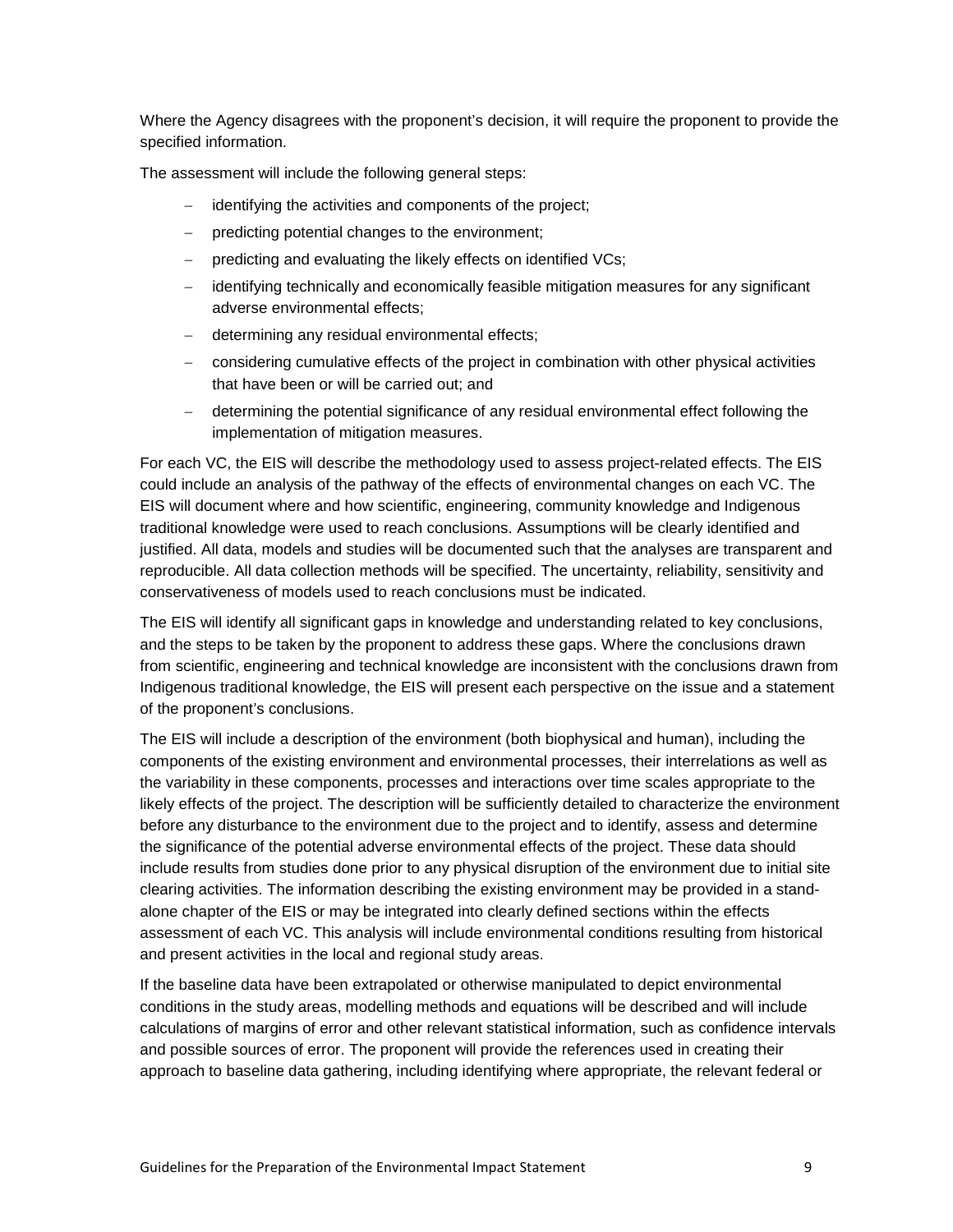Where the Agency disagrees with the proponent's decision, it will require the proponent to provide the specified information.

The assessment will include the following general steps:

- identifying the activities and components of the project;
- predicting potential changes to the environment;
- predicting and evaluating the likely effects on identified VCs;
- identifying technically and economically feasible mitigation measures for any significant adverse environmental effects;
- determining any residual environmental effects;
- considering cumulative effects of the project in combination with other physical activities that have been or will be carried out; and
- determining the potential significance of any residual environmental effect following the implementation of mitigation measures.

For each VC, the EIS will describe the methodology used to assess project-related effects. The EIS could include an analysis of the pathway of the effects of environmental changes on each VC. The EIS will document where and how scientific, engineering, community knowledge and Indigenous traditional knowledge were used to reach conclusions. Assumptions will be clearly identified and justified. All data, models and studies will be documented such that the analyses are transparent and reproducible. All data collection methods will be specified. The uncertainty, reliability, sensitivity and conservativeness of models used to reach conclusions must be indicated.

The EIS will identify all significant gaps in knowledge and understanding related to key conclusions, and the steps to be taken by the proponent to address these gaps. Where the conclusions drawn from scientific, engineering and technical knowledge are inconsistent with the conclusions drawn from Indigenous traditional knowledge, the EIS will present each perspective on the issue and a statement of the proponent's conclusions.

The EIS will include a description of the environment (both biophysical and human), including the components of the existing environment and environmental processes, their interrelations as well as the variability in these components, processes and interactions over time scales appropriate to the likely effects of the project. The description will be sufficiently detailed to characterize the environment before any disturbance to the environment due to the project and to identify, assess and determine the significance of the potential adverse environmental effects of the project. These data should include results from studies done prior to any physical disruption of the environment due to initial site clearing activities. The information describing the existing environment may be provided in a stand-alone chapter of the EIS or may be integrated into clearly defined sections within the effects assessment of each VC. This analysis will include environmental conditions resulting from historical and present activities in the local and regional study areas.

If the baseline data have been extrapolated or otherwise manipulated to depict environmental conditions in the study areas, modelling methods and equations will be described and will include calculations of margins of error and other relevant statistical information, such as confidence intervals and possible sources of error. The proponent will provide the references used in creating their approach to baseline data gathering, including identifying where appropriate, the relevant federal or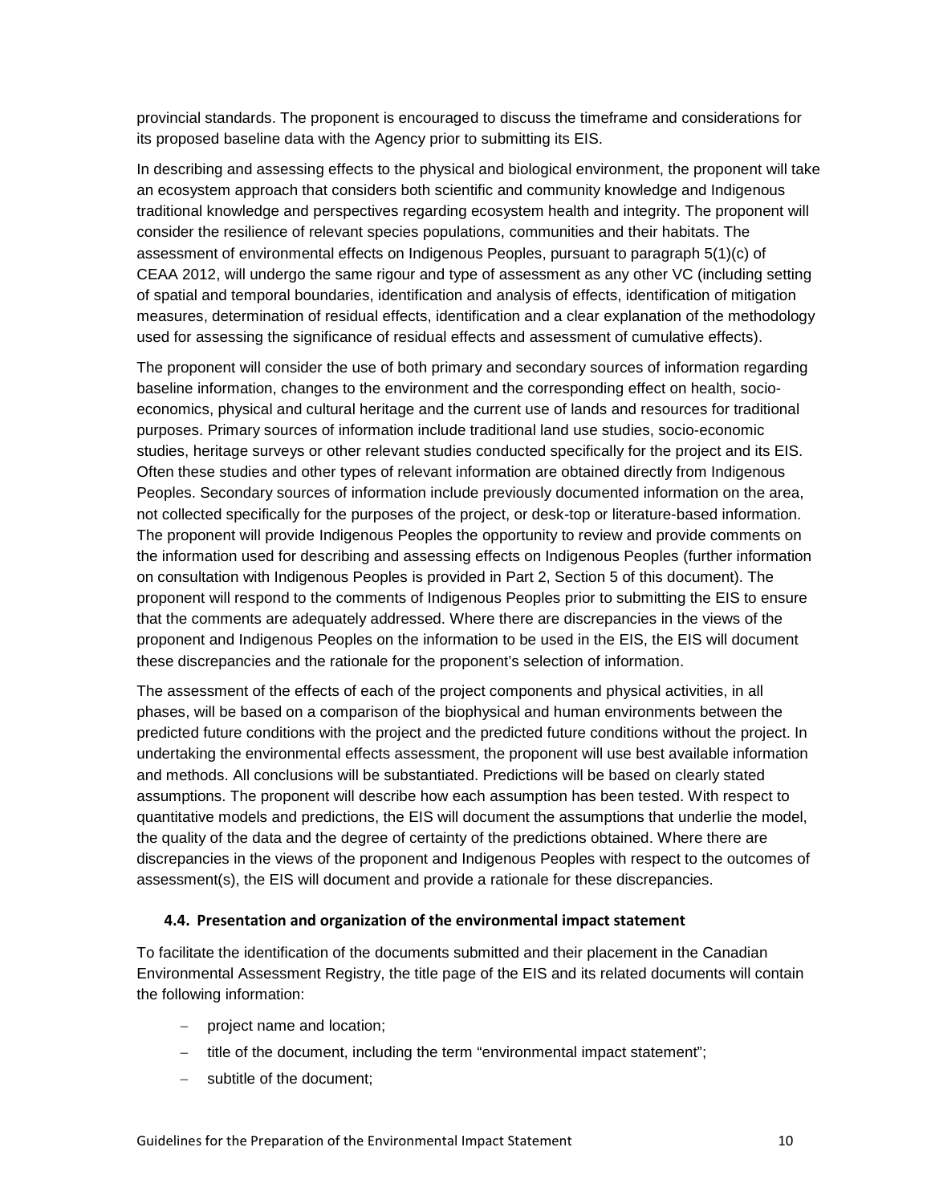provincial standards. The proponent is encouraged to discuss the timeframe and considerations for its proposed baseline data with the Agency prior to submitting its EIS.

In describing and assessing effects to the physical and biological environment, the proponent will take an ecosystem approach that considers both scientific and community knowledge and Indigenous traditional knowledge and perspectives regarding ecosystem health and integrity. The proponent will consider the resilience of relevant species populations, communities and their habitats. The assessment of environmental effects on Indigenous Peoples, pursuant to paragraph 5(1)(c) of CEAA 2012, will undergo the same rigour and type of assessment as any other VC (including setting of spatial and temporal boundaries, identification and analysis of effects, identification of mitigation measures, determination of residual effects, identification and a clear explanation of the methodology used for assessing the significance of residual effects and assessment of cumulative effects).

The proponent will consider the use of both primary and secondary sources of information regarding baseline information, changes to the environment and the corresponding effect on health, socio-economics, physical and cultural heritage and the current use of lands and resources for traditional purposes. Primary sources of information include traditional land use studies, socio-economic studies, heritage surveys or other relevant studies conducted specifically for the project and its EIS. Often these studies and other types of relevant information are obtained directly from Indigenous Peoples. Secondary sources of information include previously documented information on the area, not collected specifically for the purposes of the project, or desk-top or literature-based information. The proponent will provide Indigenous Peoples the opportunity to review and provide comments on the information used for describing and assessing effects on Indigenous Peoples (further information on consultation with Indigenous Peoples is provided in Part 2, Section 5 of this document). The proponent will respond to the comments of Indigenous Peoples prior to submitting the EIS to ensure that the comments are adequately addressed. Where there are discrepancies in the views of the proponent and Indigenous Peoples on the information to be used in the EIS, the EIS will document these discrepancies and the rationale for the proponent's selection of information.

The assessment of the effects of each of the project components and physical activities, in all phases, will be based on a comparison of the biophysical and human environments between the predicted future conditions with the project and the predicted future conditions without the project. In undertaking the environmental effects assessment, the proponent will use best available information and methods. All conclusions will be substantiated. Predictions will be based on clearly stated assumptions. The proponent will describe how each assumption has been tested. With respect to quantitative models and predictions, the EIS will document the assumptions that underlie the model, the quality of the data and the degree of certainty of the predictions obtained. Where there are discrepancies in the views of the proponent and Indigenous Peoples with respect to the outcomes of assessment(s), the EIS will document and provide a rationale for these discrepancies.

### 4.4. Presentation and organization of the environmental impact statement

To facilitate the identification of the documents submitted and their placement in the Canadian Environmental Assessment Registry, the title page of the EIS and its related documents will contain the following information:

- project name and location;
- title of the document, including the term "environmental impact statement";
- subtitle of the document;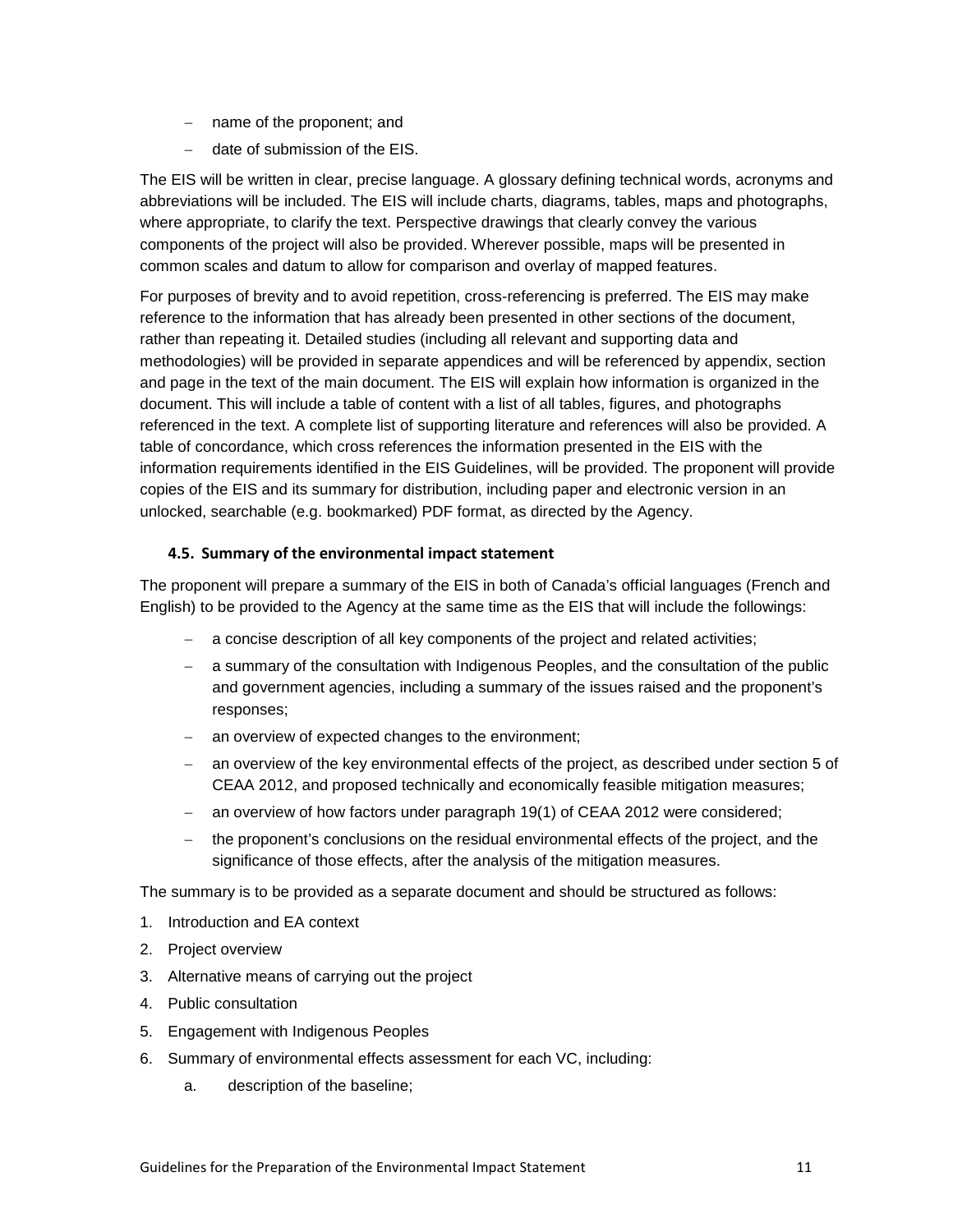- name of the proponent; and
- date of submission of the EIS.

The EIS will be written in clear, precise language. A glossary defining technical words, acronyms and abbreviations will be included. The EIS will include charts, diagrams, tables, maps and photographs, where appropriate, to clarify the text. Perspective drawings that clearly convey the various components of the project will also be provided. Wherever possible, maps will be presented in common scales and datum to allow for comparison and overlay of mapped features.

For purposes of brevity and to avoid repetition, cross-referencing is preferred. The EIS may make reference to the information that has already been presented in other sections of the document, rather than repeating it. Detailed studies (including all relevant and supporting data and methodologies) will be provided in separate appendices and will be referenced by appendix, section and page in the text of the main document. The EIS will explain how information is organized in the document. This will include a table of content with a list of all tables, figures, and photographs referenced in the text. A complete list of supporting literature and references will also be provided. A table of concordance, which cross references the information presented in the EIS with the information requirements identified in the EIS Guidelines, will be provided. The proponent will provide copies of the EIS and its summary for distribution, including paper and electronic version in an unlocked, searchable (e.g. bookmarked) PDF format, as directed by the Agency.

### 4.5. Summary of the environmental impact statement

The proponent will prepare a summary of the EIS in both of Canada's official languages (French and English) to be provided to the Agency at the same time as the EIS that will include the followings:

- a concise description of all key components of the project and related activities;
- a summary of the consultation with Indigenous Peoples, and the consultation of the public and government agencies, including a summary of the issues raised and the proponent's responses;
- an overview of expected changes to the environment;
- an overview of the key environmental effects of the project, as described under section 5 of CEAA 2012, and proposed technically and economically feasible mitigation measures;
- an overview of how factors under paragraph 19(1) of CEAA 2012 were considered;
- the proponent's conclusions on the residual environmental effects of the project, and the significance of those effects, after the analysis of the mitigation measures.

The summary is to be provided as a separate document and should be structured as follows:

1. Introduction and EA context
2. Project overview
3. Alternative means of carrying out the project
4. Public consultation
5. Engagement with Indigenous Peoples
6. Summary of environmental effects assessment for each VC, including:
    a. description of the baseline;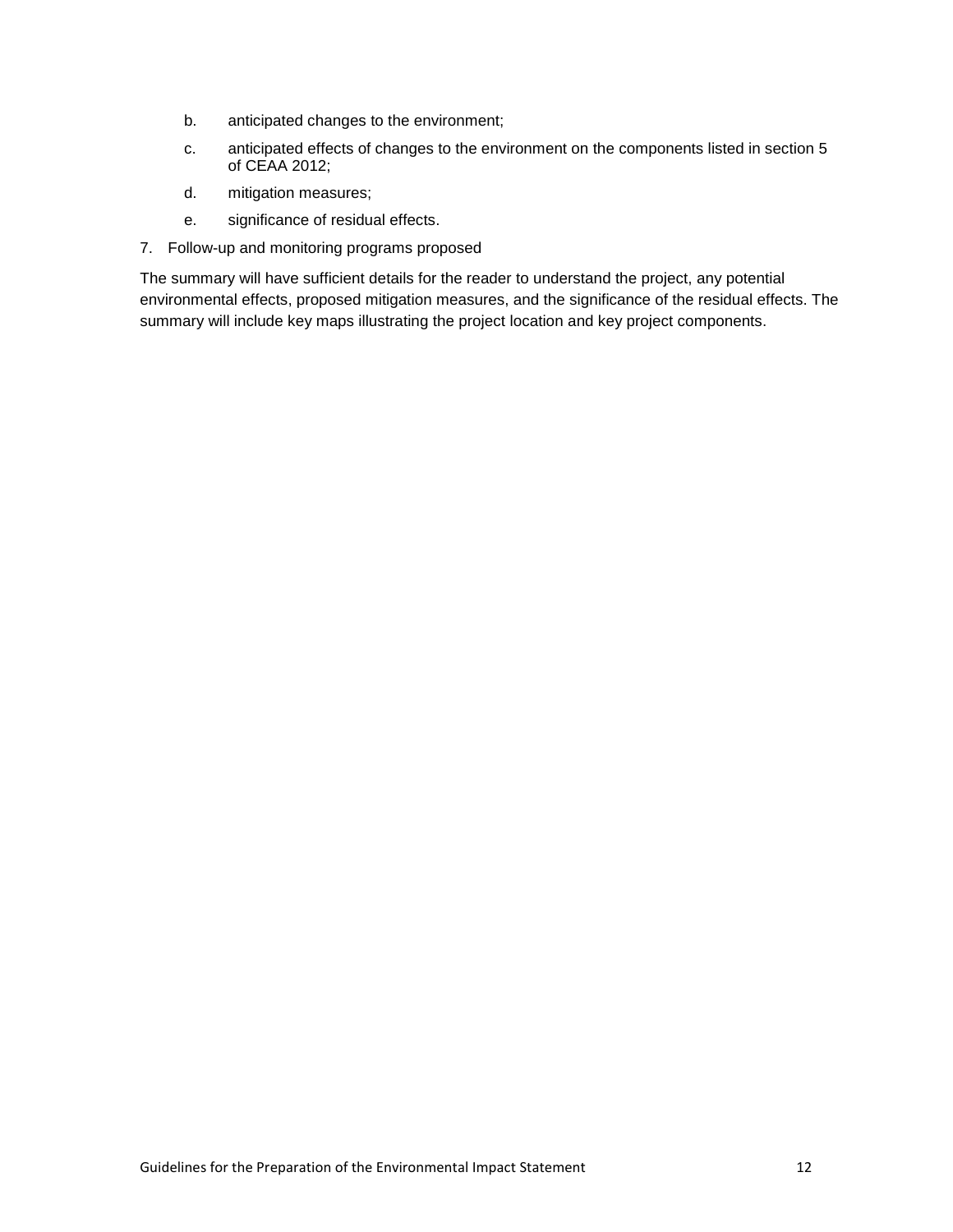b. anticipated changes to the environment;
   c. anticipated effects of changes to the environment on the components listed in section 5 of CEAA 2012;
   d. mitigation measures;
   e. significance of residual effects.
7. Follow-up and monitoring programs proposed

The summary will have sufficient details for the reader to understand the project, any potential environmental effects, proposed mitigation measures, and the significance of the residual effects. The summary will include key maps illustrating the project location and key project components.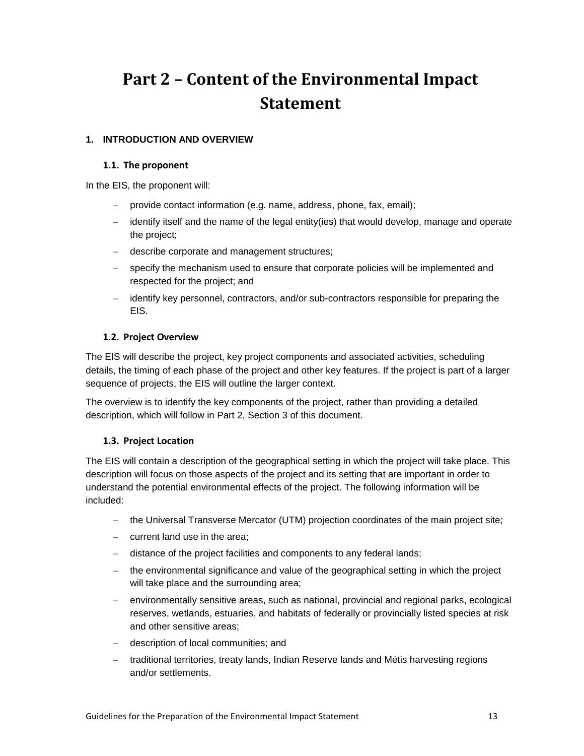# Part 2 – Content of the Environmental Impact Statement

## 1. INTRODUCTION AND OVERVIEW

### 1.1. The proponent

In the EIS, the proponent will:

- provide contact information (e.g. name, address, phone, fax, email);
- identify itself and the name of the legal entity(ies) that would develop, manage and operate the project;
- describe corporate and management structures;
- specify the mechanism used to ensure that corporate policies will be implemented and respected for the project; and
- identify key personnel, contractors, and/or sub-contractors responsible for preparing the EIS.

### 1.2. Project Overview

The EIS will describe the project, key project components and associated activities, scheduling details, the timing of each phase of the project and other key features. If the project is part of a larger sequence of projects, the EIS will outline the larger context.

The overview is to identify the key components of the project, rather than providing a detailed description, which will follow in Part 2, Section 3 of this document.

### 1.3. Project Location

The EIS will contain a description of the geographical setting in which the project will take place. This description will focus on those aspects of the project and its setting that are important in order to understand the potential environmental effects of the project. The following information will be included:

- the Universal Transverse Mercator (UTM) projection coordinates of the main project site;
- current land use in the area;
- distance of the project facilities and components to any federal lands;
- the environmental significance and value of the geographical setting in which the project will take place and the surrounding area;
- environmentally sensitive areas, such as national, provincial and regional parks, ecological reserves, wetlands, estuaries, and habitats of federally or provincially listed species at risk and other sensitive areas;
- description of local communities; and
- traditional territories, treaty lands, Indian Reserve lands and Métis harvesting regions and/or settlements.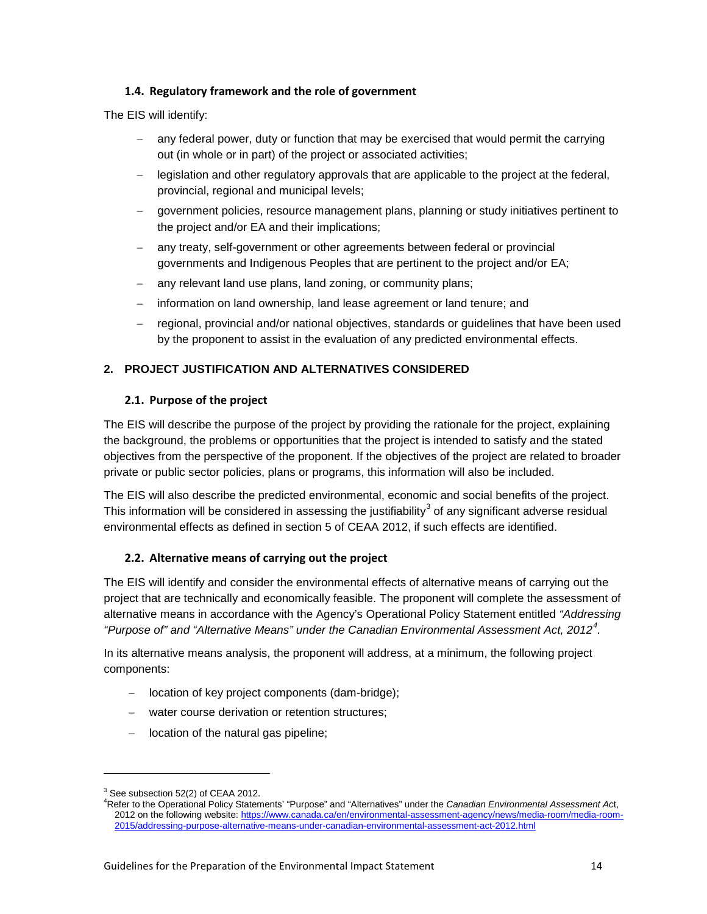### 1.4. Regulatory framework and the role of government

The EIS will identify:

- any federal power, duty or function that may be exercised that would permit the carrying out (in whole or in part) of the project or associated activities;
- legislation and other regulatory approvals that are applicable to the project at the federal, provincial, regional and municipal levels;
- government policies, resource management plans, planning or study initiatives pertinent to the project and/or EA and their implications;
- any treaty, self-government or other agreements between federal or provincial governments and Indigenous Peoples that are pertinent to the project and/or EA;
- any relevant land use plans, land zoning, or community plans;
- information on land ownership, land lease agreement or land tenure; and
- regional, provincial and/or national objectives, standards or guidelines that have been used by the proponent to assist in the evaluation of any predicted environmental effects.

## 2. PROJECT JUSTIFICATION AND ALTERNATIVES CONSIDERED

### 2.1. Purpose of the project

The EIS will describe the purpose of the project by providing the rationale for the project, explaining the background, the problems or opportunities that the project is intended to satisfy and the stated objectives from the perspective of the proponent. If the objectives of the project are related to broader private or public sector policies, plans or programs, this information will also be included.

The EIS will also describe the predicted environmental, economic and social benefits of the project. This information will be considered in assessing the justifiability[3] of any significant adverse residual environmental effects as defined in section 5 of CEAA 2012, if such effects are identified.

### 2.2. Alternative means of carrying out the project

The EIS will identify and consider the environmental effects of alternative means of carrying out the project that are technically and economically feasible. The proponent will complete the assessment of alternative means in accordance with the Agency's Operational Policy Statement entitled *"Addressing "Purpose of" and "Alternative Means" under the Canadian Environmental Assessment Act, 2012*[4].

In its alternative means analysis, the proponent will address, at a minimum, the following project components:

- location of key project components (dam-bridge);
- water course derivation or retention structures;
- location of the natural gas pipeline;

---

[3] See subsection 52(2) of CEAA 2012.

[4] Refer to the Operational Policy Statements' "Purpose" and "Alternatives" under the *Canadian Environmental Assessment Act*, 2012 on the following website: https://www.canada.ca/en/environmental-assessment-agency/news/media-room/media-room-2015/addressing-purpose-alternative-means-under-canadian-environmental-assessment-act-2012.html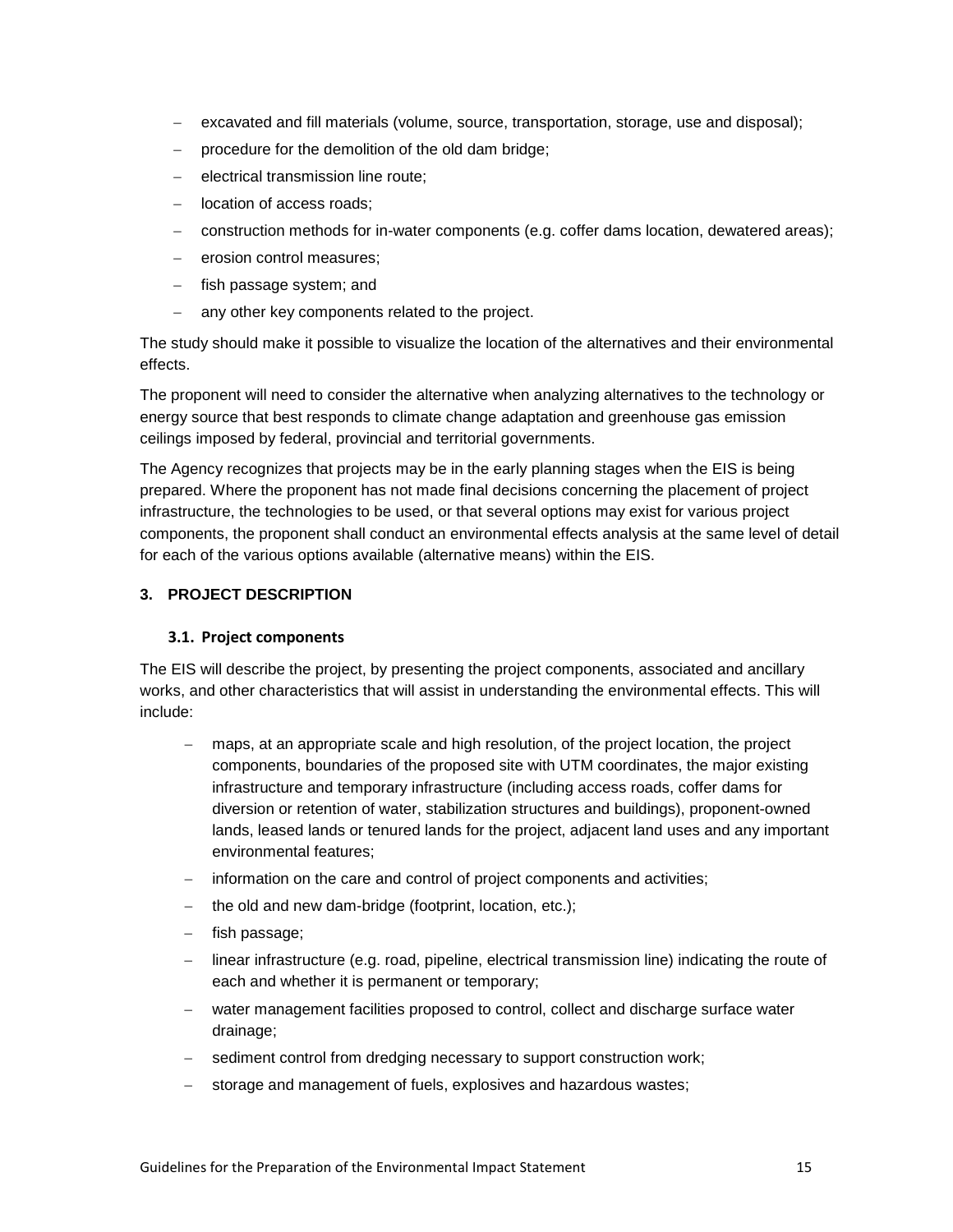- excavated and fill materials (volume, source, transportation, storage, use and disposal);
- procedure for the demolition of the old dam bridge;
- electrical transmission line route;
- location of access roads;
- construction methods for in-water components (e.g. coffer dams location, dewatered areas);
- erosion control measures;
- fish passage system; and
- any other key components related to the project.

The study should make it possible to visualize the location of the alternatives and their environmental effects.

The proponent will need to consider the alternative when analyzing alternatives to the technology or energy source that best responds to climate change adaptation and greenhouse gas emission ceilings imposed by federal, provincial and territorial governments.

The Agency recognizes that projects may be in the early planning stages when the EIS is being prepared. Where the proponent has not made final decisions concerning the placement of project infrastructure, the technologies to be used, or that several options may exist for various project components, the proponent shall conduct an environmental effects analysis at the same level of detail for each of the various options available (alternative means) within the EIS.

## 3. PROJECT DESCRIPTION

### 3.1. Project components

The EIS will describe the project, by presenting the project components, associated and ancillary works, and other characteristics that will assist in understanding the environmental effects. This will include:

- maps, at an appropriate scale and high resolution, of the project location, the project components, boundaries of the proposed site with UTM coordinates, the major existing infrastructure and temporary infrastructure (including access roads, coffer dams for diversion or retention of water, stabilization structures and buildings), proponent-owned lands, leased lands or tenured lands for the project, adjacent land uses and any important environmental features;
- information on the care and control of project components and activities;
- the old and new dam-bridge (footprint, location, etc.);
- fish passage;
- linear infrastructure (e.g. road, pipeline, electrical transmission line) indicating the route of each and whether it is permanent or temporary;
- water management facilities proposed to control, collect and discharge surface water drainage;
- sediment control from dredging necessary to support construction work;
- storage and management of fuels, explosives and hazardous wastes;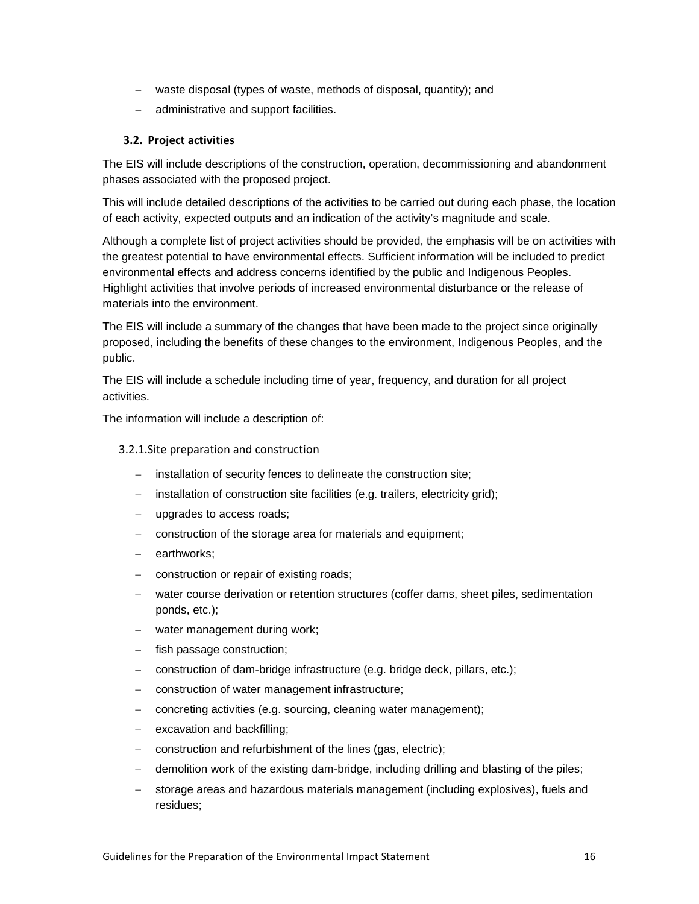- waste disposal (types of waste, methods of disposal, quantity); and
- administrative and support facilities.

### 3.2. Project activities

The EIS will include descriptions of the construction, operation, decommissioning and abandonment phases associated with the proposed project.

This will include detailed descriptions of the activities to be carried out during each phase, the location of each activity, expected outputs and an indication of the activity's magnitude and scale.

Although a complete list of project activities should be provided, the emphasis will be on activities with the greatest potential to have environmental effects. Sufficient information will be included to predict environmental effects and address concerns identified by the public and Indigenous Peoples. Highlight activities that involve periods of increased environmental disturbance or the release of materials into the environment.

The EIS will include a summary of the changes that have been made to the project since originally proposed, including the benefits of these changes to the environment, Indigenous Peoples, and the public.

The EIS will include a schedule including time of year, frequency, and duration for all project activities.

The information will include a description of:

#### 3.2.1. Site preparation and construction

- installation of security fences to delineate the construction site;
- installation of construction site facilities (e.g. trailers, electricity grid);
- upgrades to access roads;
- construction of the storage area for materials and equipment;
- earthworks;
- construction or repair of existing roads;
- water course derivation or retention structures (coffer dams, sheet piles, sedimentation ponds, etc.);
- water management during work;
- fish passage construction;
- construction of dam-bridge infrastructure (e.g. bridge deck, pillars, etc.);
- construction of water management infrastructure;
- concreting activities (e.g. sourcing, cleaning water management);
- excavation and backfilling;
- construction and refurbishment of the lines (gas, electric);
- demolition work of the existing dam-bridge, including drilling and blasting of the piles;
- storage areas and hazardous materials management (including explosives), fuels and residues;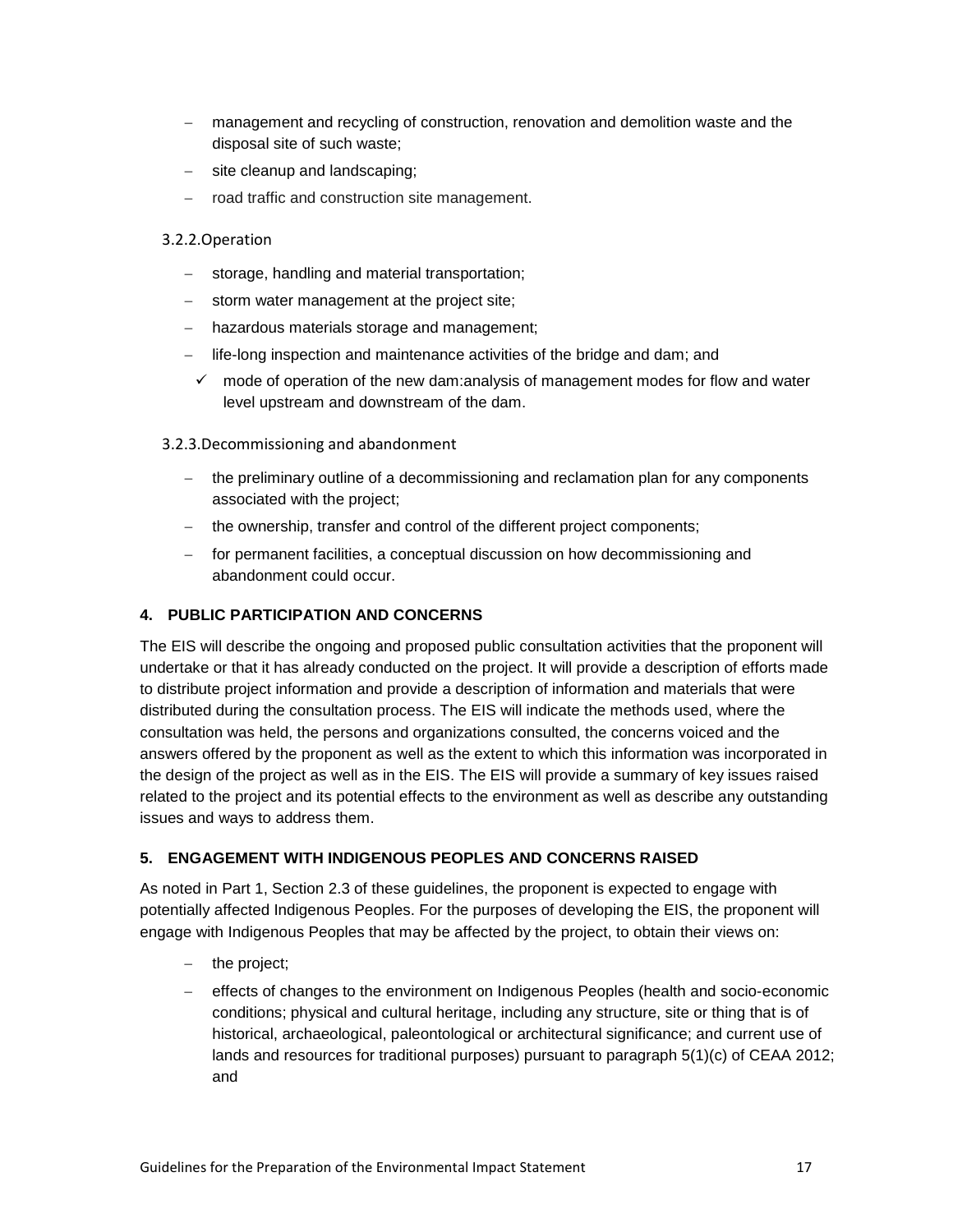- management and recycling of construction, renovation and demolition waste and the disposal site of such waste;
- site cleanup and landscaping;
- road traffic and construction site management.

### 3.2.2. Operation

- storage, handling and material transportation;
- storm water management at the project site;
- hazardous materials storage and management;
- life-long inspection and maintenance activities of the bridge and dam; and
  - ✓ mode of operation of the new dam:analysis of management modes for flow and water level upstream and downstream of the dam.

### 3.2.3. Decommissioning and abandonment

- the preliminary outline of a decommissioning and reclamation plan for any components associated with the project;
- the ownership, transfer and control of the different project components;
- for permanent facilities, a conceptual discussion on how decommissioning and abandonment could occur.

## 4. PUBLIC PARTICIPATION AND CONCERNS

The EIS will describe the ongoing and proposed public consultation activities that the proponent will undertake or that it has already conducted on the project. It will provide a description of efforts made to distribute project information and provide a description of information and materials that were distributed during the consultation process. The EIS will indicate the methods used, where the consultation was held, the persons and organizations consulted, the concerns voiced and the answers offered by the proponent as well as the extent to which this information was incorporated in the design of the project as well as in the EIS. The EIS will provide a summary of key issues raised related to the project and its potential effects to the environment as well as describe any outstanding issues and ways to address them.

## 5. ENGAGEMENT WITH INDIGENOUS PEOPLES AND CONCERNS RAISED

As noted in Part 1, Section 2.3 of these guidelines, the proponent is expected to engage with potentially affected Indigenous Peoples. For the purposes of developing the EIS, the proponent will engage with Indigenous Peoples that may be affected by the project, to obtain their views on:

- the project;
- effects of changes to the environment on Indigenous Peoples (health and socio-economic conditions; physical and cultural heritage, including any structure, site or thing that is of historical, archaeological, paleontological or architectural significance; and current use of lands and resources for traditional purposes) pursuant to paragraph 5(1)(c) of CEAA 2012; and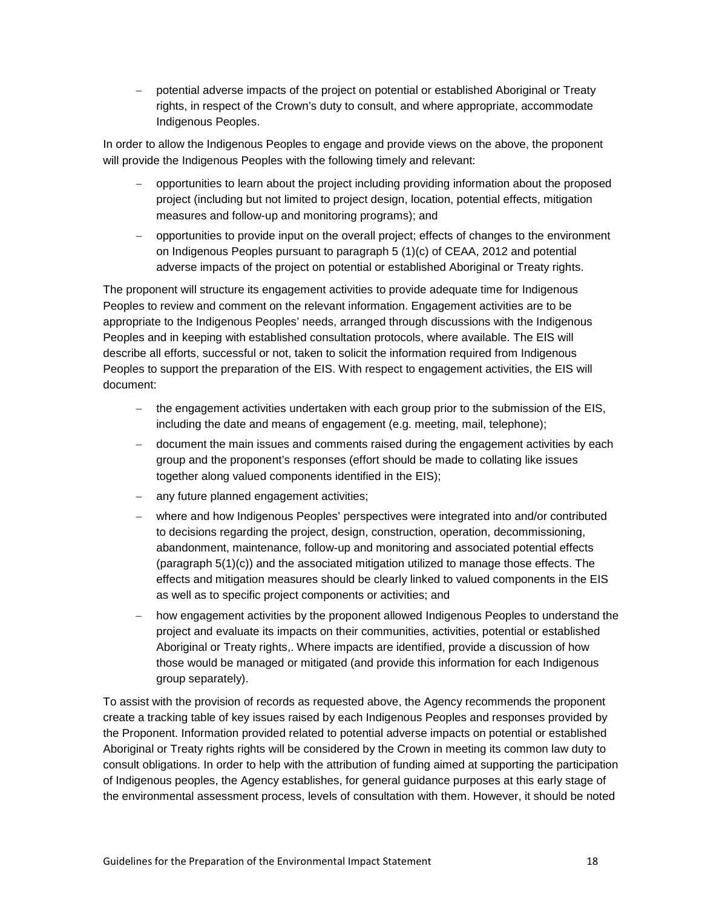- potential adverse impacts of the project on potential or established Aboriginal or Treaty rights, in respect of the Crown's duty to consult, and where appropriate, accommodate Indigenous Peoples.

In order to allow the Indigenous Peoples to engage and provide views on the above, the proponent will provide the Indigenous Peoples with the following timely and relevant:

- opportunities to learn about the project including providing information about the proposed project (including but not limited to project design, location, potential effects, mitigation measures and follow-up and monitoring programs); and
- opportunities to provide input on the overall project; effects of changes to the environment on Indigenous Peoples pursuant to paragraph 5 (1)(c) of CEAA, 2012 and potential adverse impacts of the project on potential or established Aboriginal or Treaty rights.

The proponent will structure its engagement activities to provide adequate time for Indigenous Peoples to review and comment on the relevant information. Engagement activities are to be appropriate to the Indigenous Peoples' needs, arranged through discussions with the Indigenous Peoples and in keeping with established consultation protocols, where available. The EIS will describe all efforts, successful or not, taken to solicit the information required from Indigenous Peoples to support the preparation of the EIS. With respect to engagement activities, the EIS will document:

- the engagement activities undertaken with each group prior to the submission of the EIS, including the date and means of engagement (e.g. meeting, mail, telephone);
- document the main issues and comments raised during the engagement activities by each group and the proponent's responses (effort should be made to collating like issues together along valued components identified in the EIS);
- any future planned engagement activities;
- where and how Indigenous Peoples' perspectives were integrated into and/or contributed to decisions regarding the project, design, construction, operation, decommissioning, abandonment, maintenance, follow-up and monitoring and associated potential effects (paragraph 5(1)(c)) and the associated mitigation utilized to manage those effects. The effects and mitigation measures should be clearly linked to valued components in the EIS as well as to specific project components or activities; and
- how engagement activities by the proponent allowed Indigenous Peoples to understand the project and evaluate its impacts on their communities, activities, potential or established Aboriginal or Treaty rights,. Where impacts are identified, provide a discussion of how those would be managed or mitigated (and provide this information for each Indigenous group separately).

To assist with the provision of records as requested above, the Agency recommends the proponent create a tracking table of key issues raised by each Indigenous Peoples and responses provided by the Proponent. Information provided related to potential adverse impacts on potential or established Aboriginal or Treaty rights rights will be considered by the Crown in meeting its common law duty to consult obligations. In order to help with the attribution of funding aimed at supporting the participation of Indigenous peoples, the Agency establishes, for general guidance purposes at this early stage of the environmental assessment process, levels of consultation with them. However, it should be noted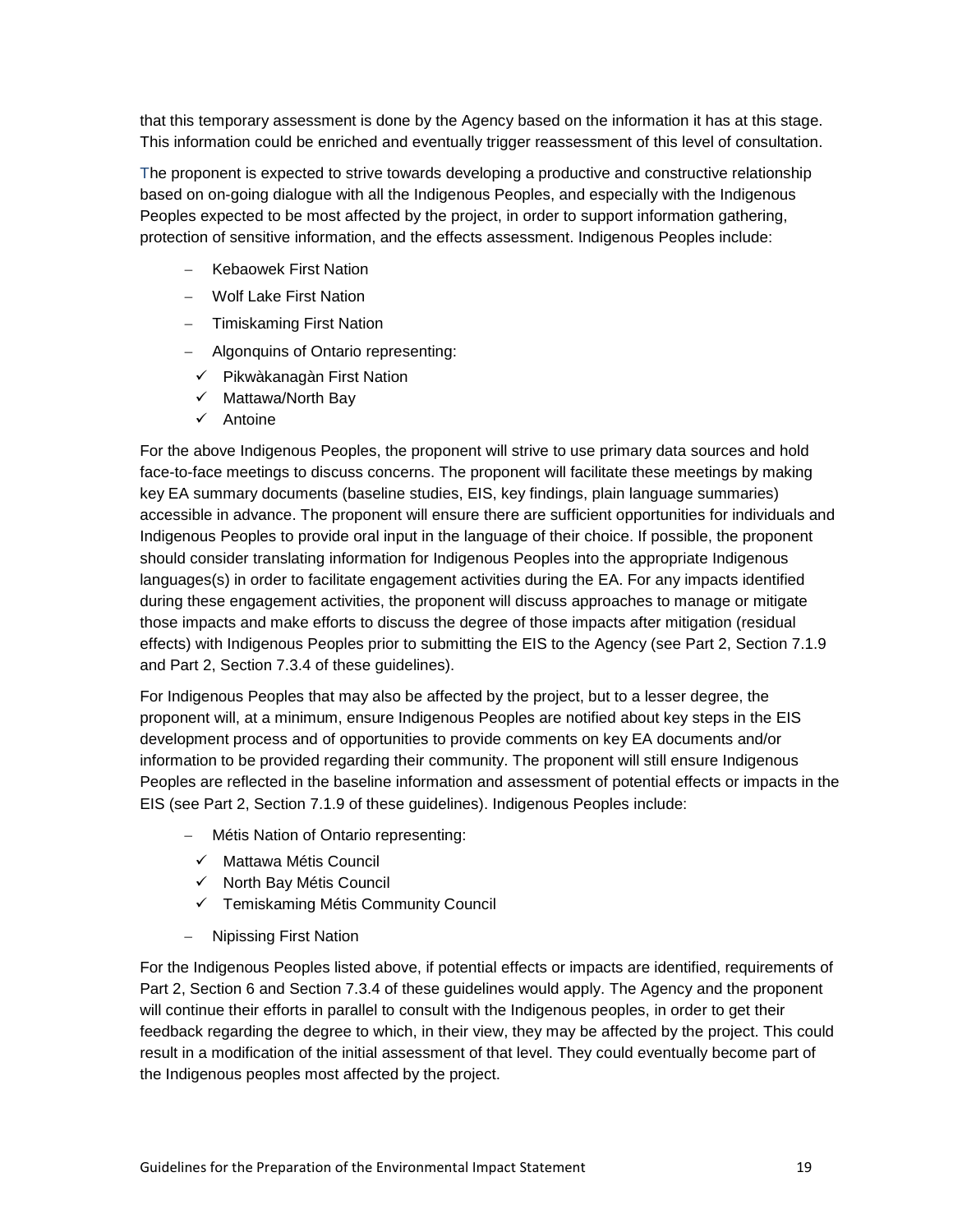that this temporary assessment is done by the Agency based on the information it has at this stage. This information could be enriched and eventually trigger reassessment of this level of consultation.

The proponent is expected to strive towards developing a productive and constructive relationship based on on-going dialogue with all the Indigenous Peoples, and especially with the Indigenous Peoples expected to be most affected by the project, in order to support information gathering, protection of sensitive information, and the effects assessment. Indigenous Peoples include:

- Kebaowek First Nation
- Wolf Lake First Nation
- Timiskaming First Nation
- Algonquins of Ontario representing:
  - ✓ Pikwàkanagàn First Nation
  - ✓ Mattawa/North Bay
  - ✓ Antoine

For the above Indigenous Peoples, the proponent will strive to use primary data sources and hold face-to-face meetings to discuss concerns. The proponent will facilitate these meetings by making key EA summary documents (baseline studies, EIS, key findings, plain language summaries) accessible in advance. The proponent will ensure there are sufficient opportunities for individuals and Indigenous Peoples to provide oral input in the language of their choice. If possible, the proponent should consider translating information for Indigenous Peoples into the appropriate Indigenous languages(s) in order to facilitate engagement activities during the EA. For any impacts identified during these engagement activities, the proponent will discuss approaches to manage or mitigate those impacts and make efforts to discuss the degree of those impacts after mitigation (residual effects) with Indigenous Peoples prior to submitting the EIS to the Agency (see Part 2, Section 7.1.9 and Part 2, Section 7.3.4 of these guidelines).

For Indigenous Peoples that may also be affected by the project, but to a lesser degree, the proponent will, at a minimum, ensure Indigenous Peoples are notified about key steps in the EIS development process and of opportunities to provide comments on key EA documents and/or information to be provided regarding their community. The proponent will still ensure Indigenous Peoples are reflected in the baseline information and assessment of potential effects or impacts in the EIS (see Part 2, Section 7.1.9 of these guidelines). Indigenous Peoples include:

- Métis Nation of Ontario representing:
  - ✓ Mattawa Métis Council
  - ✓ North Bay Métis Council
  - ✓ Temiskaming Métis Community Council
- Nipissing First Nation

For the Indigenous Peoples listed above, if potential effects or impacts are identified, requirements of Part 2, Section 6 and Section 7.3.4 of these guidelines would apply. The Agency and the proponent will continue their efforts in parallel to consult with the Indigenous peoples, in order to get their feedback regarding the degree to which, in their view, they may be affected by the project. This could result in a modification of the initial assessment of that level. They could eventually become part of the Indigenous peoples most affected by the project.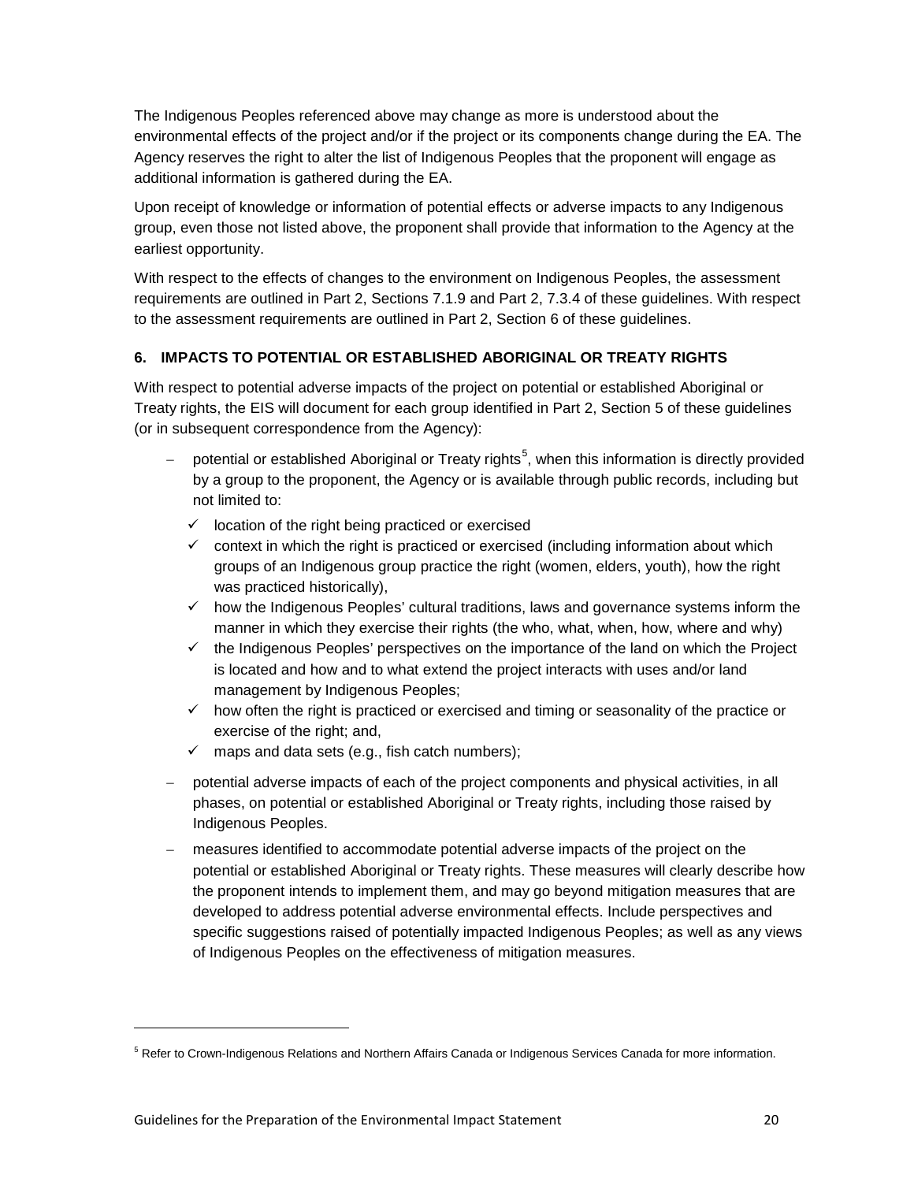The Indigenous Peoples referenced above may change as more is understood about the environmental effects of the project and/or if the project or its components change during the EA. The Agency reserves the right to alter the list of Indigenous Peoples that the proponent will engage as additional information is gathered during the EA.

Upon receipt of knowledge or information of potential effects or adverse impacts to any Indigenous group, even those not listed above, the proponent shall provide that information to the Agency at the earliest opportunity.

With respect to the effects of changes to the environment on Indigenous Peoples, the assessment requirements are outlined in Part 2, Sections 7.1.9 and Part 2, 7.3.4 of these guidelines. With respect to the assessment requirements are outlined in Part 2, Section 6 of these guidelines.

### 6. IMPACTS TO POTENTIAL OR ESTABLISHED ABORIGINAL OR TREATY RIGHTS

With respect to potential adverse impacts of the project on potential or established Aboriginal or Treaty rights, the EIS will document for each group identified in Part 2, Section 5 of these guidelines (or in subsequent correspondence from the Agency):

- potential or established Aboriginal or Treaty rights[5], when this information is directly provided by a group to the proponent, the Agency or is available through public records, including but not limited to:
  - ✓ location of the right being practiced or exercised
  - ✓ context in which the right is practiced or exercised (including information about which groups of an Indigenous group practice the right (women, elders, youth), how the right was practiced historically),
  - ✓ how the Indigenous Peoples' cultural traditions, laws and governance systems inform the manner in which they exercise their rights (the who, what, when, how, where and why)
  - ✓ the Indigenous Peoples' perspectives on the importance of the land on which the Project is located and how and to what extend the project interacts with uses and/or land management by Indigenous Peoples;
  - ✓ how often the right is practiced or exercised and timing or seasonality of the practice or exercise of the right; and,
  - ✓ maps and data sets (e.g., fish catch numbers);
- potential adverse impacts of each of the project components and physical activities, in all phases, on potential or established Aboriginal or Treaty rights, including those raised by Indigenous Peoples.
- measures identified to accommodate potential adverse impacts of the project on the potential or established Aboriginal or Treaty rights. These measures will clearly describe how the proponent intends to implement them, and may go beyond mitigation measures that are developed to address potential adverse environmental effects. Include perspectives and specific suggestions raised of potentially impacted Indigenous Peoples; as well as any views of Indigenous Peoples on the effectiveness of mitigation measures.

[5] Refer to Crown-Indigenous Relations and Northern Affairs Canada or Indigenous Services Canada for more information.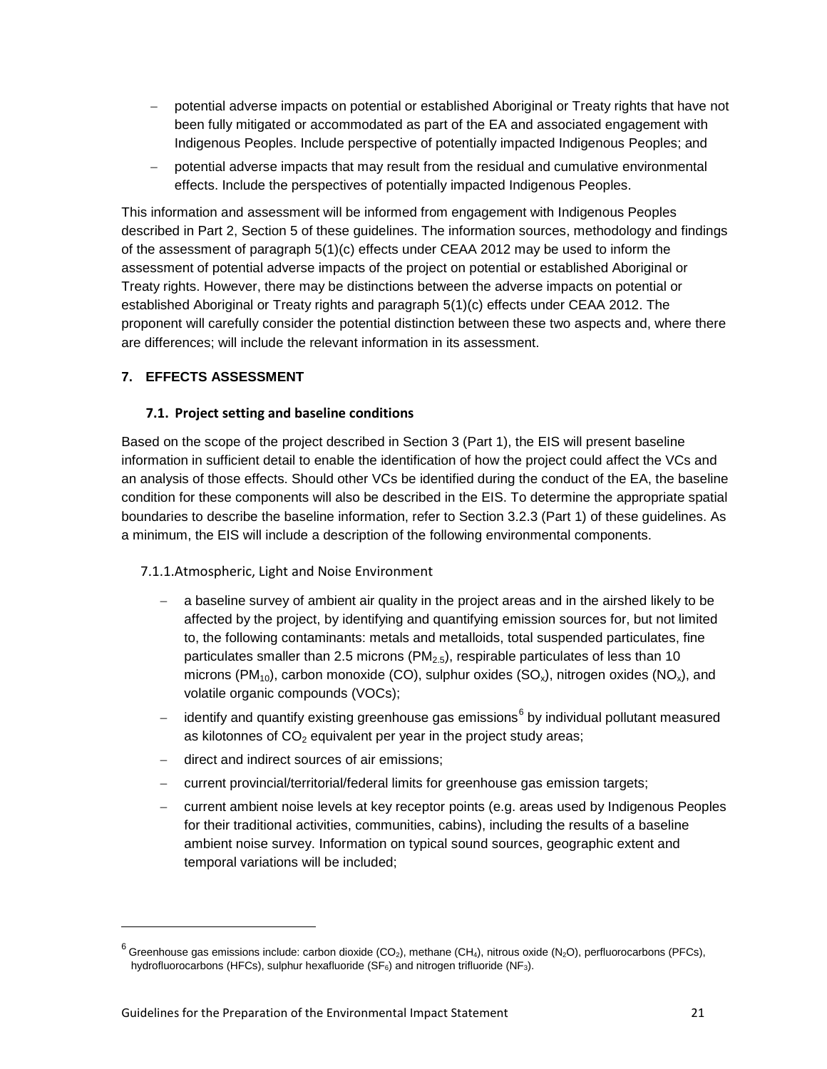- potential adverse impacts on potential or established Aboriginal or Treaty rights that have not been fully mitigated or accommodated as part of the EA and associated engagement with Indigenous Peoples. Include perspective of potentially impacted Indigenous Peoples; and
- potential adverse impacts that may result from the residual and cumulative environmental effects. Include the perspectives of potentially impacted Indigenous Peoples.

This information and assessment will be informed from engagement with Indigenous Peoples described in Part 2, Section 5 of these guidelines. The information sources, methodology and findings of the assessment of paragraph 5(1)(c) effects under CEAA 2012 may be used to inform the assessment of potential adverse impacts of the project on potential or established Aboriginal or Treaty rights. However, there may be distinctions between the adverse impacts on potential or established Aboriginal or Treaty rights and paragraph 5(1)(c) effects under CEAA 2012. The proponent will carefully consider the potential distinction between these two aspects and, where there are differences; will include the relevant information in its assessment.

## 7. EFFECTS ASSESSMENT

### 7.1. Project setting and baseline conditions

Based on the scope of the project described in Section 3 (Part 1), the EIS will present baseline information in sufficient detail to enable the identification of how the project could affect the VCs and an analysis of those effects. Should other VCs be identified during the conduct of the EA, the baseline condition for these components will also be described in the EIS. To determine the appropriate spatial boundaries to describe the baseline information, refer to Section 3.2.3 (Part 1) of these guidelines. As a minimum, the EIS will include a description of the following environmental components.

#### 7.1.1. Atmospheric, Light and Noise Environment

- a baseline survey of ambient air quality in the project areas and in the airshed likely to be affected by the project, by identifying and quantifying emission sources for, but not limited to, the following contaminants: metals and metalloids, total suspended particulates, fine particulates smaller than 2.5 microns ($PM_{2.5}$), respirable particulates of less than 10 microns ($PM_{10}$), carbon monoxide (CO), sulphur oxides ($SO_x$), nitrogen oxides ($NO_x$), and volatile organic compounds (VOCs);
- identify and quantify existing greenhouse gas emissions[6] by individual pollutant measured as kilotonnes of $CO_2$ equivalent per year in the project study areas;
- direct and indirect sources of air emissions;
- current provincial/territorial/federal limits for greenhouse gas emission targets;
- current ambient noise levels at key receptor points (e.g. areas used by Indigenous Peoples for their traditional activities, communities, cabins), including the results of a baseline ambient noise survey. Information on typical sound sources, geographic extent and temporal variations will be included;

---

[6] Greenhouse gas emissions include: carbon dioxide ($CO_2$), methane ($CH_4$), nitrous oxide ($N_2O$), perfluorocarbons (PFCs), hydrofluorocarbons (HFCs), sulphur hexafluoride ($SF_6$) and nitrogen trifluoride ($NF_3$).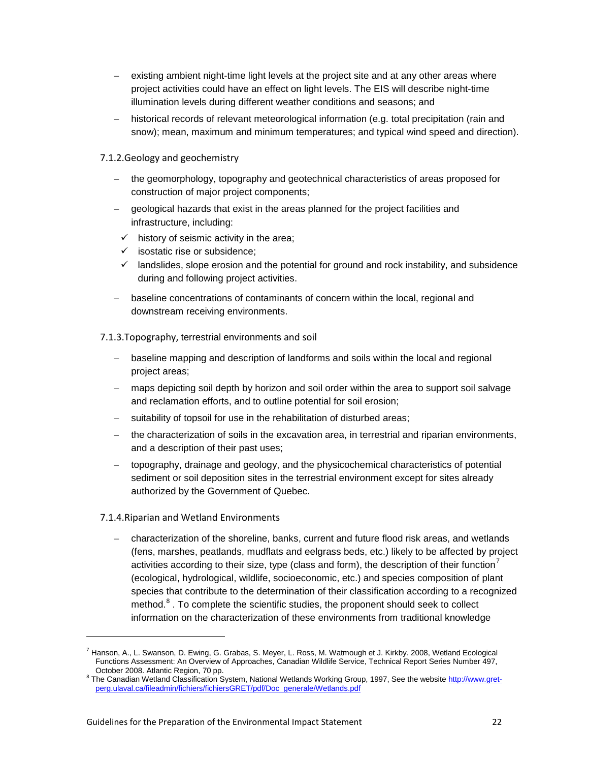- existing ambient night-time light levels at the project site and at any other areas where project activities could have an effect on light levels. The EIS will describe night-time illumination levels during different weather conditions and seasons; and
- historical records of relevant meteorological information (e.g. total precipitation (rain and snow); mean, maximum and minimum temperatures; and typical wind speed and direction).

#### 7.1.2.Geology and geochemistry

- the geomorphology, topography and geotechnical characteristics of areas proposed for construction of major project components;
- geological hazards that exist in the areas planned for the project facilities and infrastructure, including:
  - ✓ history of seismic activity in the area;
  - ✓ isostatic rise or subsidence;
  - ✓ landslides, slope erosion and the potential for ground and rock instability, and subsidence during and following project activities.
- baseline concentrations of contaminants of concern within the local, regional and downstream receiving environments.

#### 7.1.3.Topography, terrestrial environments and soil

- baseline mapping and description of landforms and soils within the local and regional project areas;
- maps depicting soil depth by horizon and soil order within the area to support soil salvage and reclamation efforts, and to outline potential for soil erosion;
- suitability of topsoil for use in the rehabilitation of disturbed areas;
- the characterization of soils in the excavation area, in terrestrial and riparian environments, and a description of their past uses;
- topography, drainage and geology, and the physicochemical characteristics of potential sediment or soil deposition sites in the terrestrial environment except for sites already authorized by the Government of Quebec.

#### 7.1.4.Riparian and Wetland Environments

- characterization of the shoreline, banks, current and future flood risk areas, and wetlands (fens, marshes, peatlands, mudflats and eelgrass beds, etc.) likely to be affected by project activities according to their size, type (class and form), the description of their function[7] (ecological, hydrological, wildlife, socioeconomic, etc.) and species composition of plant species that contribute to the determination of their classification according to a recognized method.[8] . To complete the scientific studies, the proponent should seek to collect information on the characterization of these environments from traditional knowledge

---

[7] Hanson, A., L. Swanson, D. Ewing, G. Grabas, S. Meyer, L. Ross, M. Watmough et J. Kirkby. 2008, Wetland Ecological Functions Assessment: An Overview of Approaches, Canadian Wildlife Service, Technical Report Series Number 497, October 2008. Atlantic Region, 70 pp.

[8] The Canadian Wetland Classification System, National Wetlands Working Group, 1997, See the website http://www.gret-perg.ulaval.ca/fileadmin/fichiers/fichiersGRET/pdf/Doc_generale/Wetlands.pdf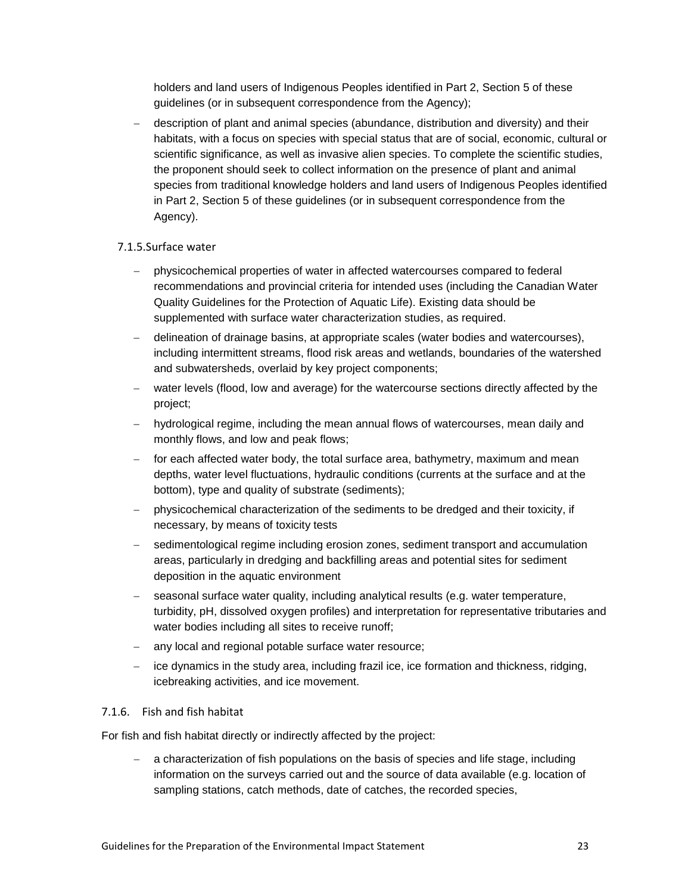holders and land users of Indigenous Peoples identified in Part 2, Section 5 of these guidelines (or in subsequent correspondence from the Agency);

- description of plant and animal species (abundance, distribution and diversity) and their habitats, with a focus on species with special status that are of social, economic, cultural or scientific significance, as well as invasive alien species. To complete the scientific studies, the proponent should seek to collect information on the presence of plant and animal species from traditional knowledge holders and land users of Indigenous Peoples identified in Part 2, Section 5 of these guidelines (or in subsequent correspondence from the Agency).

#### 7.1.5. Surface water

- physicochemical properties of water in affected watercourses compared to federal recommendations and provincial criteria for intended uses (including the Canadian Water Quality Guidelines for the Protection of Aquatic Life). Existing data should be supplemented with surface water characterization studies, as required.
- delineation of drainage basins, at appropriate scales (water bodies and watercourses), including intermittent streams, flood risk areas and wetlands, boundaries of the watershed and subwatersheds, overlaid by key project components;
- water levels (flood, low and average) for the watercourse sections directly affected by the project;
- hydrological regime, including the mean annual flows of watercourses, mean daily and monthly flows, and low and peak flows;
- for each affected water body, the total surface area, bathymetry, maximum and mean depths, water level fluctuations, hydraulic conditions (currents at the surface and at the bottom), type and quality of substrate (sediments);
- physicochemical characterization of the sediments to be dredged and their toxicity, if necessary, by means of toxicity tests
- sedimentological regime including erosion zones, sediment transport and accumulation areas, particularly in dredging and backfilling areas and potential sites for sediment deposition in the aquatic environment
- seasonal surface water quality, including analytical results (e.g. water temperature, turbidity, pH, dissolved oxygen profiles) and interpretation for representative tributaries and water bodies including all sites to receive runoff;
- any local and regional potable surface water resource;
- ice dynamics in the study area, including frazil ice, ice formation and thickness, ridging, icebreaking activities, and ice movement.

#### 7.1.6. Fish and fish habitat

For fish and fish habitat directly or indirectly affected by the project:

- a characterization of fish populations on the basis of species and life stage, including information on the surveys carried out and the source of data available (e.g. location of sampling stations, catch methods, date of catches, the recorded species,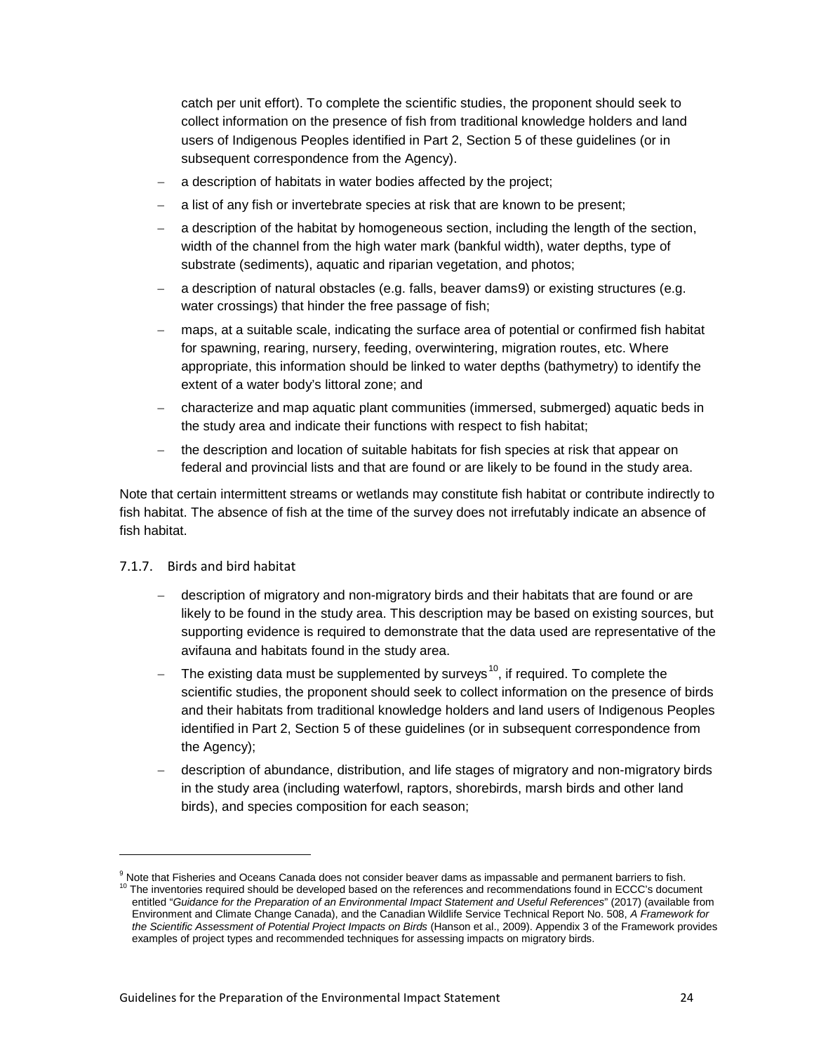catch per unit effort). To complete the scientific studies, the proponent should seek to collect information on the presence of fish from traditional knowledge holders and land users of Indigenous Peoples identified in Part 2, Section 5 of these guidelines (or in subsequent correspondence from the Agency).

- a description of habitats in water bodies affected by the project;
- a list of any fish or invertebrate species at risk that are known to be present;
- a description of the habitat by homogeneous section, including the length of the section, width of the channel from the high water mark (bankful width), water depths, type of substrate (sediments), aquatic and riparian vegetation, and photos;
- a description of natural obstacles (e.g. falls, beaver dams[9]) or existing structures (e.g. water crossings) that hinder the free passage of fish;
- maps, at a suitable scale, indicating the surface area of potential or confirmed fish habitat for spawning, rearing, nursery, feeding, overwintering, migration routes, etc. Where appropriate, this information should be linked to water depths (bathymetry) to identify the extent of a water body's littoral zone; and
- characterize and map aquatic plant communities (immersed, submerged) aquatic beds in the study area and indicate their functions with respect to fish habitat;
- the description and location of suitable habitats for fish species at risk that appear on federal and provincial lists and that are found or are likely to be found in the study area.

Note that certain intermittent streams or wetlands may constitute fish habitat or contribute indirectly to fish habitat. The absence of fish at the time of the survey does not irrefutably indicate an absence of fish habitat.

### 7.1.7. Birds and bird habitat

- description of migratory and non-migratory birds and their habitats that are found or are likely to be found in the study area. This description may be based on existing sources, but supporting evidence is required to demonstrate that the data used are representative of the avifauna and habitats found in the study area.
- The existing data must be supplemented by surveys[10], if required. To complete the scientific studies, the proponent should seek to collect information on the presence of birds and their habitats from traditional knowledge holders and land users of Indigenous Peoples identified in Part 2, Section 5 of these guidelines (or in subsequent correspondence from the Agency);
- description of abundance, distribution, and life stages of migratory and non-migratory birds in the study area (including waterfowl, raptors, shorebirds, marsh birds and other land birds), and species composition for each season;

---

[9] Note that Fisheries and Oceans Canada does not consider beaver dams as impassable and permanent barriers to fish.

[10] The inventories required should be developed based on the references and recommendations found in ECCC's document entitled "*Guidance for the Preparation of an Environmental Impact Statement and Useful References*" (2017) (available from Environment and Climate Change Canada), and the Canadian Wildlife Service Technical Report No. 508, *A Framework for the Scientific Assessment of Potential Project Impacts on Birds* (Hanson et al., 2009). Appendix 3 of the Framework provides examples of project types and recommended techniques for assessing impacts on migratory birds.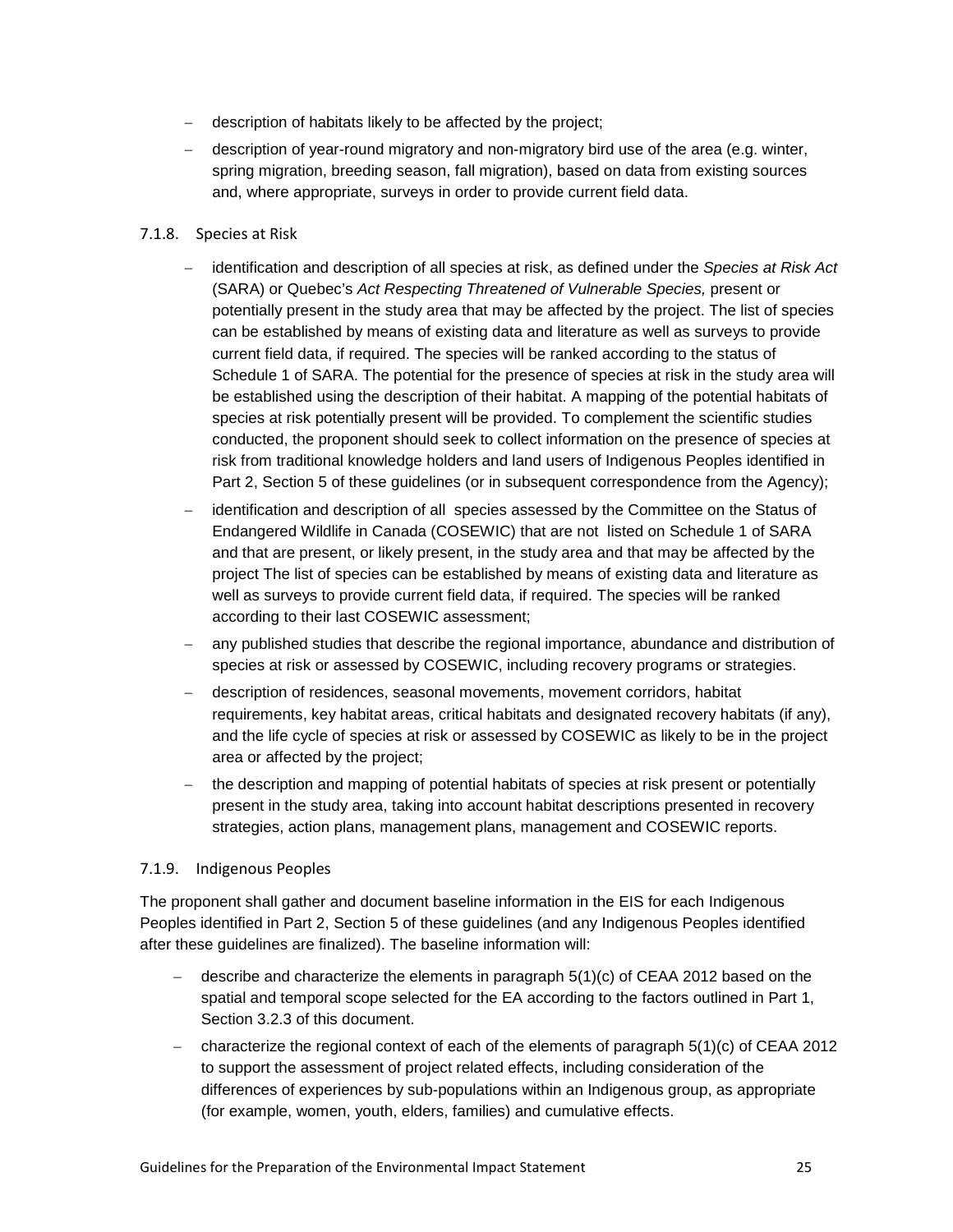- description of habitats likely to be affected by the project;
- description of year-round migratory and non-migratory bird use of the area (e.g. winter, spring migration, breeding season, fall migration), based on data from existing sources and, where appropriate, surveys in order to provide current field data.

### 7.1.8. Species at Risk

- identification and description of all species at risk, as defined under the *Species at Risk Act* (SARA) or Quebec's *Act Respecting Threatened of Vulnerable Species,* present or potentially present in the study area that may be affected by the project. The list of species can be established by means of existing data and literature as well as surveys to provide current field data, if required. The species will be ranked according to the status of Schedule 1 of SARA. The potential for the presence of species at risk in the study area will be established using the description of their habitat. A mapping of the potential habitats of species at risk potentially present will be provided. To complement the scientific studies conducted, the proponent should seek to collect information on the presence of species at risk from traditional knowledge holders and land users of Indigenous Peoples identified in Part 2, Section 5 of these guidelines (or in subsequent correspondence from the Agency);
- identification and description of all species assessed by the Committee on the Status of Endangered Wildlife in Canada (COSEWIC) that are not listed on Schedule 1 of SARA and that are present, or likely present, in the study area and that may be affected by the project The list of species can be established by means of existing data and literature as well as surveys to provide current field data, if required. The species will be ranked according to their last COSEWIC assessment;
- any published studies that describe the regional importance, abundance and distribution of species at risk or assessed by COSEWIC, including recovery programs or strategies.
- description of residences, seasonal movements, movement corridors, habitat requirements, key habitat areas, critical habitats and designated recovery habitats (if any), and the life cycle of species at risk or assessed by COSEWIC as likely to be in the project area or affected by the project;
- the description and mapping of potential habitats of species at risk present or potentially present in the study area, taking into account habitat descriptions presented in recovery strategies, action plans, management plans, management and COSEWIC reports.

### 7.1.9. Indigenous Peoples

The proponent shall gather and document baseline information in the EIS for each Indigenous Peoples identified in Part 2, Section 5 of these guidelines (and any Indigenous Peoples identified after these guidelines are finalized). The baseline information will:

- describe and characterize the elements in paragraph 5(1)(c) of CEAA 2012 based on the spatial and temporal scope selected for the EA according to the factors outlined in Part 1, Section 3.2.3 of this document.
- characterize the regional context of each of the elements of paragraph 5(1)(c) of CEAA 2012 to support the assessment of project related effects, including consideration of the differences of experiences by sub-populations within an Indigenous group, as appropriate (for example, women, youth, elders, families) and cumulative effects.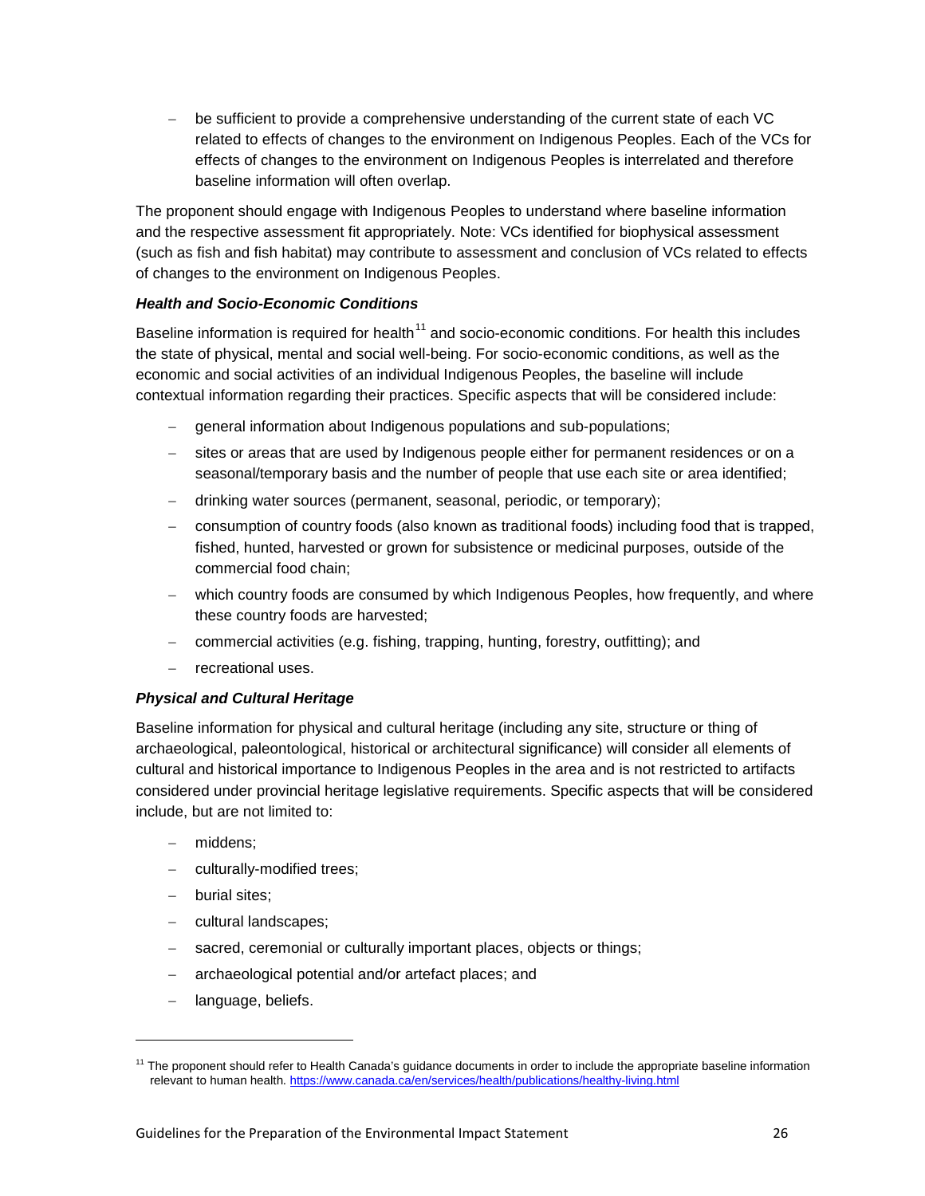- be sufficient to provide a comprehensive understanding of the current state of each VC related to effects of changes to the environment on Indigenous Peoples. Each of the VCs for effects of changes to the environment on Indigenous Peoples is interrelated and therefore baseline information will often overlap.

The proponent should engage with Indigenous Peoples to understand where baseline information and the respective assessment fit appropriately. Note: VCs identified for biophysical assessment (such as fish and fish habitat) may contribute to assessment and conclusion of VCs related to effects of changes to the environment on Indigenous Peoples.

***Health and Socio-Economic Conditions***

Baseline information is required for health[11] and socio-economic conditions. For health this includes the state of physical, mental and social well-being. For socio-economic conditions, as well as the economic and social activities of an individual Indigenous Peoples, the baseline will include contextual information regarding their practices. Specific aspects that will be considered include:

- general information about Indigenous populations and sub-populations;
- sites or areas that are used by Indigenous people either for permanent residences or on a seasonal/temporary basis and the number of people that use each site or area identified;
- drinking water sources (permanent, seasonal, periodic, or temporary);
- consumption of country foods (also known as traditional foods) including food that is trapped, fished, hunted, harvested or grown for subsistence or medicinal purposes, outside of the commercial food chain;
- which country foods are consumed by which Indigenous Peoples, how frequently, and where these country foods are harvested;
- commercial activities (e.g. fishing, trapping, hunting, forestry, outfitting); and
- recreational uses.

***Physical and Cultural Heritage***

Baseline information for physical and cultural heritage (including any site, structure or thing of archaeological, paleontological, historical or architectural significance) will consider all elements of cultural and historical importance to Indigenous Peoples in the area and is not restricted to artifacts considered under provincial heritage legislative requirements. Specific aspects that will be considered include, but are not limited to:

- middens;
- culturally-modified trees;
- burial sites;
- cultural landscapes;
- sacred, ceremonial or culturally important places, objects or things;
- archaeological potential and/or artefact places; and
- language, beliefs.

---

[11] The proponent should refer to Health Canada's guidance documents in order to include the appropriate baseline information relevant to human health. https://www.canada.ca/en/services/health/publications/healthy-living.html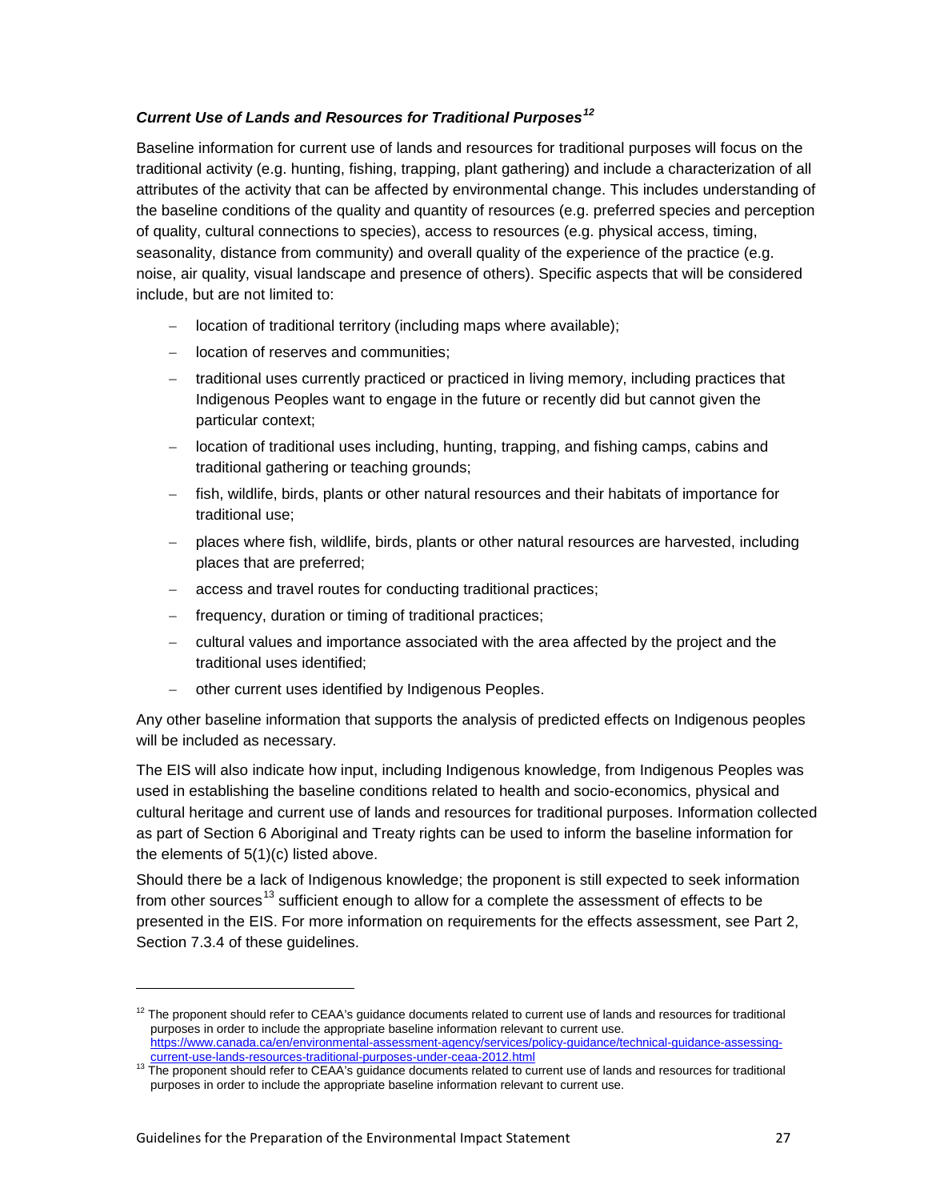***Current Use of Lands and Resources for Traditional Purposes[12]***

Baseline information for current use of lands and resources for traditional purposes will focus on the traditional activity (e.g. hunting, fishing, trapping, plant gathering) and include a characterization of all attributes of the activity that can be affected by environmental change. This includes understanding of the baseline conditions of the quality and quantity of resources (e.g. preferred species and perception of quality, cultural connections to species), access to resources (e.g. physical access, timing, seasonality, distance from community) and overall quality of the experience of the practice (e.g. noise, air quality, visual landscape and presence of others). Specific aspects that will be considered include, but are not limited to:

- location of traditional territory (including maps where available);
- location of reserves and communities;
- traditional uses currently practiced or practiced in living memory, including practices that Indigenous Peoples want to engage in the future or recently did but cannot given the particular context;
- location of traditional uses including, hunting, trapping, and fishing camps, cabins and traditional gathering or teaching grounds;
- fish, wildlife, birds, plants or other natural resources and their habitats of importance for traditional use;
- places where fish, wildlife, birds, plants or other natural resources are harvested, including places that are preferred;
- access and travel routes for conducting traditional practices;
- frequency, duration or timing of traditional practices;
- cultural values and importance associated with the area affected by the project and the traditional uses identified;
- other current uses identified by Indigenous Peoples.

Any other baseline information that supports the analysis of predicted effects on Indigenous peoples will be included as necessary.

The EIS will also indicate how input, including Indigenous knowledge, from Indigenous Peoples was used in establishing the baseline conditions related to health and socio-economics, physical and cultural heritage and current use of lands and resources for traditional purposes. Information collected as part of Section 6 Aboriginal and Treaty rights can be used to inform the baseline information for the elements of 5(1)(c) listed above.

Should there be a lack of Indigenous knowledge; the proponent is still expected to seek information from other sources[13] sufficient enough to allow for a complete the assessment of effects to be presented in the EIS. For more information on requirements for the effects assessment, see Part 2, Section 7.3.4 of these guidelines.

---

[12] The proponent should refer to CEAA's guidance documents related to current use of lands and resources for traditional purposes in order to include the appropriate baseline information relevant to current use. https://www.canada.ca/en/environmental-assessment-agency/services/policy-guidance/technical-guidance-assessing-current-use-lands-resources-traditional-purposes-under-ceaa-2012.html

[13] The proponent should refer to CEAA's guidance documents related to current use of lands and resources for traditional purposes in order to include the appropriate baseline information relevant to current use.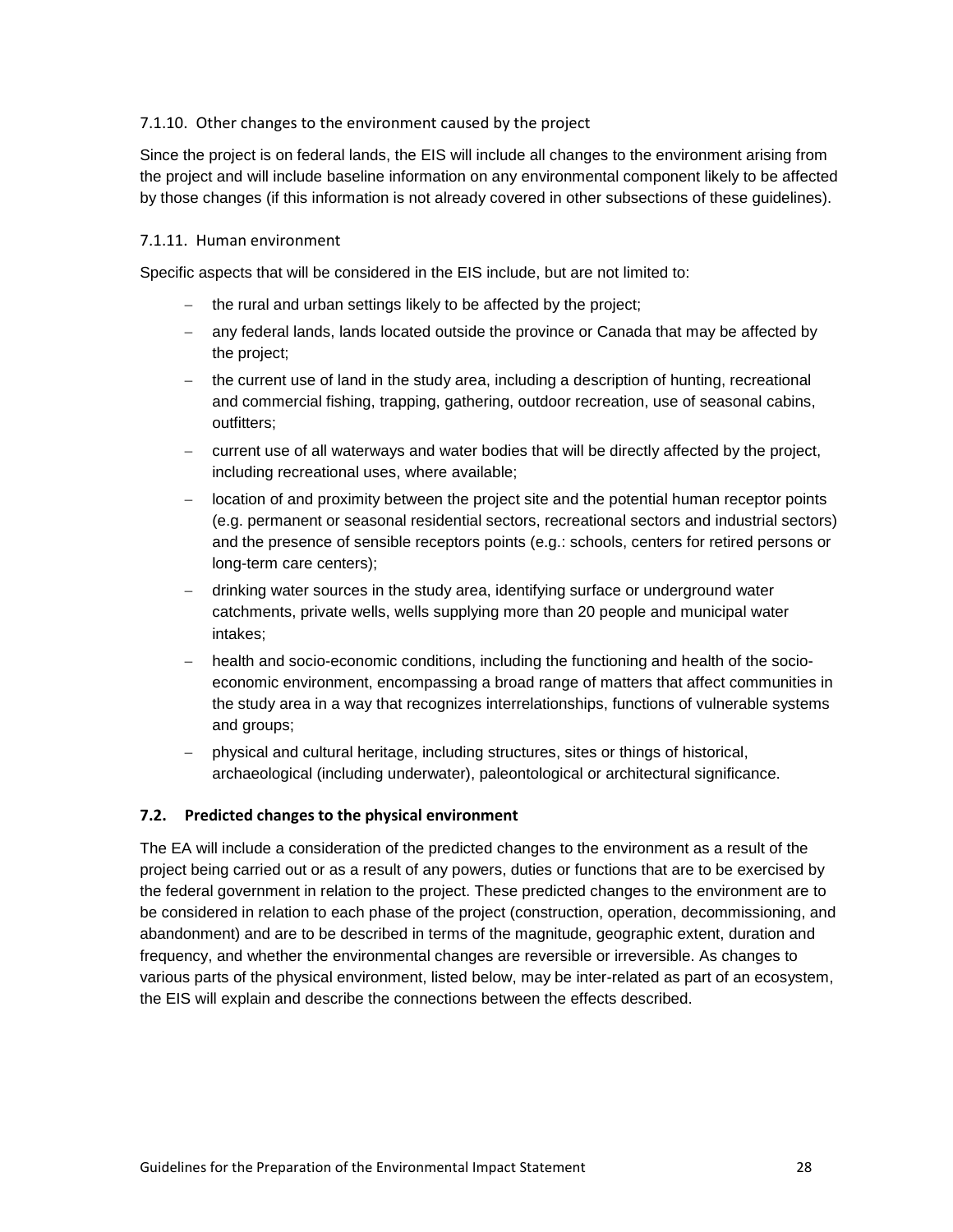#### 7.1.10. Other changes to the environment caused by the project

Since the project is on federal lands, the EIS will include all changes to the environment arising from the project and will include baseline information on any environmental component likely to be affected by those changes (if this information is not already covered in other subsections of these guidelines).

#### 7.1.11. Human environment

Specific aspects that will be considered in the EIS include, but are not limited to:

- the rural and urban settings likely to be affected by the project;
- any federal lands, lands located outside the province or Canada that may be affected by the project;
- the current use of land in the study area, including a description of hunting, recreational and commercial fishing, trapping, gathering, outdoor recreation, use of seasonal cabins, outfitters;
- current use of all waterways and water bodies that will be directly affected by the project, including recreational uses, where available;
- location of and proximity between the project site and the potential human receptor points (e.g. permanent or seasonal residential sectors, recreational sectors and industrial sectors) and the presence of sensible receptors points (e.g.: schools, centers for retired persons or long-term care centers);
- drinking water sources in the study area, identifying surface or underground water catchments, private wells, wells supplying more than 20 people and municipal water intakes;
- health and socio-economic conditions, including the functioning and health of the socio-economic environment, encompassing a broad range of matters that affect communities in the study area in a way that recognizes interrelationships, functions of vulnerable systems and groups;
- physical and cultural heritage, including structures, sites or things of historical, archaeological (including underwater), paleontological or architectural significance.

### 7.2. Predicted changes to the physical environment

The EA will include a consideration of the predicted changes to the environment as a result of the project being carried out or as a result of any powers, duties or functions that are to be exercised by the federal government in relation to the project. These predicted changes to the environment are to be considered in relation to each phase of the project (construction, operation, decommissioning, and abandonment) and are to be described in terms of the magnitude, geographic extent, duration and frequency, and whether the environmental changes are reversible or irreversible. As changes to various parts of the physical environment, listed below, may be inter-related as part of an ecosystem, the EIS will explain and describe the connections between the effects described.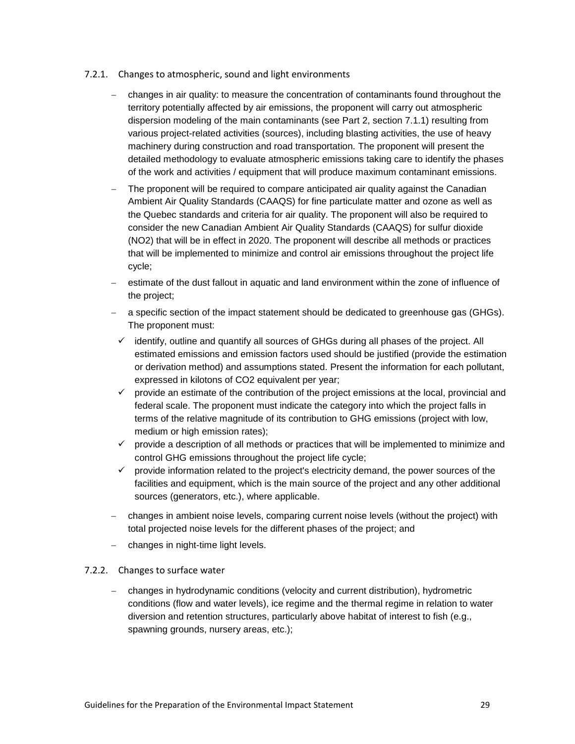### 7.2.1. Changes to atmospheric, sound and light environments

- changes in air quality: to measure the concentration of contaminants found throughout the territory potentially affected by air emissions, the proponent will carry out atmospheric dispersion modeling of the main contaminants (see Part 2, section 7.1.1) resulting from various project-related activities (sources), including blasting activities, the use of heavy machinery during construction and road transportation. The proponent will present the detailed methodology to evaluate atmospheric emissions taking care to identify the phases of the work and activities / equipment that will produce maximum contaminant emissions.
- The proponent will be required to compare anticipated air quality against the Canadian Ambient Air Quality Standards (CAAQS) for fine particulate matter and ozone as well as the Quebec standards and criteria for air quality. The proponent will also be required to consider the new Canadian Ambient Air Quality Standards (CAAQS) for sulfur dioxide ($NO_2$) that will be in effect in 2020. The proponent will describe all methods or practices that will be implemented to minimize and control air emissions throughout the project life cycle;
- estimate of the dust fallout in aquatic and land environment within the zone of influence of the project;
- a specific section of the impact statement should be dedicated to greenhouse gas (GHGs). The proponent must:
  - ✓ identify, outline and quantify all sources of GHGs during all phases of the project. All estimated emissions and emission factors used should be justified (provide the estimation or derivation method) and assumptions stated. Present the information for each pollutant, expressed in kilotons of $CO_2$ equivalent per year;
  - ✓ provide an estimate of the contribution of the project emissions at the local, provincial and federal scale. The proponent must indicate the category into which the project falls in terms of the relative magnitude of its contribution to GHG emissions (project with low, medium or high emission rates);
  - ✓ provide a description of all methods or practices that will be implemented to minimize and control GHG emissions throughout the project life cycle;
  - ✓ provide information related to the project's electricity demand, the power sources of the facilities and equipment, which is the main source of the project and any other additional sources (generators, etc.), where applicable.
- changes in ambient noise levels, comparing current noise levels (without the project) with total projected noise levels for the different phases of the project; and
- changes in night-time light levels.

### 7.2.2. Changes to surface water

- changes in hydrodynamic conditions (velocity and current distribution), hydrometric conditions (flow and water levels), ice regime and the thermal regime in relation to water diversion and retention structures, particularly above habitat of interest to fish (e.g., spawning grounds, nursery areas, etc.);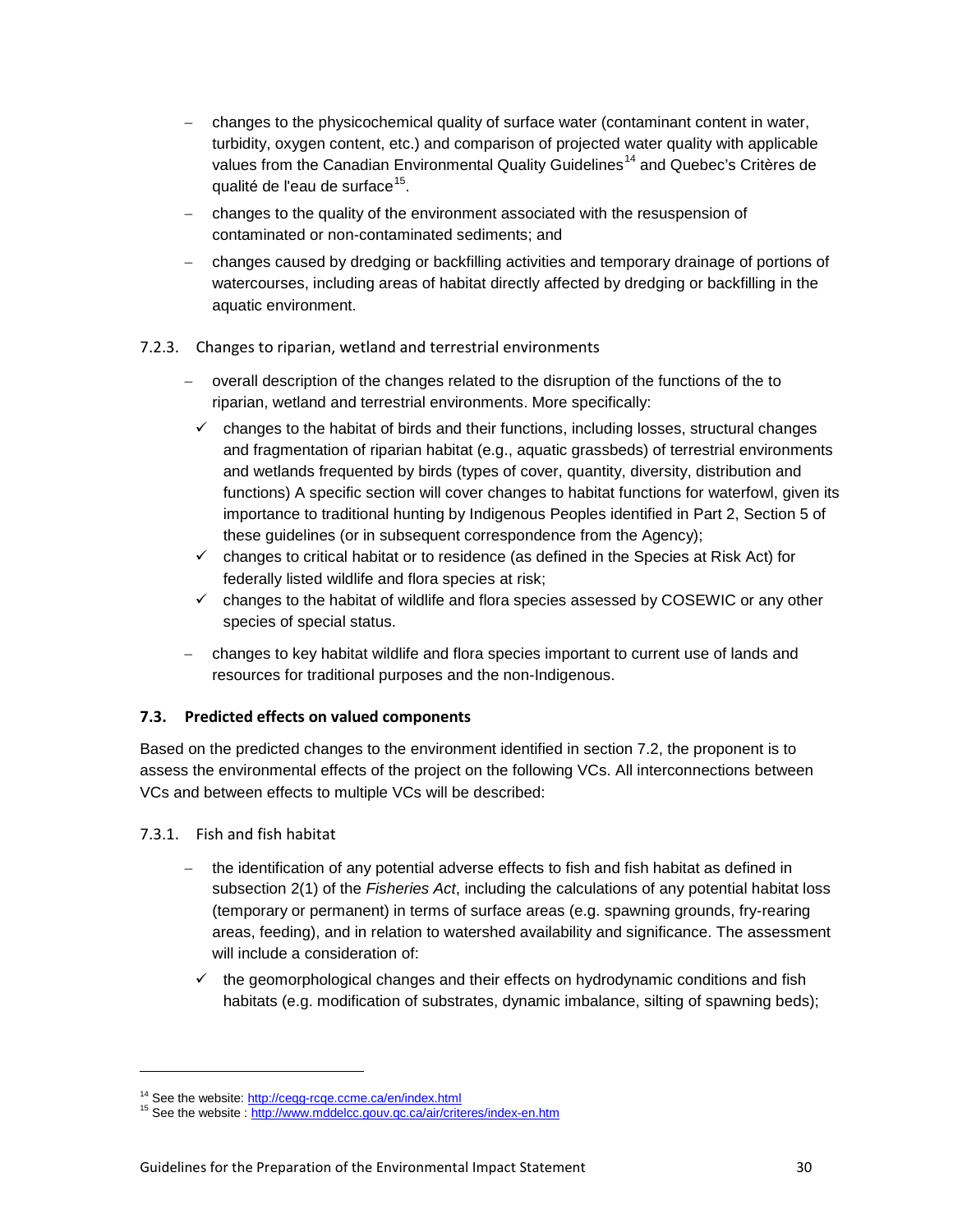- changes to the physicochemical quality of surface water (contaminant content in water, turbidity, oxygen content, etc.) and comparison of projected water quality with applicable values from the Canadian Environmental Quality Guidelines[14] and Quebec's Critères de qualité de l'eau de surface[15].
- changes to the quality of the environment associated with the resuspension of contaminated or non-contaminated sediments; and
- changes caused by dredging or backfilling activities and temporary drainage of portions of watercourses, including areas of habitat directly affected by dredging or backfilling in the aquatic environment.

#### 7.2.3. Changes to riparian, wetland and terrestrial environments

- overall description of the changes related to the disruption of the functions of the to riparian, wetland and terrestrial environments. More specifically:
  - ✓ changes to the habitat of birds and their functions, including losses, structural changes and fragmentation of riparian habitat (e.g., aquatic grassbeds) of terrestrial environments and wetlands frequented by birds (types of cover, quantity, diversity, distribution and functions) A specific section will cover changes to habitat functions for waterfowl, given its importance to traditional hunting by Indigenous Peoples identified in Part 2, Section 5 of these guidelines (or in subsequent correspondence from the Agency);
  - ✓ changes to critical habitat or to residence (as defined in the Species at Risk Act) for federally listed wildlife and flora species at risk;
  - ✓ changes to the habitat of wildlife and flora species assessed by COSEWIC or any other species of special status.
- changes to key habitat wildlife and flora species important to current use of lands and resources for traditional purposes and the non-Indigenous.

### 7.3. Predicted effects on valued components

Based on the predicted changes to the environment identified in section 7.2, the proponent is to assess the environmental effects of the project on the following VCs. All interconnections between VCs and between effects to multiple VCs will be described:

#### 7.3.1. Fish and fish habitat

- the identification of any potential adverse effects to fish and fish habitat as defined in subsection 2(1) of the *Fisheries Act*, including the calculations of any potential habitat loss (temporary or permanent) in terms of surface areas (e.g. spawning grounds, fry-rearing areas, feeding), and in relation to watershed availability and significance. The assessment will include a consideration of:
  - ✓ the geomorphological changes and their effects on hydrodynamic conditions and fish habitats (e.g. modification of substrates, dynamic imbalance, silting of spawning beds);

---

[14] See the website: http://ceqg-rcqe.ccme.ca/en/index.html
[15] See the website : http://www.mddelcc.gouv.qc.ca/air/criteres/index-en.htm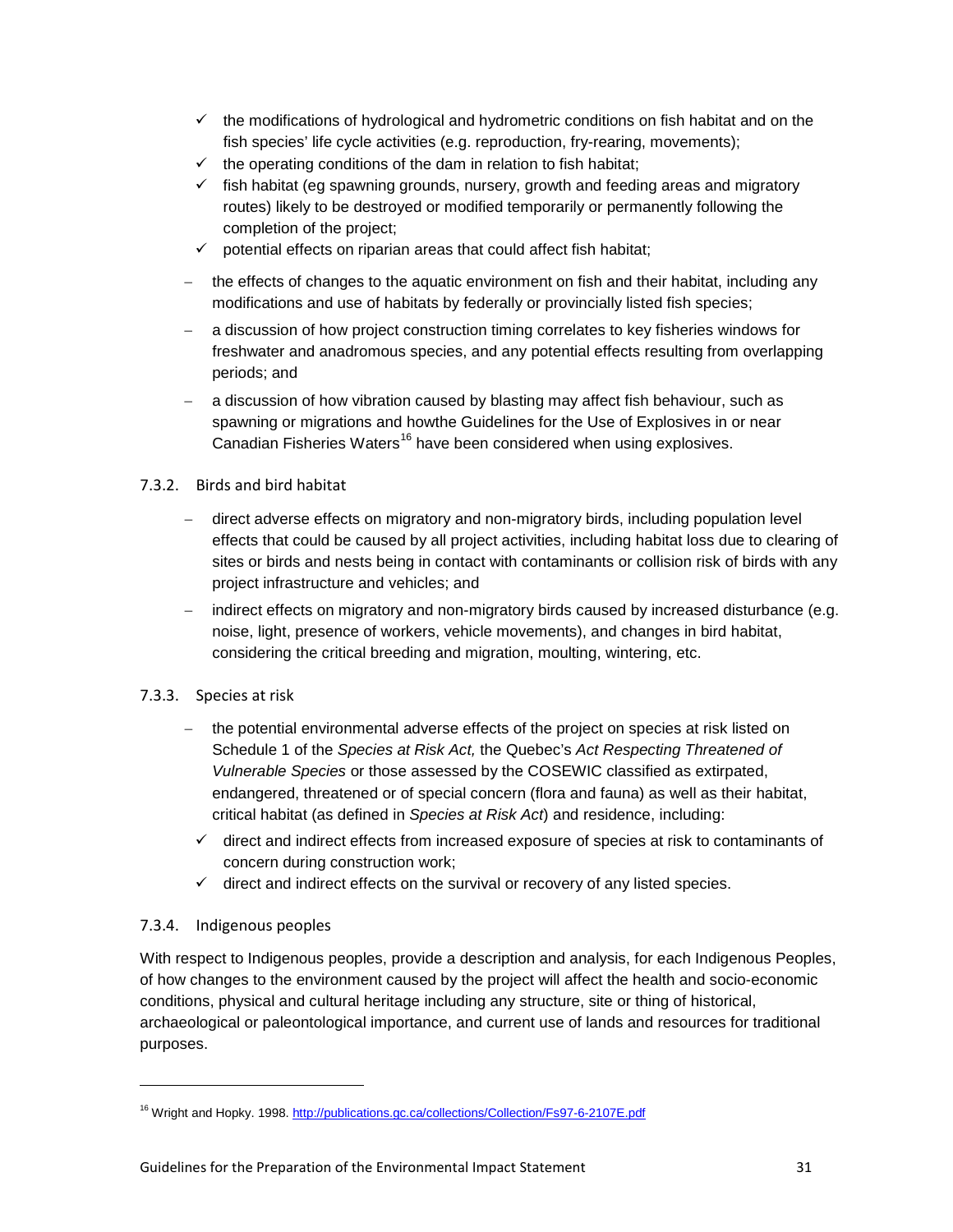- ✓ the modifications of hydrological and hydrometric conditions on fish habitat and on the fish species' life cycle activities (e.g. reproduction, fry-rearing, movements);
  - ✓ the operating conditions of the dam in relation to fish habitat;
  - ✓ fish habitat (eg spawning grounds, nursery, growth and feeding areas and migratory routes) likely to be destroyed or modified temporarily or permanently following the completion of the project;
  - ✓ potential effects on riparian areas that could affect fish habitat;

- the effects of changes to the aquatic environment on fish and their habitat, including any modifications and use of habitats by federally or provincially listed fish species;
- a discussion of how project construction timing correlates to key fisheries windows for freshwater and anadromous species, and any potential effects resulting from overlapping periods; and
- a discussion of how vibration caused by blasting may affect fish behaviour, such as spawning or migrations and howthe Guidelines for the Use of Explosives in or near Canadian Fisheries Waters[16] have been considered when using explosives.

### 7.3.2. Birds and bird habitat

- direct adverse effects on migratory and non-migratory birds, including population level effects that could be caused by all project activities, including habitat loss due to clearing of sites or birds and nests being in contact with contaminants or collision risk of birds with any project infrastructure and vehicles; and
- indirect effects on migratory and non-migratory birds caused by increased disturbance (e.g. noise, light, presence of workers, vehicle movements), and changes in bird habitat, considering the critical breeding and migration, moulting, wintering, etc.

### 7.3.3. Species at risk

- the potential environmental adverse effects of the project on species at risk listed on Schedule 1 of the *Species at Risk Act,* the Quebec's *Act Respecting Threatened of Vulnerable Species* or those assessed by the COSEWIC classified as extirpated, endangered, threatened or of special concern (flora and fauna) as well as their habitat, critical habitat (as defined in *Species at Risk Act*) and residence, including:
  - ✓ direct and indirect effects from increased exposure of species at risk to contaminants of concern during construction work;
  - ✓ direct and indirect effects on the survival or recovery of any listed species.

### 7.3.4. Indigenous peoples

With respect to Indigenous peoples, provide a description and analysis, for each Indigenous Peoples, of how changes to the environment caused by the project will affect the health and socio-economic conditions, physical and cultural heritage including any structure, site or thing of historical, archaeological or paleontological importance, and current use of lands and resources for traditional purposes.

---

[16] Wright and Hopky. 1998. http://publications.gc.ca/collections/Collection/Fs97-6-2107E.pdf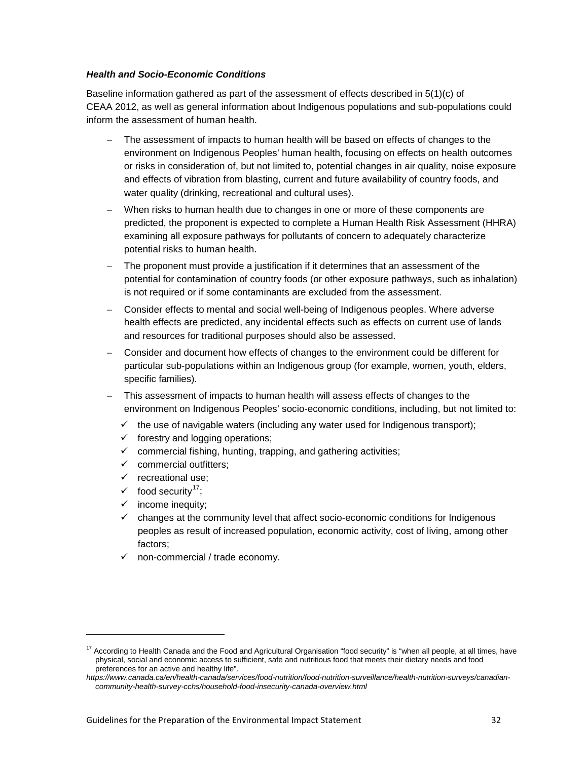***Health and Socio-Economic Conditions***

Baseline information gathered as part of the assessment of effects described in 5(1)(c) of CEAA 2012, as well as general information about Indigenous populations and sub-populations could inform the assessment of human health.

- The assessment of impacts to human health will be based on effects of changes to the environment on Indigenous Peoples' human health, focusing on effects on health outcomes or risks in consideration of, but not limited to, potential changes in air quality, noise exposure and effects of vibration from blasting, current and future availability of country foods, and water quality (drinking, recreational and cultural uses).
- When risks to human health due to changes in one or more of these components are predicted, the proponent is expected to complete a Human Health Risk Assessment (HHRA) examining all exposure pathways for pollutants of concern to adequately characterize potential risks to human health.
- The proponent must provide a justification if it determines that an assessment of the potential for contamination of country foods (or other exposure pathways, such as inhalation) is not required or if some contaminants are excluded from the assessment.
- Consider effects to mental and social well-being of Indigenous peoples. Where adverse health effects are predicted, any incidental effects such as effects on current use of lands and resources for traditional purposes should also be assessed.
- Consider and document how effects of changes to the environment could be different for particular sub-populations within an Indigenous group (for example, women, youth, elders, specific families).
- This assessment of impacts to human health will assess effects of changes to the environment on Indigenous Peoples' socio-economic conditions, including, but not limited to:
  - ✓ the use of navigable waters (including any water used for Indigenous transport);
  - ✓ forestry and logging operations;
  - ✓ commercial fishing, hunting, trapping, and gathering activities;
  - ✓ commercial outfitters;
  - ✓ recreational use;
  - ✓ food security[17];
  - ✓ income inequity;
  - ✓ changes at the community level that affect socio-economic conditions for Indigenous peoples as result of increased population, economic activity, cost of living, among other factors;
  - ✓ non-commercial / trade economy.

---

[17] According to Health Canada and the Food and Agricultural Organisation "food security" is "when all people, at all times, have physical, social and economic access to sufficient, safe and nutritious food that meets their dietary needs and food preferences for an active and healthy life".
*https://www.canada.ca/en/health-canada/services/food-nutrition/food-nutrition-surveillance/health-nutrition-surveys/canadian-community-health-survey-cchs/household-food-insecurity-canada-overview.html*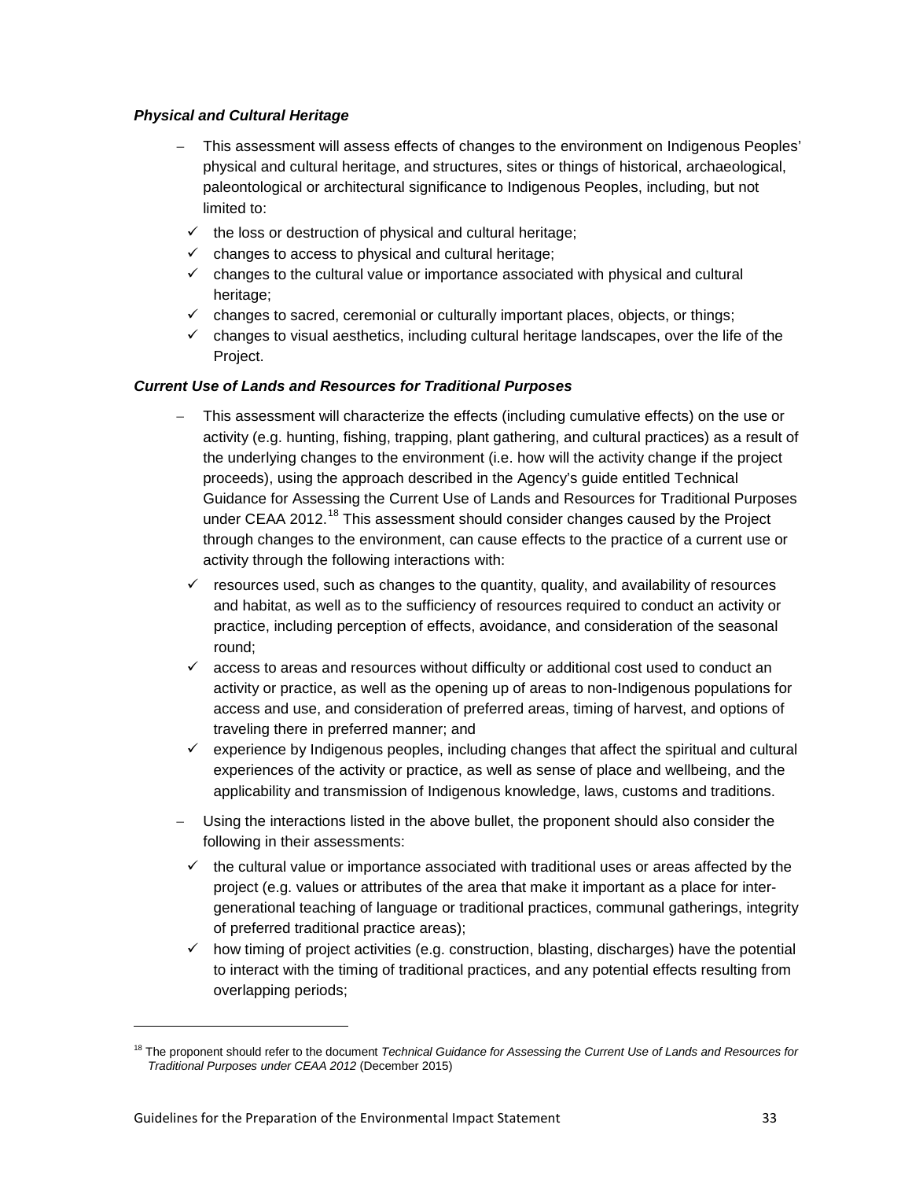***Physical and Cultural Heritage***

- This assessment will assess effects of changes to the environment on Indigenous Peoples' physical and cultural heritage, and structures, sites or things of historical, archaeological, paleontological or architectural significance to Indigenous Peoples, including, but not limited to:
  - ✓ the loss or destruction of physical and cultural heritage;
  - ✓ changes to access to physical and cultural heritage;
  - ✓ changes to the cultural value or importance associated with physical and cultural heritage;
  - ✓ changes to sacred, ceremonial or culturally important places, objects, or things;
  - ✓ changes to visual aesthetics, including cultural heritage landscapes, over the life of the Project.

***Current Use of Lands and Resources for Traditional Purposes***

- This assessment will characterize the effects (including cumulative effects) on the use or activity (e.g. hunting, fishing, trapping, plant gathering, and cultural practices) as a result of the underlying changes to the environment (i.e. how will the activity change if the project proceeds), using the approach described in the Agency's guide entitled Technical Guidance for Assessing the Current Use of Lands and Resources for Traditional Purposes under CEAA 2012.[18] This assessment should consider changes caused by the Project through changes to the environment, can cause effects to the practice of a current use or activity through the following interactions with:
  - ✓ resources used, such as changes to the quantity, quality, and availability of resources and habitat, as well as to the sufficiency of resources required to conduct an activity or practice, including perception of effects, avoidance, and consideration of the seasonal round;
  - ✓ access to areas and resources without difficulty or additional cost used to conduct an activity or practice, as well as the opening up of areas to non-Indigenous populations for access and use, and consideration of preferred areas, timing of harvest, and options of traveling there in preferred manner; and
  - ✓ experience by Indigenous peoples, including changes that affect the spiritual and cultural experiences of the activity or practice, as well as sense of place and wellbeing, and the applicability and transmission of Indigenous knowledge, laws, customs and traditions.
- Using the interactions listed in the above bullet, the proponent should also consider the following in their assessments:
  - ✓ the cultural value or importance associated with traditional uses or areas affected by the project (e.g. values or attributes of the area that make it important as a place for inter-generational teaching of language or traditional practices, communal gatherings, integrity of preferred traditional practice areas);
  - ✓ how timing of project activities (e.g. construction, blasting, discharges) have the potential to interact with the timing of traditional practices, and any potential effects resulting from overlapping periods;

---

[18] The proponent should refer to the document *Technical Guidance for Assessing the Current Use of Lands and Resources for Traditional Purposes under CEAA 2012* (December 2015)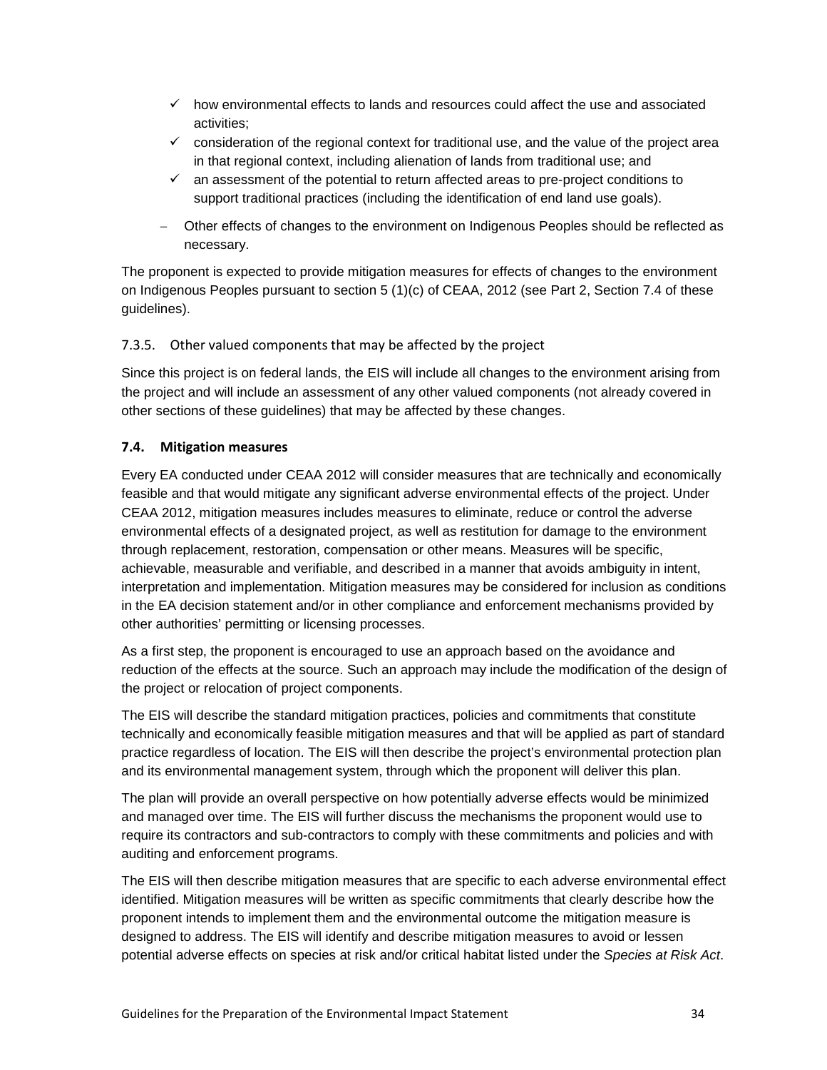- ✓ how environmental effects to lands and resources could affect the use and associated activities;
- ✓ consideration of the regional context for traditional use, and the value of the project area in that regional context, including alienation of lands from traditional use; and
- ✓ an assessment of the potential to return affected areas to pre-project conditions to support traditional practices (including the identification of end land use goals).

- Other effects of changes to the environment on Indigenous Peoples should be reflected as necessary.

The proponent is expected to provide mitigation measures for effects of changes to the environment on Indigenous Peoples pursuant to section 5 (1)(c) of CEAA, 2012 (see Part 2, Section 7.4 of these guidelines).

#### 7.3.5. Other valued components that may be affected by the project

Since this project is on federal lands, the EIS will include all changes to the environment arising from the project and will include an assessment of any other valued components (not already covered in other sections of these guidelines) that may be affected by these changes.

### 7.4. Mitigation measures

Every EA conducted under CEAA 2012 will consider measures that are technically and economically feasible and that would mitigate any significant adverse environmental effects of the project. Under CEAA 2012, mitigation measures includes measures to eliminate, reduce or control the adverse environmental effects of a designated project, as well as restitution for damage to the environment through replacement, restoration, compensation or other means. Measures will be specific, achievable, measurable and verifiable, and described in a manner that avoids ambiguity in intent, interpretation and implementation. Mitigation measures may be considered for inclusion as conditions in the EA decision statement and/or in other compliance and enforcement mechanisms provided by other authorities' permitting or licensing processes.

As a first step, the proponent is encouraged to use an approach based on the avoidance and reduction of the effects at the source. Such an approach may include the modification of the design of the project or relocation of project components.

The EIS will describe the standard mitigation practices, policies and commitments that constitute technically and economically feasible mitigation measures and that will be applied as part of standard practice regardless of location. The EIS will then describe the project's environmental protection plan and its environmental management system, through which the proponent will deliver this plan.

The plan will provide an overall perspective on how potentially adverse effects would be minimized and managed over time. The EIS will further discuss the mechanisms the proponent would use to require its contractors and sub-contractors to comply with these commitments and policies and with auditing and enforcement programs.

The EIS will then describe mitigation measures that are specific to each adverse environmental effect identified. Mitigation measures will be written as specific commitments that clearly describe how the proponent intends to implement them and the environmental outcome the mitigation measure is designed to address. The EIS will identify and describe mitigation measures to avoid or lessen potential adverse effects on species at risk and/or critical habitat listed under the *Species at Risk Act*.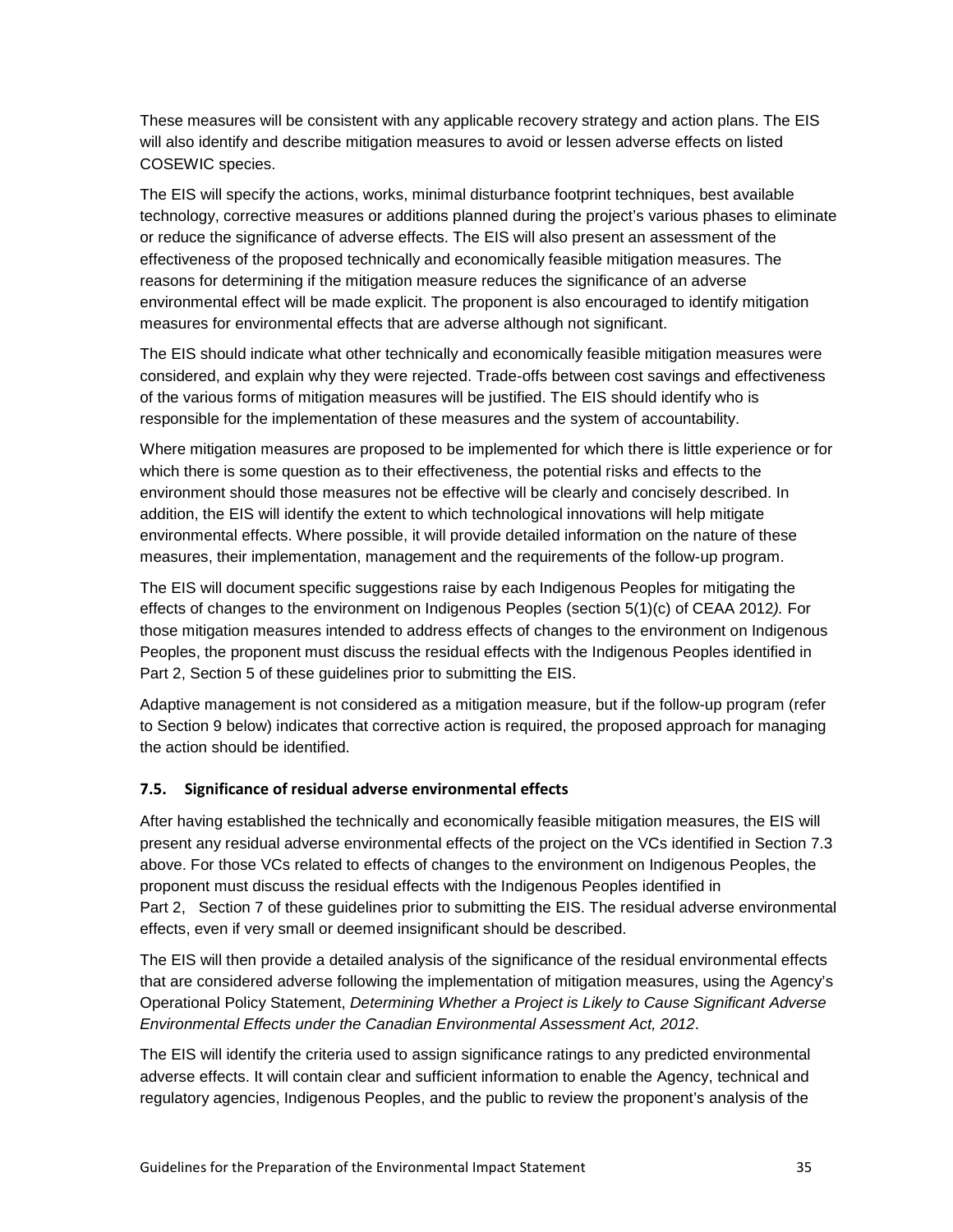These measures will be consistent with any applicable recovery strategy and action plans. The EIS will also identify and describe mitigation measures to avoid or lessen adverse effects on listed COSEWIC species.

The EIS will specify the actions, works, minimal disturbance footprint techniques, best available technology, corrective measures or additions planned during the project's various phases to eliminate or reduce the significance of adverse effects. The EIS will also present an assessment of the effectiveness of the proposed technically and economically feasible mitigation measures. The reasons for determining if the mitigation measure reduces the significance of an adverse environmental effect will be made explicit. The proponent is also encouraged to identify mitigation measures for environmental effects that are adverse although not significant.

The EIS should indicate what other technically and economically feasible mitigation measures were considered, and explain why they were rejected. Trade-offs between cost savings and effectiveness of the various forms of mitigation measures will be justified. The EIS should identify who is responsible for the implementation of these measures and the system of accountability.

Where mitigation measures are proposed to be implemented for which there is little experience or for which there is some question as to their effectiveness, the potential risks and effects to the environment should those measures not be effective will be clearly and concisely described. In addition, the EIS will identify the extent to which technological innovations will help mitigate environmental effects. Where possible, it will provide detailed information on the nature of these measures, their implementation, management and the requirements of the follow-up program.

The EIS will document specific suggestions raise by each Indigenous Peoples for mitigating the effects of changes to the environment on Indigenous Peoples (section 5(1)(c) of CEAA 2012*).* For those mitigation measures intended to address effects of changes to the environment on Indigenous Peoples, the proponent must discuss the residual effects with the Indigenous Peoples identified in Part 2, Section 5 of these guidelines prior to submitting the EIS.

Adaptive management is not considered as a mitigation measure, but if the follow-up program (refer to Section 9 below) indicates that corrective action is required, the proposed approach for managing the action should be identified.

### 7.5. Significance of residual adverse environmental effects

After having established the technically and economically feasible mitigation measures, the EIS will present any residual adverse environmental effects of the project on the VCs identified in Section 7.3 above. For those VCs related to effects of changes to the environment on Indigenous Peoples, the proponent must discuss the residual effects with the Indigenous Peoples identified in Part 2, Section 7 of these guidelines prior to submitting the EIS. The residual adverse environmental effects, even if very small or deemed insignificant should be described.

The EIS will then provide a detailed analysis of the significance of the residual environmental effects that are considered adverse following the implementation of mitigation measures, using the Agency's Operational Policy Statement, *Determining Whether a Project is Likely to Cause Significant Adverse Environmental Effects under the Canadian Environmental Assessment Act, 2012*.

The EIS will identify the criteria used to assign significance ratings to any predicted environmental adverse effects. It will contain clear and sufficient information to enable the Agency, technical and regulatory agencies, Indigenous Peoples, and the public to review the proponent's analysis of the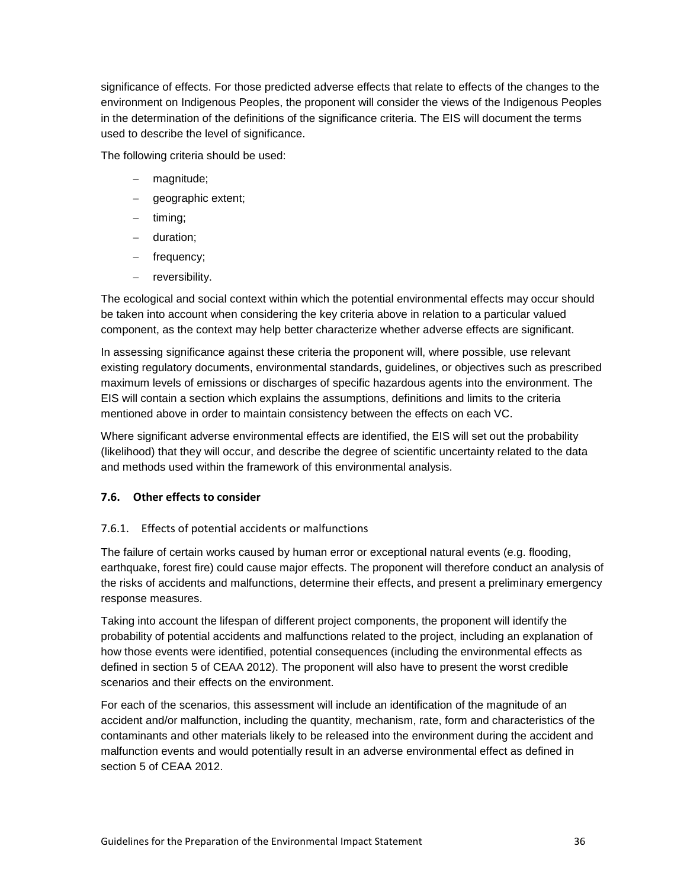significance of effects. For those predicted adverse effects that relate to effects of the changes to the environment on Indigenous Peoples, the proponent will consider the views of the Indigenous Peoples in the determination of the definitions of the significance criteria. The EIS will document the terms used to describe the level of significance.

The following criteria should be used:

- magnitude;
- geographic extent;
- timing;
- duration;
- frequency;
- reversibility.

The ecological and social context within which the potential environmental effects may occur should be taken into account when considering the key criteria above in relation to a particular valued component, as the context may help better characterize whether adverse effects are significant.

In assessing significance against these criteria the proponent will, where possible, use relevant existing regulatory documents, environmental standards, guidelines, or objectives such as prescribed maximum levels of emissions or discharges of specific hazardous agents into the environment. The EIS will contain a section which explains the assumptions, definitions and limits to the criteria mentioned above in order to maintain consistency between the effects on each VC.

Where significant adverse environmental effects are identified, the EIS will set out the probability (likelihood) that they will occur, and describe the degree of scientific uncertainty related to the data and methods used within the framework of this environmental analysis.

### 7.6. Other effects to consider

#### 7.6.1. Effects of potential accidents or malfunctions

The failure of certain works caused by human error or exceptional natural events (e.g. flooding, earthquake, forest fire) could cause major effects. The proponent will therefore conduct an analysis of the risks of accidents and malfunctions, determine their effects, and present a preliminary emergency response measures.

Taking into account the lifespan of different project components, the proponent will identify the probability of potential accidents and malfunctions related to the project, including an explanation of how those events were identified, potential consequences (including the environmental effects as defined in section 5 of CEAA 2012). The proponent will also have to present the worst credible scenarios and their effects on the environment.

For each of the scenarios, this assessment will include an identification of the magnitude of an accident and/or malfunction, including the quantity, mechanism, rate, form and characteristics of the contaminants and other materials likely to be released into the environment during the accident and malfunction events and would potentially result in an adverse environmental effect as defined in section 5 of CEAA 2012.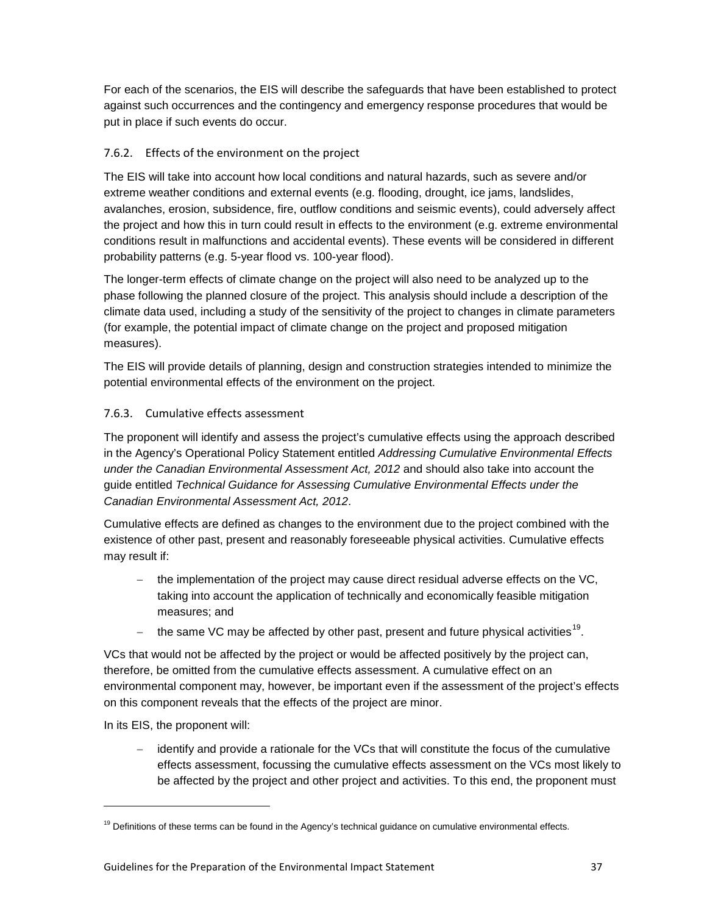For each of the scenarios, the EIS will describe the safeguards that have been established to protect against such occurrences and the contingency and emergency response procedures that would be put in place if such events do occur.

### 7.6.2. Effects of the environment on the project

The EIS will take into account how local conditions and natural hazards, such as severe and/or extreme weather conditions and external events (e.g. flooding, drought, ice jams, landslides, avalanches, erosion, subsidence, fire, outflow conditions and seismic events), could adversely affect the project and how this in turn could result in effects to the environment (e.g. extreme environmental conditions result in malfunctions and accidental events). These events will be considered in different probability patterns (e.g. 5-year flood vs. 100-year flood).

The longer-term effects of climate change on the project will also need to be analyzed up to the phase following the planned closure of the project. This analysis should include a description of the climate data used, including a study of the sensitivity of the project to changes in climate parameters (for example, the potential impact of climate change on the project and proposed mitigation measures).

The EIS will provide details of planning, design and construction strategies intended to minimize the potential environmental effects of the environment on the project.

### 7.6.3. Cumulative effects assessment

The proponent will identify and assess the project's cumulative effects using the approach described in the Agency's Operational Policy Statement entitled *Addressing Cumulative Environmental Effects under the Canadian Environmental Assessment Act, 2012* and should also take into account the guide entitled *Technical Guidance for Assessing Cumulative Environmental Effects under the Canadian Environmental Assessment Act, 2012*.

Cumulative effects are defined as changes to the environment due to the project combined with the existence of other past, present and reasonably foreseeable physical activities. Cumulative effects may result if:

- the implementation of the project may cause direct residual adverse effects on the VC, taking into account the application of technically and economically feasible mitigation measures; and
- the same VC may be affected by other past, present and future physical activities[19].

VCs that would not be affected by the project or would be affected positively by the project can, therefore, be omitted from the cumulative effects assessment. A cumulative effect on an environmental component may, however, be important even if the assessment of the project's effects on this component reveals that the effects of the project are minor.

In its EIS, the proponent will:

- identify and provide a rationale for the VCs that will constitute the focus of the cumulative effects assessment, focussing the cumulative effects assessment on the VCs most likely to be affected by the project and other project and activities. To this end, the proponent must

[19] Definitions of these terms can be found in the Agency's technical guidance on cumulative environmental effects.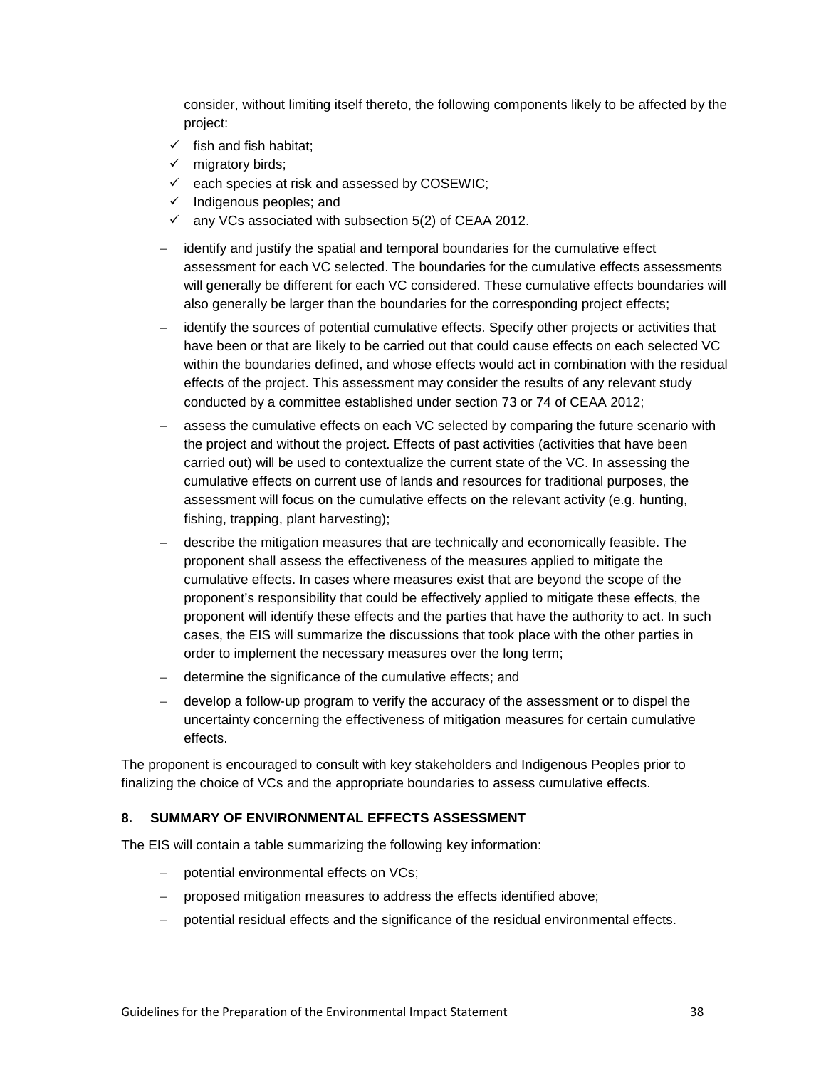consider, without limiting itself thereto, the following components likely to be affected by the project:

- ✓ fish and fish habitat;
- ✓ migratory birds;
- ✓ each species at risk and assessed by COSEWIC;
- ✓ Indigenous peoples; and
- ✓ any VCs associated with subsection 5(2) of CEAA 2012.

- identify and justify the spatial and temporal boundaries for the cumulative effect assessment for each VC selected. The boundaries for the cumulative effects assessments will generally be different for each VC considered. These cumulative effects boundaries will also generally be larger than the boundaries for the corresponding project effects;
- identify the sources of potential cumulative effects. Specify other projects or activities that have been or that are likely to be carried out that could cause effects on each selected VC within the boundaries defined, and whose effects would act in combination with the residual effects of the project. This assessment may consider the results of any relevant study conducted by a committee established under section 73 or 74 of CEAA 2012;
- assess the cumulative effects on each VC selected by comparing the future scenario with the project and without the project. Effects of past activities (activities that have been carried out) will be used to contextualize the current state of the VC. In assessing the cumulative effects on current use of lands and resources for traditional purposes, the assessment will focus on the cumulative effects on the relevant activity (e.g. hunting, fishing, trapping, plant harvesting);
- describe the mitigation measures that are technically and economically feasible. The proponent shall assess the effectiveness of the measures applied to mitigate the cumulative effects. In cases where measures exist that are beyond the scope of the proponent's responsibility that could be effectively applied to mitigate these effects, the proponent will identify these effects and the parties that have the authority to act. In such cases, the EIS will summarize the discussions that took place with the other parties in order to implement the necessary measures over the long term;
- determine the significance of the cumulative effects; and
- develop a follow-up program to verify the accuracy of the assessment or to dispel the uncertainty concerning the effectiveness of mitigation measures for certain cumulative effects.

The proponent is encouraged to consult with key stakeholders and Indigenous Peoples prior to finalizing the choice of VCs and the appropriate boundaries to assess cumulative effects.

## 8. SUMMARY OF ENVIRONMENTAL EFFECTS ASSESSMENT

The EIS will contain a table summarizing the following key information:

- potential environmental effects on VCs;
- proposed mitigation measures to address the effects identified above;
- potential residual effects and the significance of the residual environmental effects.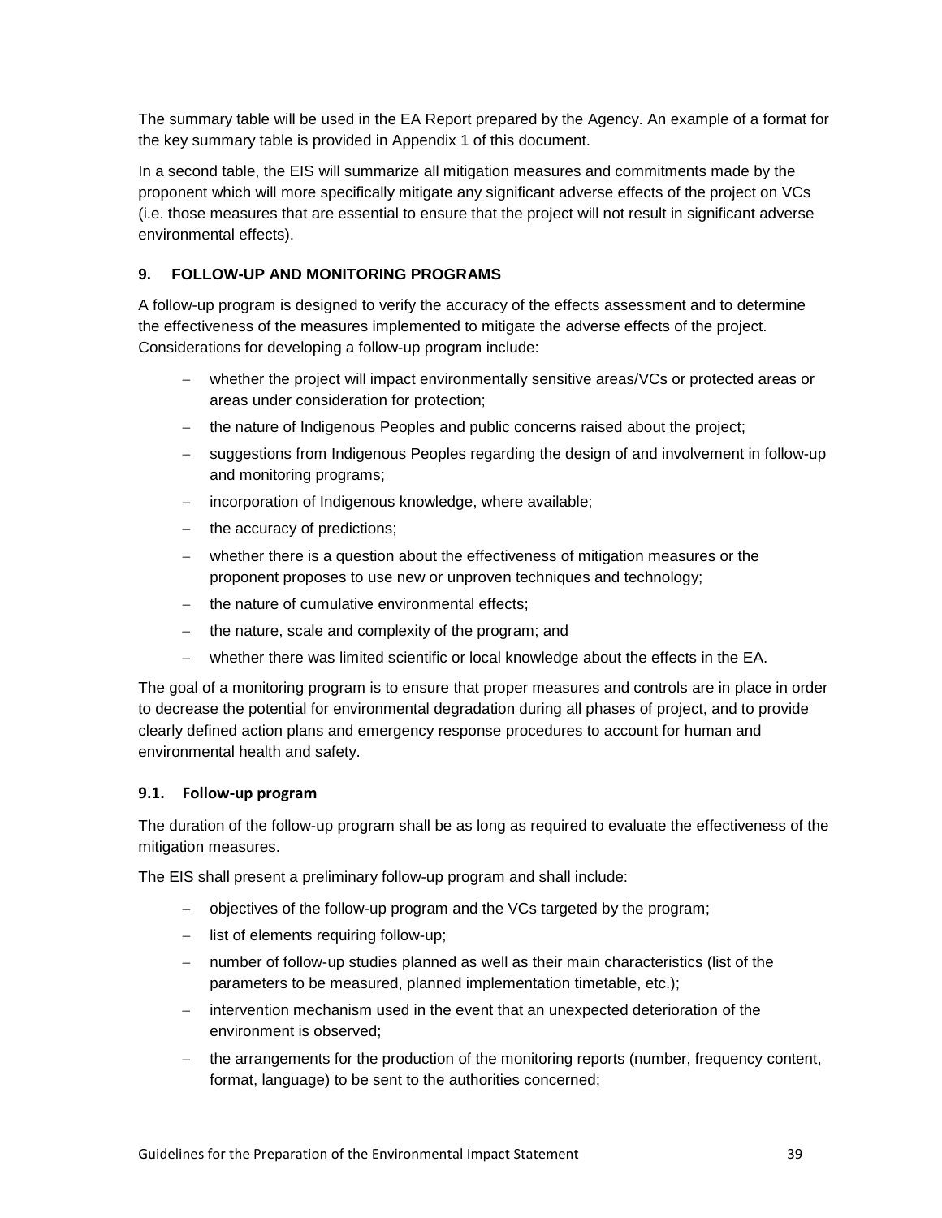The summary table will be used in the EA Report prepared by the Agency. An example of a format for the key summary table is provided in Appendix 1 of this document.

In a second table, the EIS will summarize all mitigation measures and commitments made by the proponent which will more specifically mitigate any significant adverse effects of the project on VCs (i.e. those measures that are essential to ensure that the project will not result in significant adverse environmental effects).

## 9. FOLLOW-UP AND MONITORING PROGRAMS

A follow-up program is designed to verify the accuracy of the effects assessment and to determine the effectiveness of the measures implemented to mitigate the adverse effects of the project. Considerations for developing a follow-up program include:

- whether the project will impact environmentally sensitive areas/VCs or protected areas or areas under consideration for protection;
- the nature of Indigenous Peoples and public concerns raised about the project;
- suggestions from Indigenous Peoples regarding the design of and involvement in follow-up and monitoring programs;
- incorporation of Indigenous knowledge, where available;
- the accuracy of predictions;
- whether there is a question about the effectiveness of mitigation measures or the proponent proposes to use new or unproven techniques and technology;
- the nature of cumulative environmental effects;
- the nature, scale and complexity of the program; and
- whether there was limited scientific or local knowledge about the effects in the EA.

The goal of a monitoring program is to ensure that proper measures and controls are in place in order to decrease the potential for environmental degradation during all phases of project, and to provide clearly defined action plans and emergency response procedures to account for human and environmental health and safety.

### 9.1. Follow-up program

The duration of the follow-up program shall be as long as required to evaluate the effectiveness of the mitigation measures.

The EIS shall present a preliminary follow-up program and shall include:

- objectives of the follow-up program and the VCs targeted by the program;
- list of elements requiring follow-up;
- number of follow-up studies planned as well as their main characteristics (list of the parameters to be measured, planned implementation timetable, etc.);
- intervention mechanism used in the event that an unexpected deterioration of the environment is observed;
- the arrangements for the production of the monitoring reports (number, frequency content, format, language) to be sent to the authorities concerned;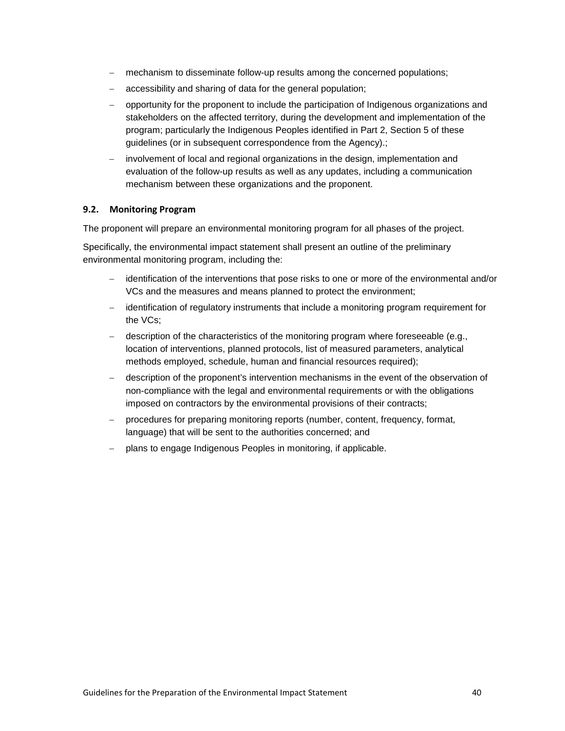- mechanism to disseminate follow-up results among the concerned populations;
- accessibility and sharing of data for the general population;
- opportunity for the proponent to include the participation of Indigenous organizations and stakeholders on the affected territory, during the development and implementation of the program; particularly the Indigenous Peoples identified in Part 2, Section 5 of these guidelines (or in subsequent correspondence from the Agency).;
- involvement of local and regional organizations in the design, implementation and evaluation of the follow-up results as well as any updates, including a communication mechanism between these organizations and the proponent.

### 9.2. Monitoring Program

The proponent will prepare an environmental monitoring program for all phases of the project.

Specifically, the environmental impact statement shall present an outline of the preliminary environmental monitoring program, including the:

- identification of the interventions that pose risks to one or more of the environmental and/or VCs and the measures and means planned to protect the environment;
- identification of regulatory instruments that include a monitoring program requirement for the VCs;
- description of the characteristics of the monitoring program where foreseeable (e.g., location of interventions, planned protocols, list of measured parameters, analytical methods employed, schedule, human and financial resources required);
- description of the proponent's intervention mechanisms in the event of the observation of non-compliance with the legal and environmental requirements or with the obligations imposed on contractors by the environmental provisions of their contracts;
- procedures for preparing monitoring reports (number, content, frequency, format, language) that will be sent to the authorities concerned; and
- plans to engage Indigenous Peoples in monitoring, if applicable.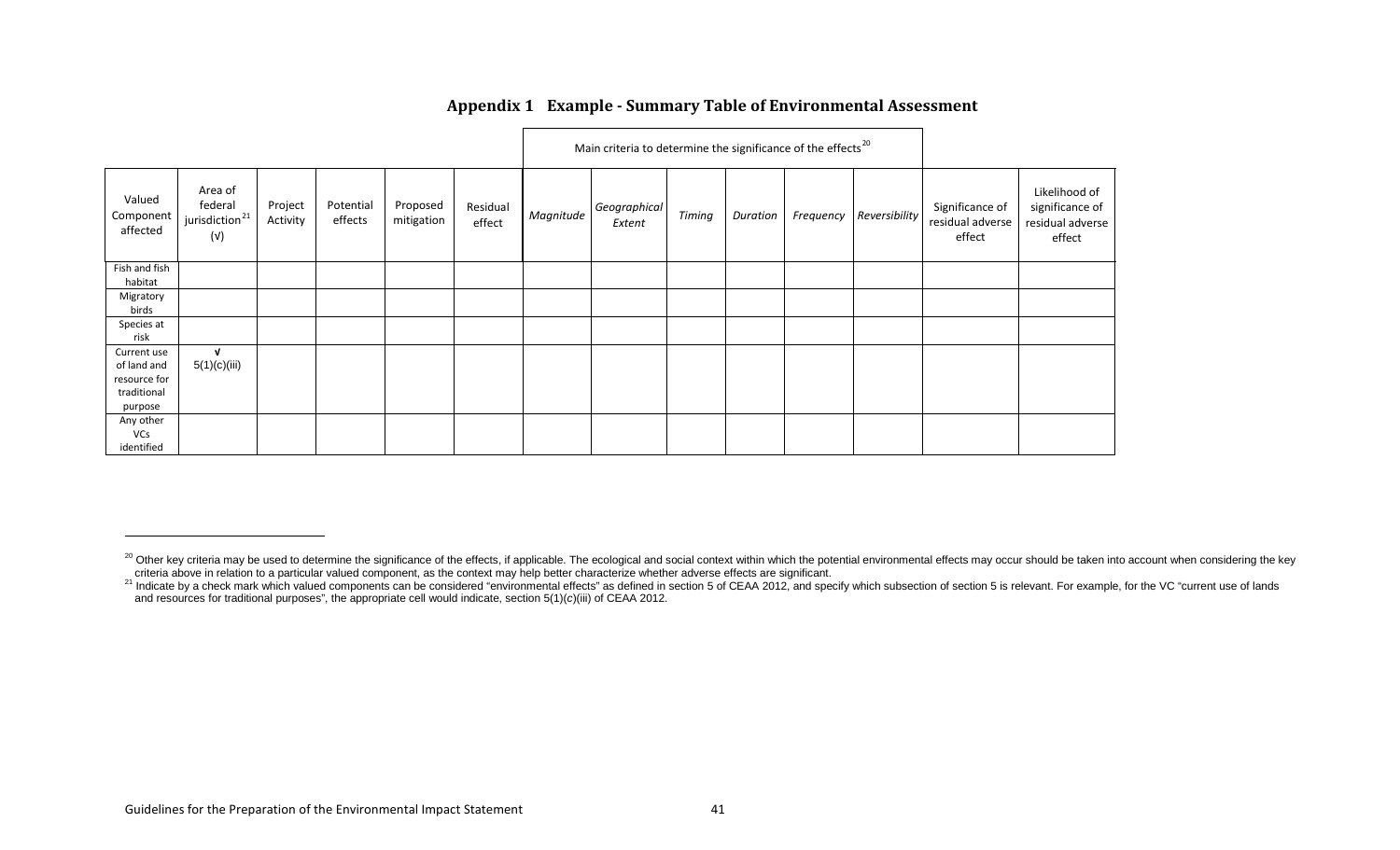## Appendix 1   Example - Summary Table of Environmental Assessment

| Valued Component affected | Area of federal jurisdiction[21] (√) | Project Activity | Potential effects | Proposed mitigation | Residual effect | Main criteria to determine the significance of the effects[20] | | | | | | Significance of residual adverse effect | Likelihood of significance of residual adverse effect |
|---|---|---|---|---|---|---|---|---|---|---|---|---|---|
| | | | | | | *Magnitude* | *Geographical Extent* | *Timing* | *Duration* | *Frequency* | *Reversibility* | | |
| Fish and fish habitat | | | | | | | | | | | | | |
| Migratory birds | | | | | | | | | | | | | |
| Species at risk | | | | | | | | | | | | | |
| Current use of land and resource for traditional purpose | √ 5(1)(c)(iii) | | | | | | | | | | | | |
| Any other VCs identified | | | | | | | | | | | | | |

[20] Other key criteria may be used to determine the significance of the effects, if applicable. The ecological and social context within which the potential environmental effects may occur should be taken into account when considering the key criteria above in relation to a particular valued component, as the context may help better characterize whether adverse effects are significant.

[21] Indicate by a check mark which valued components can be considered "environmental effects" as defined in section 5 of CEAA 2012, and specify which subsection of section 5 is relevant. For example, for the VC "current use of lands and resources for traditional purposes", the appropriate cell would indicate, section 5(1)(c)(iii) of CEAA 2012.